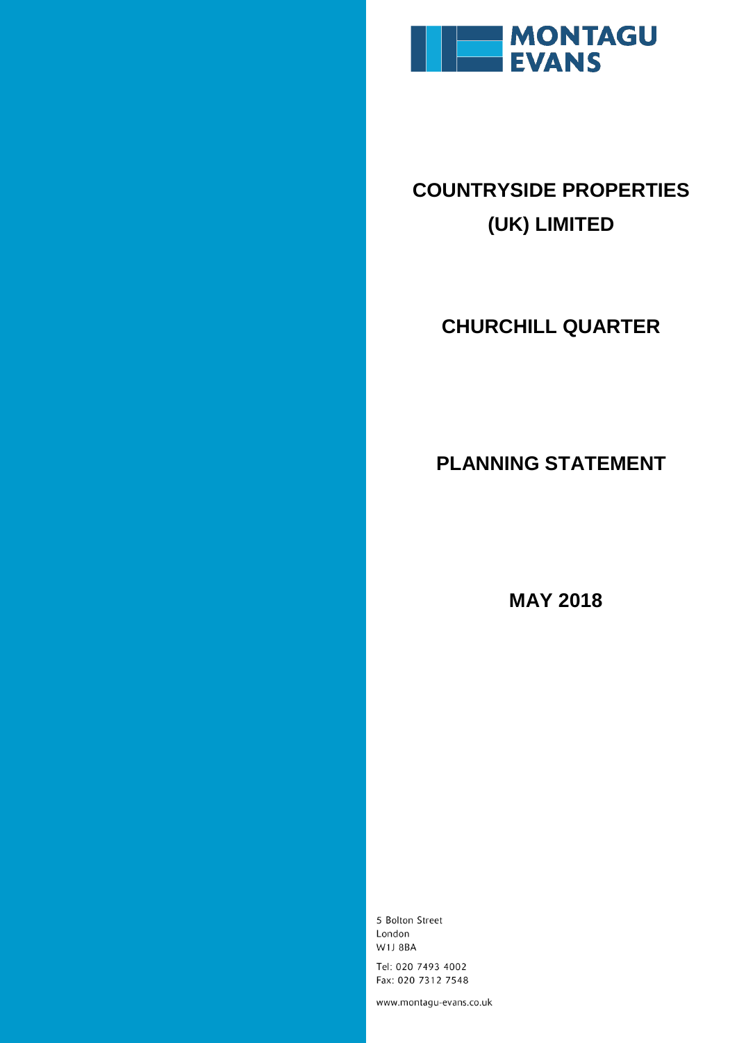MONTAGU EVANS

# COUNTRYSIDE PROPERTIES (UK) LIMITED

# CHURCHILL QUARTER

# PLANNING STATEMENT

**MAY 2018**

5 Bolton Street
London
W1J 8BA

Tel: 020 7493 4002
Fax: 020 7312 7548

www.montagu-evans.co.uk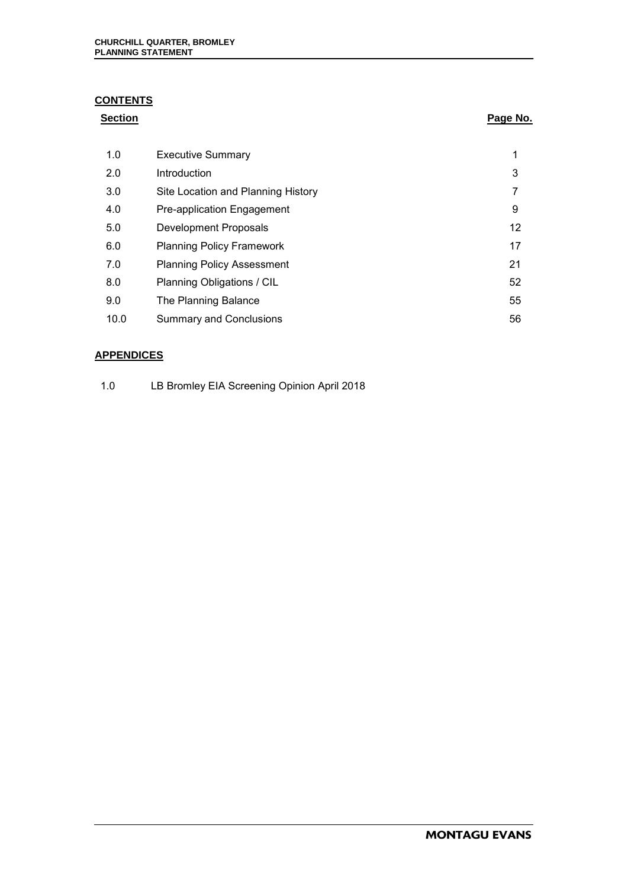## CONTENTS

| Section | | Page No. |
|---|---|---|
| 1.0 | Executive Summary | 1 |
| 2.0 | Introduction | 3 |
| 3.0 | Site Location and Planning History | 7 |
| 4.0 | Pre-application Engagement | 9 |
| 5.0 | Development Proposals | 12 |
| 6.0 | Planning Policy Framework | 17 |
| 7.0 | Planning Policy Assessment | 21 |
| 8.0 | Planning Obligations / CIL | 52 |
| 9.0 | The Planning Balance | 55 |
| 10.0 | Summary and Conclusions | 56 |

## APPENDICES

1.0 LB Bromley EIA Screening Opinion April 2018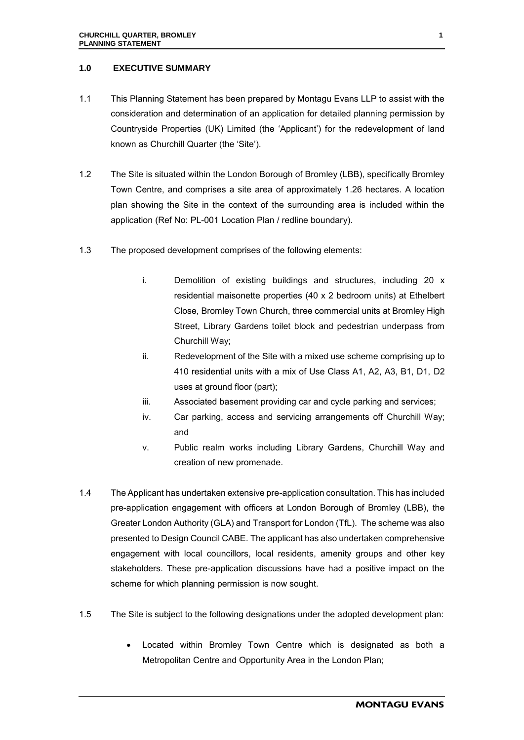## 1.0 EXECUTIVE SUMMARY

1.1 This Planning Statement has been prepared by Montagu Evans LLP to assist with the consideration and determination of an application for detailed planning permission by Countryside Properties (UK) Limited (the 'Applicant') for the redevelopment of land known as Churchill Quarter (the 'Site').

1.2 The Site is situated within the London Borough of Bromley (LBB), specifically Bromley Town Centre, and comprises a site area of approximately 1.26 hectares. A location plan showing the Site in the context of the surrounding area is included within the application (Ref No: PL-001 Location Plan / redline boundary).

1.3 The proposed development comprises of the following elements:

i. Demolition of existing buildings and structures, including 20 x residential maisonette properties (40 x 2 bedroom units) at Ethelbert Close, Bromley Town Church, three commercial units at Bromley High Street, Library Gardens toilet block and pedestrian underpass from Churchill Way;

ii. Redevelopment of the Site with a mixed use scheme comprising up to 410 residential units with a mix of Use Class A1, A2, A3, B1, D1, D2 uses at ground floor (part);

iii. Associated basement providing car and cycle parking and services;

iv. Car parking, access and servicing arrangements off Churchill Way; and

v. Public realm works including Library Gardens, Churchill Way and creation of new promenade.

1.4 The Applicant has undertaken extensive pre-application consultation. This has included pre-application engagement with officers at London Borough of Bromley (LBB), the Greater London Authority (GLA) and Transport for London (TfL). The scheme was also presented to Design Council CABE. The applicant has also undertaken comprehensive engagement with local councillors, local residents, amenity groups and other key stakeholders. These pre-application discussions have had a positive impact on the scheme for which planning permission is now sought.

1.5 The Site is subject to the following designations under the adopted development plan:

- Located within Bromley Town Centre which is designated as both a Metropolitan Centre and Opportunity Area in the London Plan;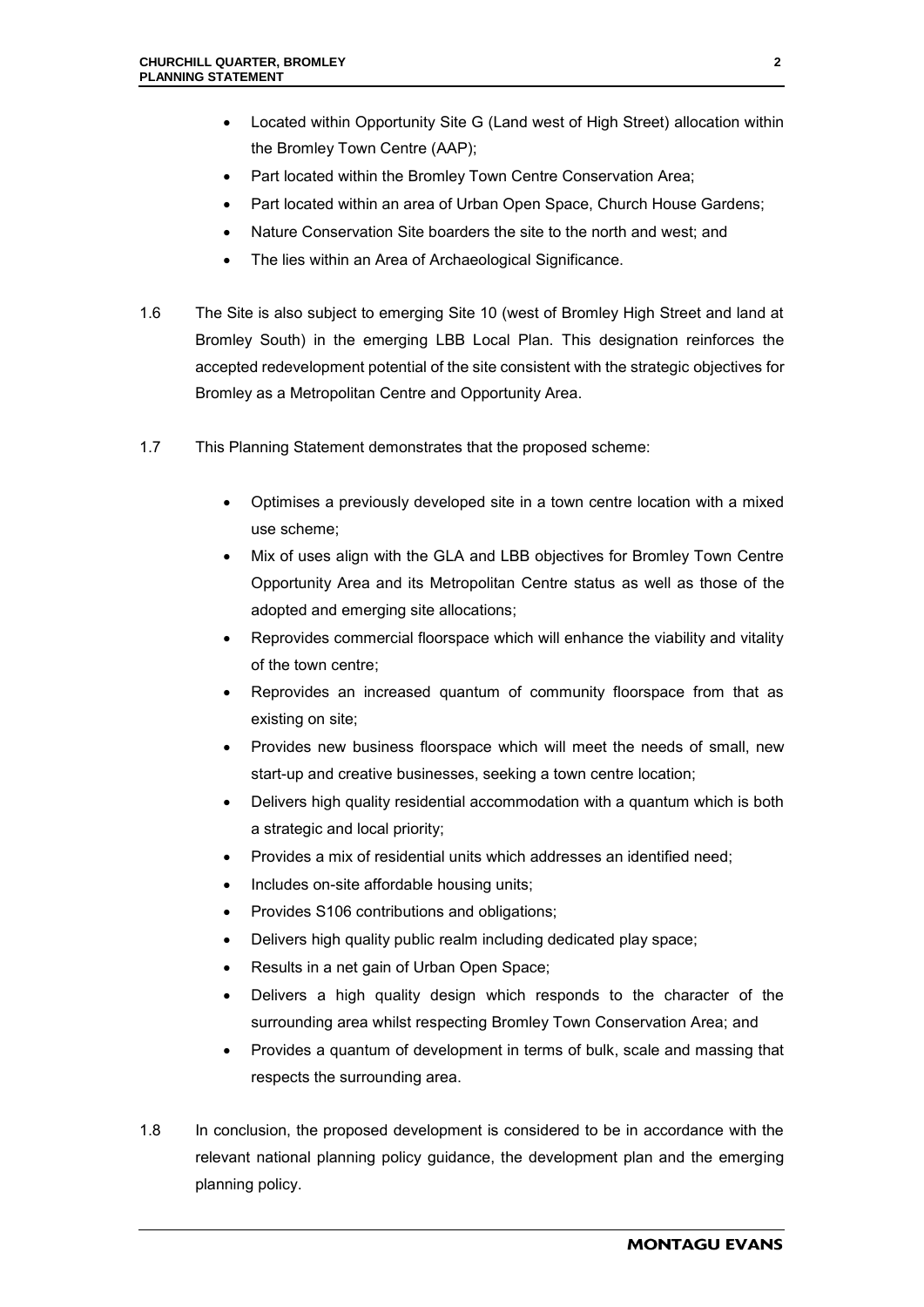- Located within Opportunity Site G (Land west of High Street) allocation within the Bromley Town Centre (AAP);
- Part located within the Bromley Town Centre Conservation Area;
- Part located within an area of Urban Open Space, Church House Gardens;
- Nature Conservation Site boarders the site to the north and west; and
- The lies within an Area of Archaeological Significance.

1.6 The Site is also subject to emerging Site 10 (west of Bromley High Street and land at Bromley South) in the emerging LBB Local Plan. This designation reinforces the accepted redevelopment potential of the site consistent with the strategic objectives for Bromley as a Metropolitan Centre and Opportunity Area.

1.7 This Planning Statement demonstrates that the proposed scheme:

- Optimises a previously developed site in a town centre location with a mixed use scheme;
- Mix of uses align with the GLA and LBB objectives for Bromley Town Centre Opportunity Area and its Metropolitan Centre status as well as those of the adopted and emerging site allocations;
- Reprovides commercial floorspace which will enhance the viability and vitality of the town centre;
- Reprovides an increased quantum of community floorspace from that as existing on site;
- Provides new business floorspace which will meet the needs of small, new start-up and creative businesses, seeking a town centre location;
- Delivers high quality residential accommodation with a quantum which is both a strategic and local priority;
- Provides a mix of residential units which addresses an identified need;
- Includes on-site affordable housing units;
- Provides S106 contributions and obligations;
- Delivers high quality public realm including dedicated play space;
- Results in a net gain of Urban Open Space;
- Delivers a high quality design which responds to the character of the surrounding area whilst respecting Bromley Town Conservation Area; and
- Provides a quantum of development in terms of bulk, scale and massing that respects the surrounding area.

1.8 In conclusion, the proposed development is considered to be in accordance with the relevant national planning policy guidance, the development plan and the emerging planning policy.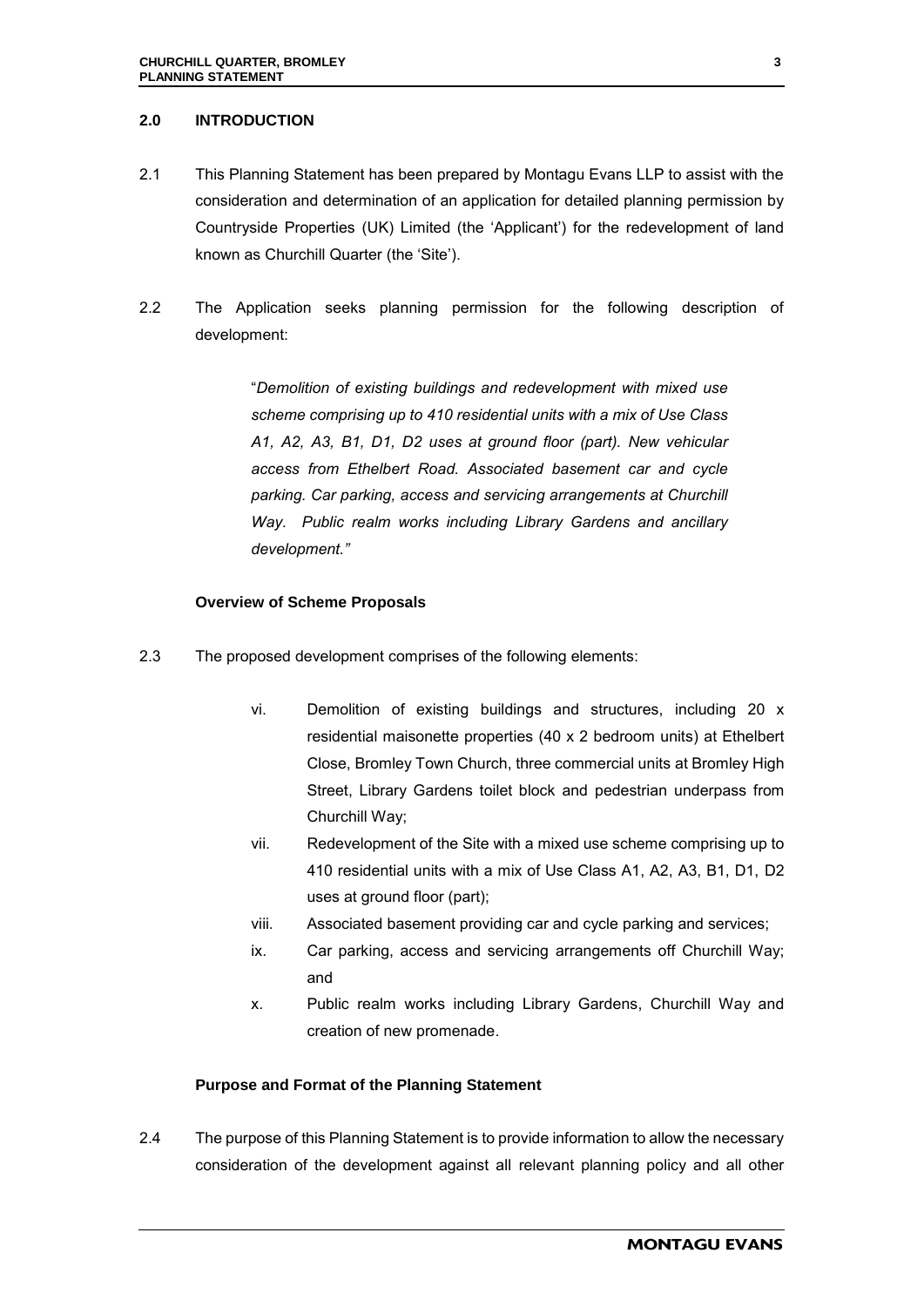## 2.0 INTRODUCTION

2.1 This Planning Statement has been prepared by Montagu Evans LLP to assist with the consideration and determination of an application for detailed planning permission by Countryside Properties (UK) Limited (the 'Applicant') for the redevelopment of land known as Churchill Quarter (the 'Site').

2.2 The Application seeks planning permission for the following description of development:

> "*Demolition of existing buildings and redevelopment with mixed use scheme comprising up to 410 residential units with a mix of Use Class A1, A2, A3, B1, D1, D2 uses at ground floor (part). New vehicular access from Ethelbert Road. Associated basement car and cycle parking. Car parking, access and servicing arrangements at Churchill Way. Public realm works including Library Gardens and ancillary development.*"

### Overview of Scheme Proposals

2.3 The proposed development comprises of the following elements:

- vi. Demolition of existing buildings and structures, including 20 x residential maisonette properties (40 x 2 bedroom units) at Ethelbert Close, Bromley Town Church, three commercial units at Bromley High Street, Library Gardens toilet block and pedestrian underpass from Churchill Way;
- vii. Redevelopment of the Site with a mixed use scheme comprising up to 410 residential units with a mix of Use Class A1, A2, A3, B1, D1, D2 uses at ground floor (part);
- viii. Associated basement providing car and cycle parking and services;
- ix. Car parking, access and servicing arrangements off Churchill Way; and
- x. Public realm works including Library Gardens, Churchill Way and creation of new promenade.

### Purpose and Format of the Planning Statement

2.4 The purpose of this Planning Statement is to provide information to allow the necessary consideration of the development against all relevant planning policy and all other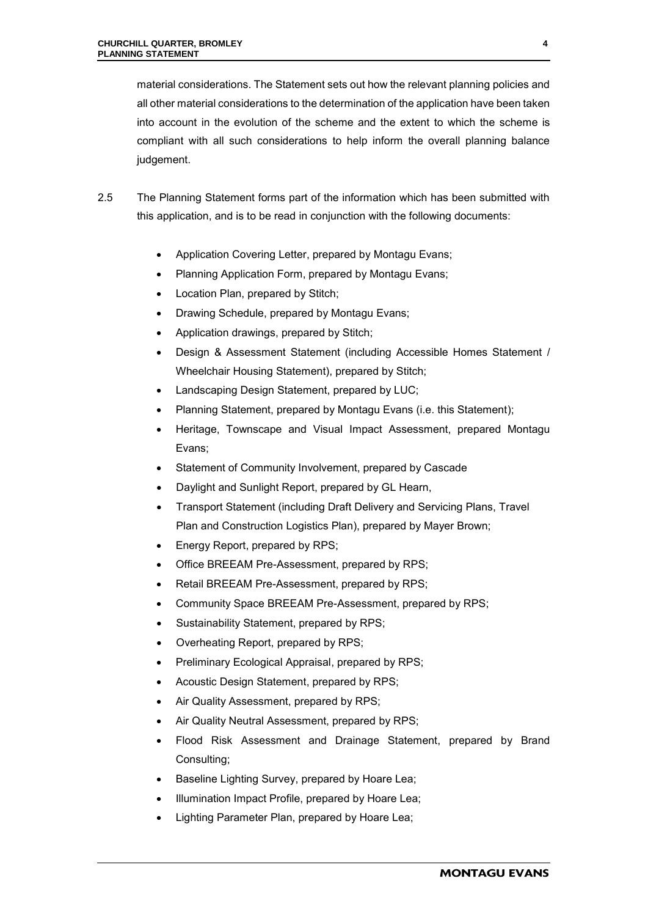material considerations. The Statement sets out how the relevant planning policies and all other material considerations to the determination of the application have been taken into account in the evolution of the scheme and the extent to which the scheme is compliant with all such considerations to help inform the overall planning balance judgement.

2.5 The Planning Statement forms part of the information which has been submitted with this application, and is to be read in conjunction with the following documents:

- Application Covering Letter, prepared by Montagu Evans;
- Planning Application Form, prepared by Montagu Evans;
- Location Plan, prepared by Stitch;
- Drawing Schedule, prepared by Montagu Evans;
- Application drawings, prepared by Stitch;
- Design & Assessment Statement (including Accessible Homes Statement / Wheelchair Housing Statement), prepared by Stitch;
- Landscaping Design Statement, prepared by LUC;
- Planning Statement, prepared by Montagu Evans (i.e. this Statement);
- Heritage, Townscape and Visual Impact Assessment, prepared Montagu Evans;
- Statement of Community Involvement, prepared by Cascade
- Daylight and Sunlight Report, prepared by GL Hearn,
- Transport Statement (including Draft Delivery and Servicing Plans, Travel Plan and Construction Logistics Plan), prepared by Mayer Brown;
- Energy Report, prepared by RPS;
- Office BREEAM Pre-Assessment, prepared by RPS;
- Retail BREEAM Pre-Assessment, prepared by RPS;
- Community Space BREEAM Pre-Assessment, prepared by RPS;
- Sustainability Statement, prepared by RPS;
- Overheating Report, prepared by RPS;
- Preliminary Ecological Appraisal, prepared by RPS;
- Acoustic Design Statement, prepared by RPS;
- Air Quality Assessment, prepared by RPS;
- Air Quality Neutral Assessment, prepared by RPS;
- Flood Risk Assessment and Drainage Statement, prepared by Brand Consulting;
- Baseline Lighting Survey, prepared by Hoare Lea;
- Illumination Impact Profile, prepared by Hoare Lea;
- Lighting Parameter Plan, prepared by Hoare Lea;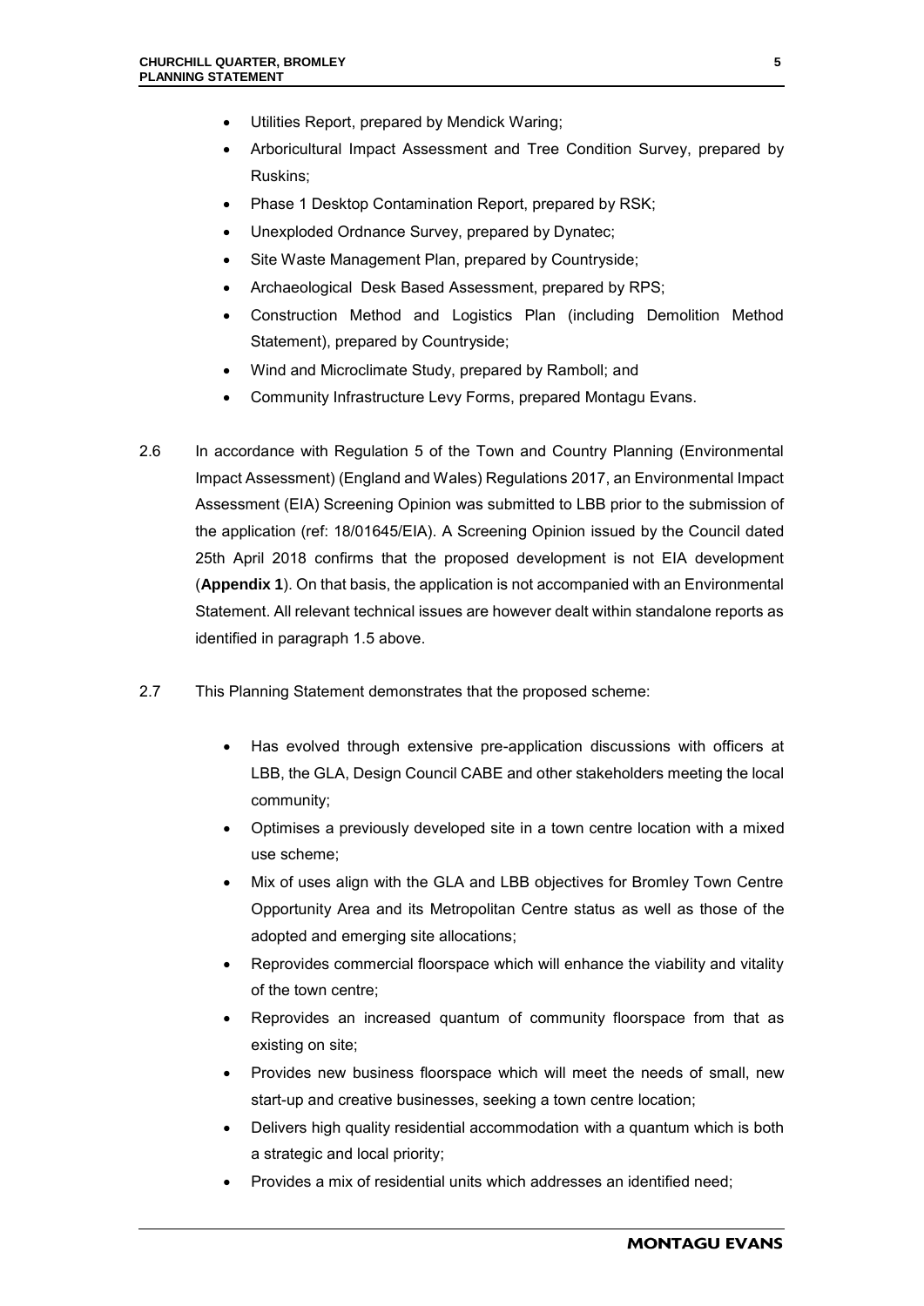- Utilities Report, prepared by Mendick Waring;
- Arboricultural Impact Assessment and Tree Condition Survey, prepared by Ruskins;
- Phase 1 Desktop Contamination Report, prepared by RSK;
- Unexploded Ordnance Survey, prepared by Dynatec;
- Site Waste Management Plan, prepared by Countryside;
- Archaeological Desk Based Assessment, prepared by RPS;
- Construction Method and Logistics Plan (including Demolition Method Statement), prepared by Countryside;
- Wind and Microclimate Study, prepared by Ramboll; and
- Community Infrastructure Levy Forms, prepared Montagu Evans.

2.6 In accordance with Regulation 5 of the Town and Country Planning (Environmental Impact Assessment) (England and Wales) Regulations 2017, an Environmental Impact Assessment (EIA) Screening Opinion was submitted to LBB prior to the submission of the application (ref: 18/01645/EIA). A Screening Opinion issued by the Council dated 25th April 2018 confirms that the proposed development is not EIA development (**Appendix 1**). On that basis, the application is not accompanied with an Environmental Statement. All relevant technical issues are however dealt within standalone reports as identified in paragraph 1.5 above.

2.7 This Planning Statement demonstrates that the proposed scheme:

- Has evolved through extensive pre-application discussions with officers at LBB, the GLA, Design Council CABE and other stakeholders meeting the local community;
- Optimises a previously developed site in a town centre location with a mixed use scheme;
- Mix of uses align with the GLA and LBB objectives for Bromley Town Centre Opportunity Area and its Metropolitan Centre status as well as those of the adopted and emerging site allocations;
- Reprovides commercial floorspace which will enhance the viability and vitality of the town centre;
- Reprovides an increased quantum of community floorspace from that as existing on site;
- Provides new business floorspace which will meet the needs of small, new start-up and creative businesses, seeking a town centre location;
- Delivers high quality residential accommodation with a quantum which is both a strategic and local priority;
- Provides a mix of residential units which addresses an identified need;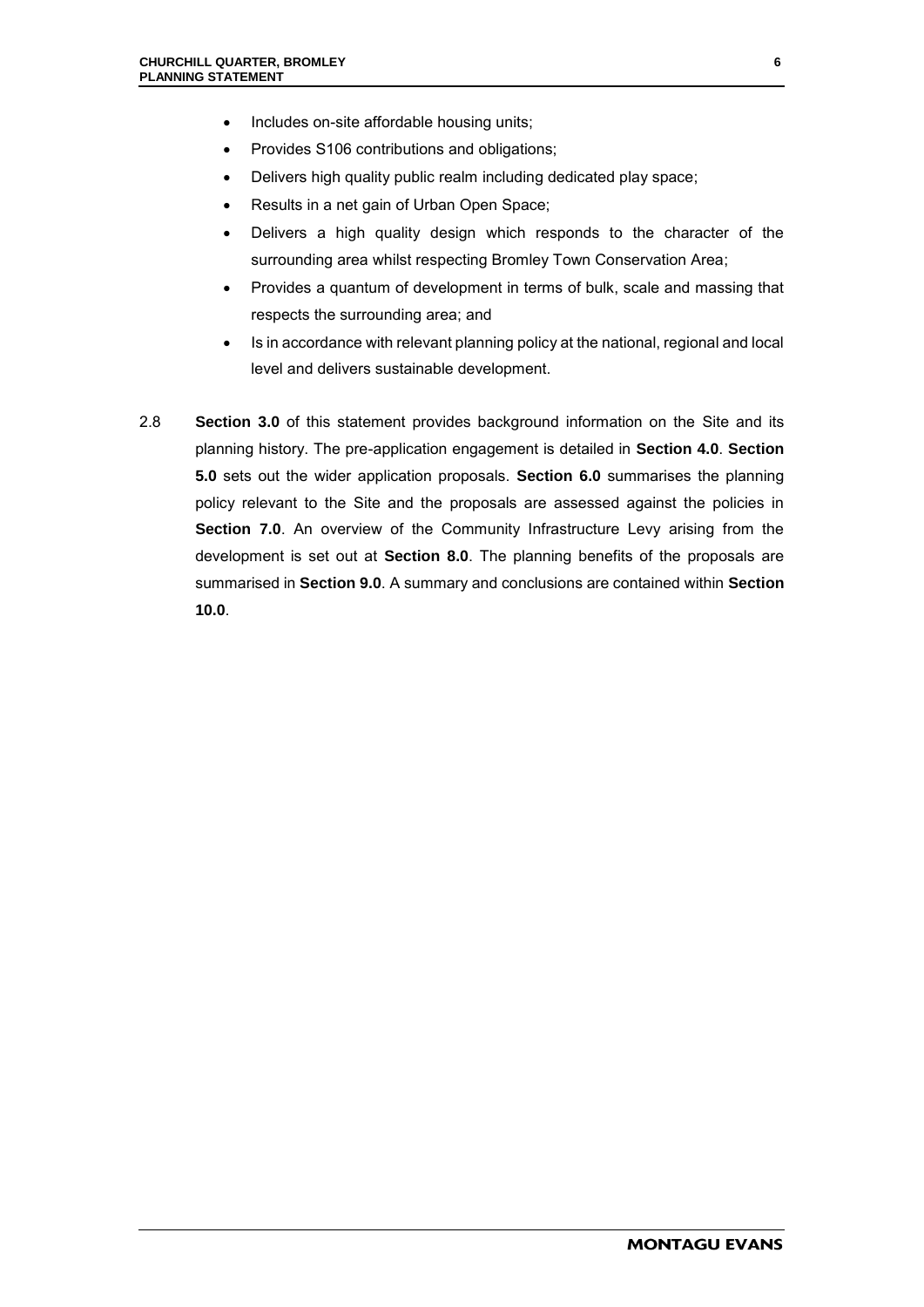- Includes on-site affordable housing units;
- Provides S106 contributions and obligations;
- Delivers high quality public realm including dedicated play space;
- Results in a net gain of Urban Open Space;
- Delivers a high quality design which responds to the character of the surrounding area whilst respecting Bromley Town Conservation Area;
- Provides a quantum of development in terms of bulk, scale and massing that respects the surrounding area; and
- Is in accordance with relevant planning policy at the national, regional and local level and delivers sustainable development.

2.8 **Section 3.0** of this statement provides background information on the Site and its planning history. The pre-application engagement is detailed in **Section 4.0**. **Section 5.0** sets out the wider application proposals. **Section 6.0** summarises the planning policy relevant to the Site and the proposals are assessed against the policies in **Section 7.0**. An overview of the Community Infrastructure Levy arising from the development is set out at **Section 8.0**. The planning benefits of the proposals are summarised in **Section 9.0**. A summary and conclusions are contained within **Section 10.0**.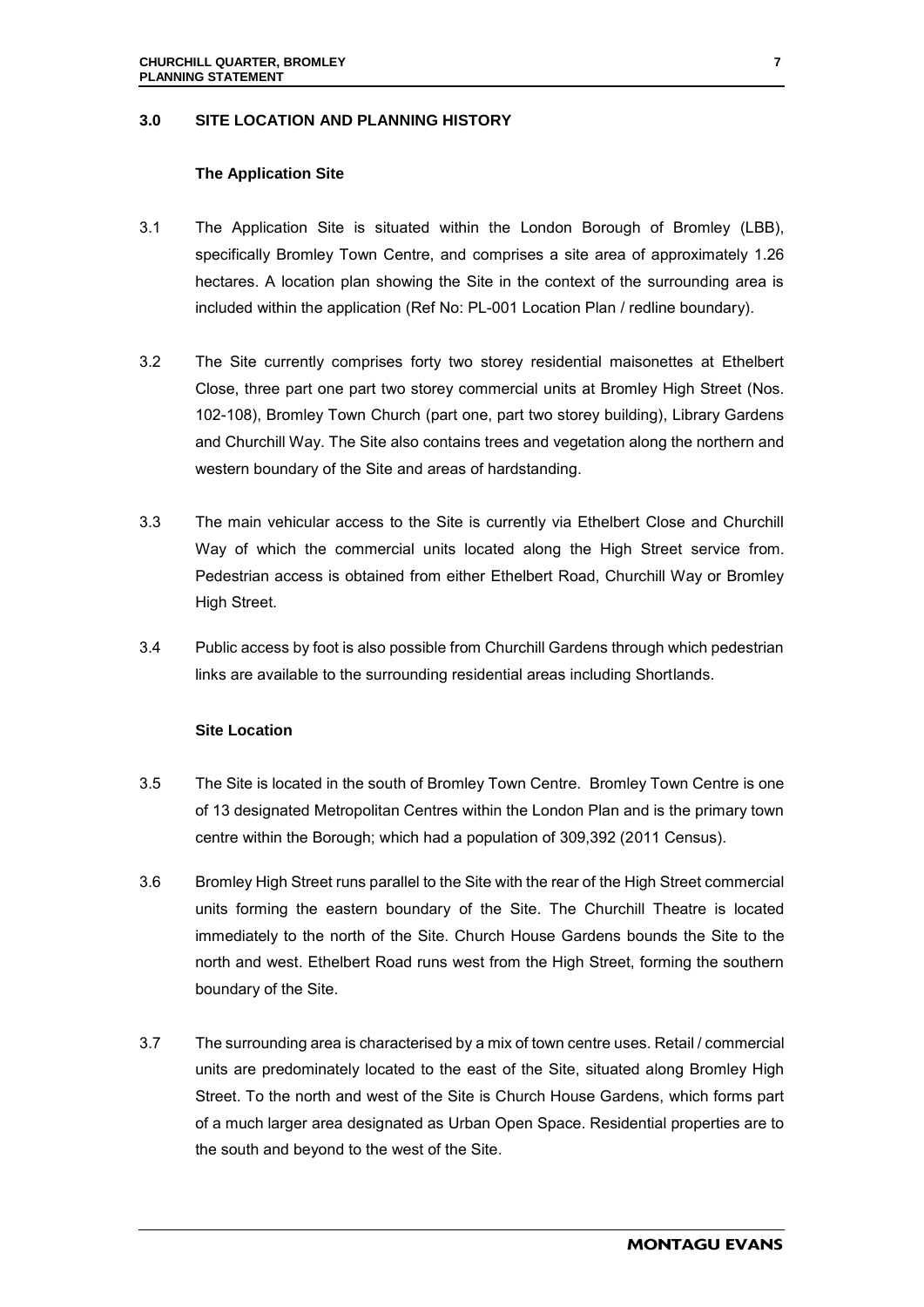## 3.0 SITE LOCATION AND PLANNING HISTORY

### The Application Site

3.1 The Application Site is situated within the London Borough of Bromley (LBB), specifically Bromley Town Centre, and comprises a site area of approximately 1.26 hectares. A location plan showing the Site in the context of the surrounding area is included within the application (Ref No: PL-001 Location Plan / redline boundary).

3.2 The Site currently comprises forty two storey residential maisonettes at Ethelbert Close, three part one part two storey commercial units at Bromley High Street (Nos. 102-108), Bromley Town Church (part one, part two storey building), Library Gardens and Churchill Way. The Site also contains trees and vegetation along the northern and western boundary of the Site and areas of hardstanding.

3.3 The main vehicular access to the Site is currently via Ethelbert Close and Churchill Way of which the commercial units located along the High Street service from. Pedestrian access is obtained from either Ethelbert Road, Churchill Way or Bromley High Street.

3.4 Public access by foot is also possible from Churchill Gardens through which pedestrian links are available to the surrounding residential areas including Shortlands.

### Site Location

3.5 The Site is located in the south of Bromley Town Centre. Bromley Town Centre is one of 13 designated Metropolitan Centres within the London Plan and is the primary town centre within the Borough; which had a population of 309,392 (2011 Census).

3.6 Bromley High Street runs parallel to the Site with the rear of the High Street commercial units forming the eastern boundary of the Site. The Churchill Theatre is located immediately to the north of the Site. Church House Gardens bounds the Site to the north and west. Ethelbert Road runs west from the High Street, forming the southern boundary of the Site.

3.7 The surrounding area is characterised by a mix of town centre uses. Retail / commercial units are predominately located to the east of the Site, situated along Bromley High Street. To the north and west of the Site is Church House Gardens, which forms part of a much larger area designated as Urban Open Space. Residential properties are to the south and beyond to the west of the Site.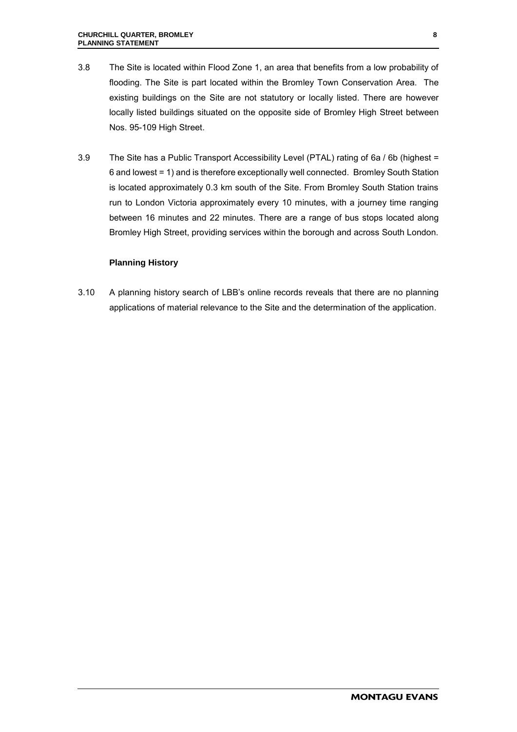3.8 The Site is located within Flood Zone 1, an area that benefits from a low probability of flooding. The Site is part located within the Bromley Town Conservation Area. The existing buildings on the Site are not statutory or locally listed. There are however locally listed buildings situated on the opposite side of Bromley High Street between Nos. 95-109 High Street.

3.9 The Site has a Public Transport Accessibility Level (PTAL) rating of 6a / 6b (highest = 6 and lowest = 1) and is therefore exceptionally well connected. Bromley South Station is located approximately 0.3 km south of the Site. From Bromley South Station trains run to London Victoria approximately every 10 minutes, with a journey time ranging between 16 minutes and 22 minutes. There are a range of bus stops located along Bromley High Street, providing services within the borough and across South London.

### Planning History

3.10 A planning history search of LBB's online records reveals that there are no planning applications of material relevance to the Site and the determination of the application.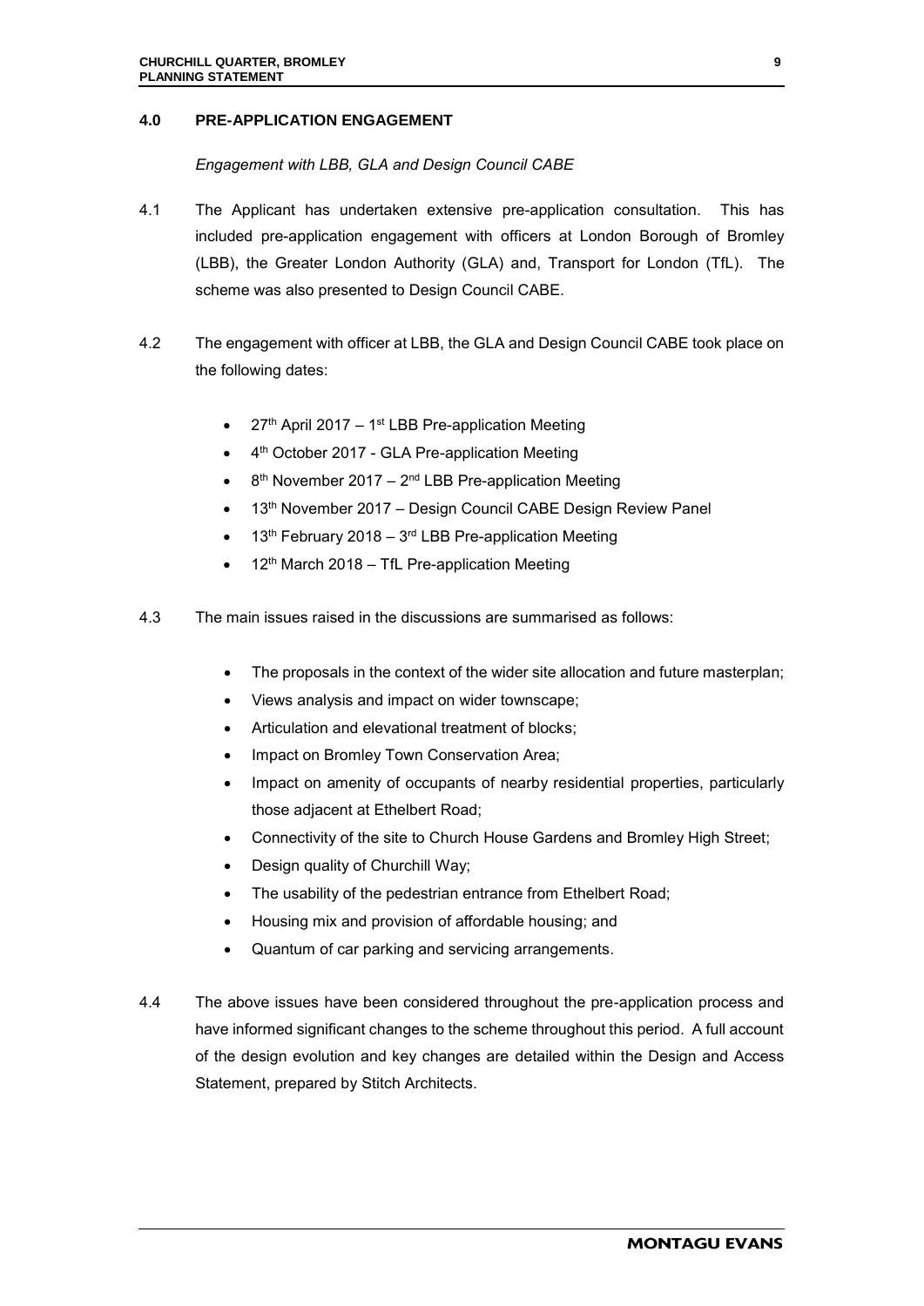## 4.0 PRE-APPLICATION ENGAGEMENT

*Engagement with LBB, GLA and Design Council CABE*

4.1 The Applicant has undertaken extensive pre-application consultation. This has included pre-application engagement with officers at London Borough of Bromley (LBB), the Greater London Authority (GLA) and, Transport for London (TfL). The scheme was also presented to Design Council CABE.

4.2 The engagement with officer at LBB, the GLA and Design Council CABE took place on the following dates:

- 27th April 2017 – 1st LBB Pre-application Meeting
- 4th October 2017 - GLA Pre-application Meeting
- 8th November 2017 – 2nd LBB Pre-application Meeting
- 13th November 2017 – Design Council CABE Design Review Panel
- 13th February 2018 – 3rd LBB Pre-application Meeting
- 12th March 2018 – TfL Pre-application Meeting

4.3 The main issues raised in the discussions are summarised as follows:

- The proposals in the context of the wider site allocation and future masterplan;
- Views analysis and impact on wider townscape;
- Articulation and elevational treatment of blocks;
- Impact on Bromley Town Conservation Area;
- Impact on amenity of occupants of nearby residential properties, particularly those adjacent at Ethelbert Road;
- Connectivity of the site to Church House Gardens and Bromley High Street;
- Design quality of Churchill Way;
- The usability of the pedestrian entrance from Ethelbert Road;
- Housing mix and provision of affordable housing; and
- Quantum of car parking and servicing arrangements.

4.4 The above issues have been considered throughout the pre-application process and have informed significant changes to the scheme throughout this period. A full account of the design evolution and key changes are detailed within the Design and Access Statement, prepared by Stitch Architects.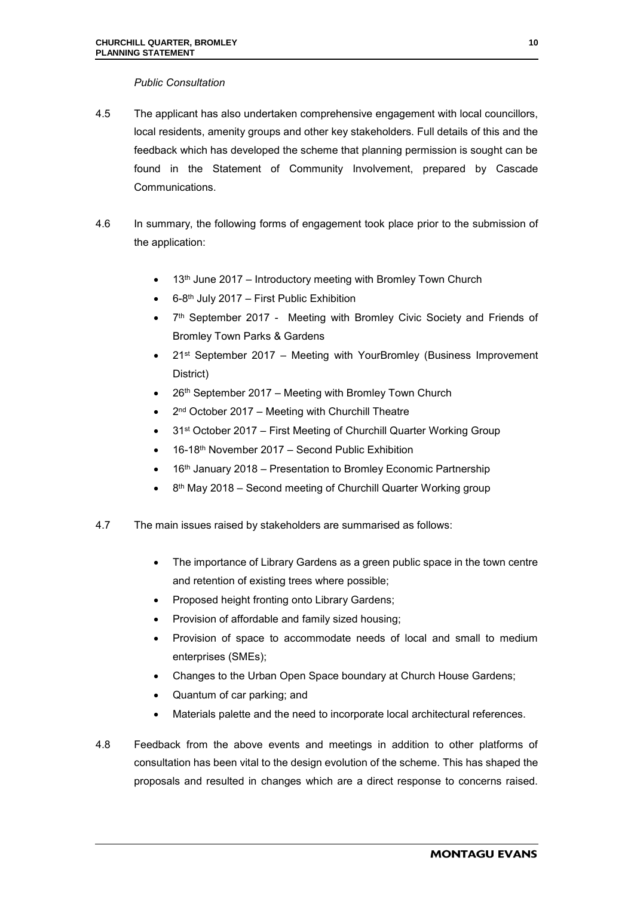*Public Consultation*

4.5 The applicant has also undertaken comprehensive engagement with local councillors, local residents, amenity groups and other key stakeholders. Full details of this and the feedback which has developed the scheme that planning permission is sought can be found in the Statement of Community Involvement, prepared by Cascade Communications.

4.6 In summary, the following forms of engagement took place prior to the submission of the application:

- 13th June 2017 – Introductory meeting with Bromley Town Church
- 6-8th July 2017 – First Public Exhibition
- 7th September 2017 - Meeting with Bromley Civic Society and Friends of Bromley Town Parks & Gardens
- 21st September 2017 – Meeting with YourBromley (Business Improvement District)
- 26th September 2017 – Meeting with Bromley Town Church
- 2nd October 2017 – Meeting with Churchill Theatre
- 31st October 2017 – First Meeting of Churchill Quarter Working Group
- 16-18th November 2017 – Second Public Exhibition
- 16th January 2018 – Presentation to Bromley Economic Partnership
- 8th May 2018 – Second meeting of Churchill Quarter Working group

4.7 The main issues raised by stakeholders are summarised as follows:

- The importance of Library Gardens as a green public space in the town centre and retention of existing trees where possible;
- Proposed height fronting onto Library Gardens;
- Provision of affordable and family sized housing;
- Provision of space to accommodate needs of local and small to medium enterprises (SMEs);
- Changes to the Urban Open Space boundary at Church House Gardens;
- Quantum of car parking; and
- Materials palette and the need to incorporate local architectural references.

4.8 Feedback from the above events and meetings in addition to other platforms of consultation has been vital to the design evolution of the scheme. This has shaped the proposals and resulted in changes which are a direct response to concerns raised.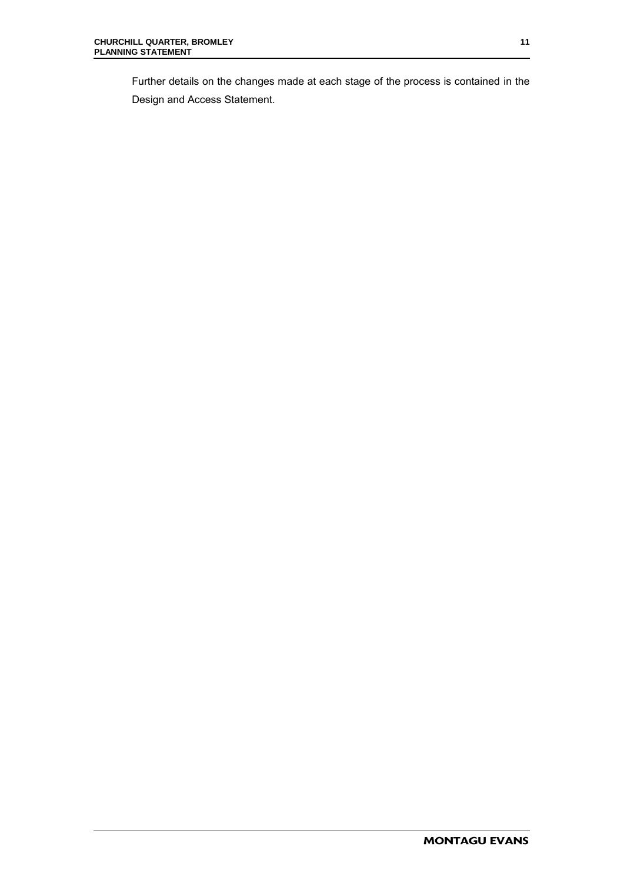Further details on the changes made at each stage of the process is contained in the Design and Access Statement.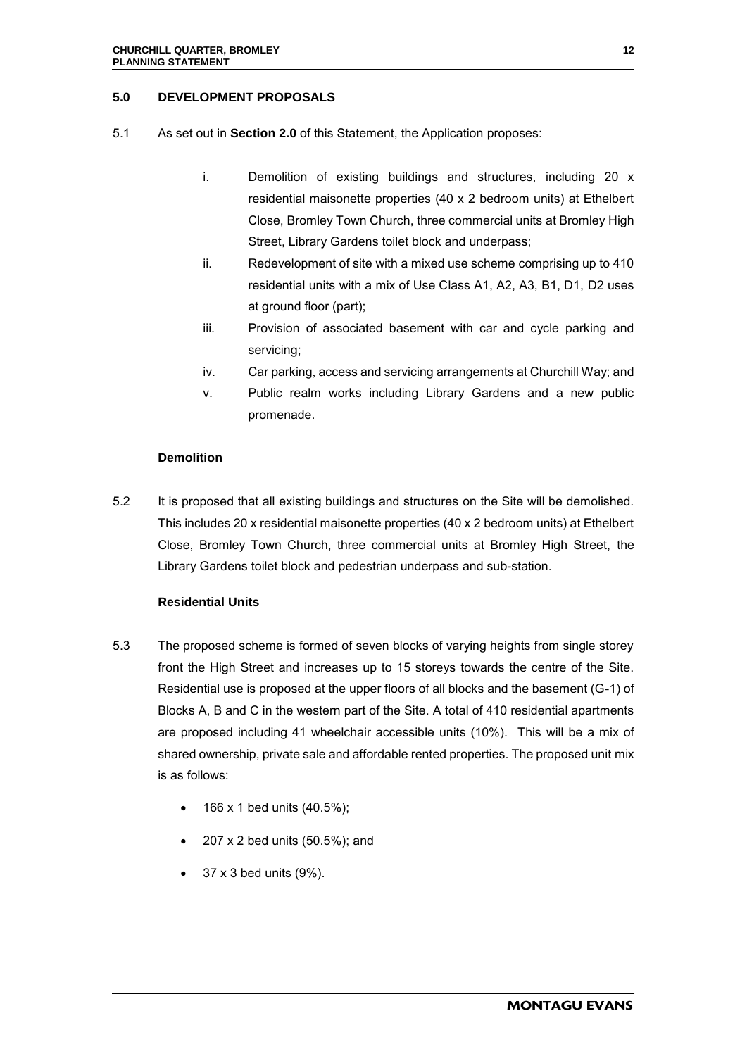## 5.0 DEVELOPMENT PROPOSALS

5.1 As set out in **Section 2.0** of this Statement, the Application proposes:

i. Demolition of existing buildings and structures, including 20 x residential maisonette properties (40 x 2 bedroom units) at Ethelbert Close, Bromley Town Church, three commercial units at Bromley High Street, Library Gardens toilet block and underpass;

ii. Redevelopment of site with a mixed use scheme comprising up to 410 residential units with a mix of Use Class A1, A2, A3, B1, D1, D2 uses at ground floor (part);

iii. Provision of associated basement with car and cycle parking and servicing;

iv. Car parking, access and servicing arrangements at Churchill Way; and

v. Public realm works including Library Gardens and a new public promenade.

### Demolition

5.2 It is proposed that all existing buildings and structures on the Site will be demolished. This includes 20 x residential maisonette properties (40 x 2 bedroom units) at Ethelbert Close, Bromley Town Church, three commercial units at Bromley High Street, the Library Gardens toilet block and pedestrian underpass and sub-station.

### Residential Units

5.3 The proposed scheme is formed of seven blocks of varying heights from single storey front the High Street and increases up to 15 storeys towards the centre of the Site. Residential use is proposed at the upper floors of all blocks and the basement (G-1) of Blocks A, B and C in the western part of the Site. A total of 410 residential apartments are proposed including 41 wheelchair accessible units (10%). This will be a mix of shared ownership, private sale and affordable rented properties. The proposed unit mix is as follows:

- 166 x 1 bed units (40.5%);
- 207 x 2 bed units (50.5%); and
- 37 x 3 bed units (9%).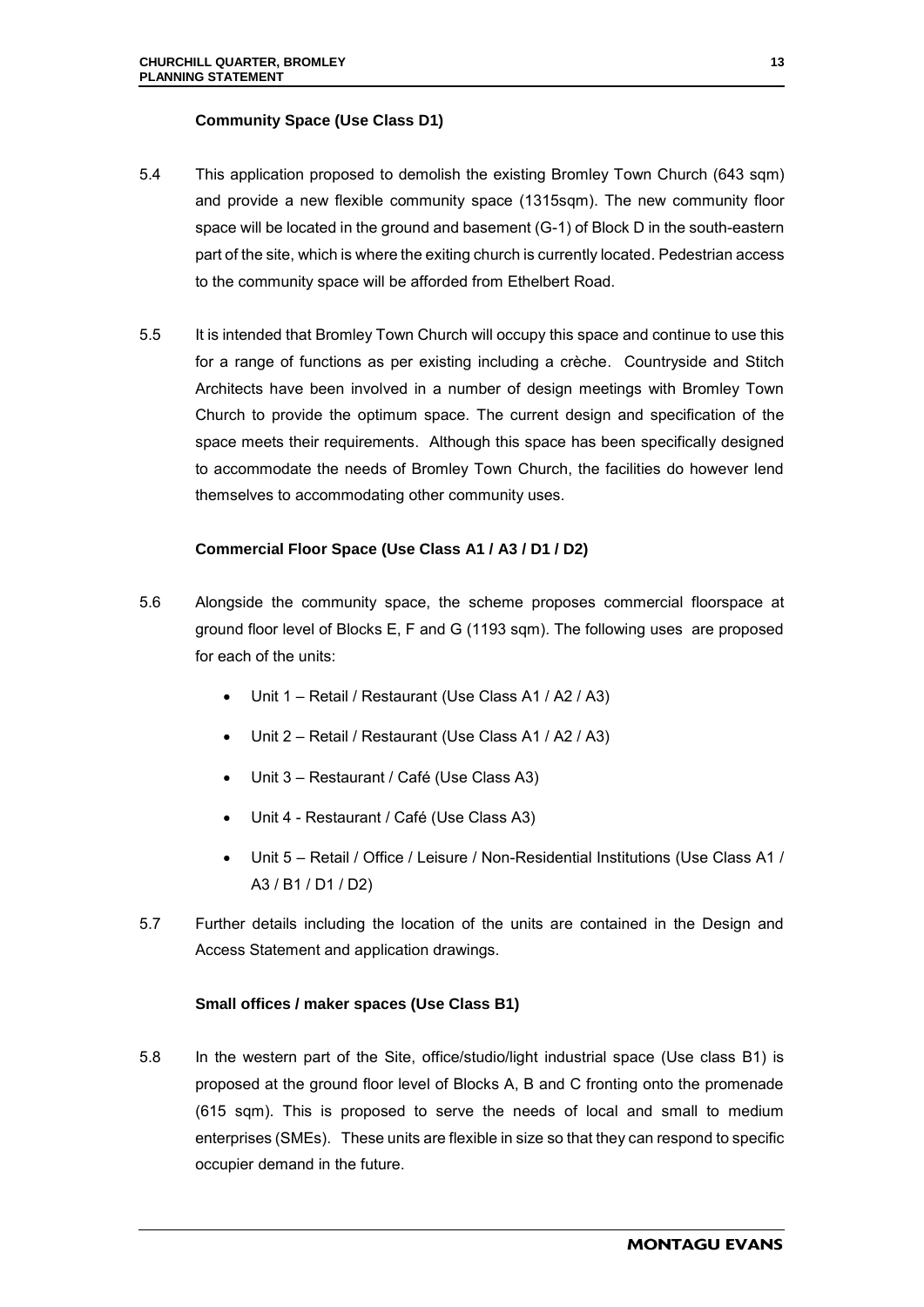### Community Space (Use Class D1)

5.4 This application proposed to demolish the existing Bromley Town Church (643 sqm) and provide a new flexible community space (1315sqm). The new community floor space will be located in the ground and basement (G-1) of Block D in the south-eastern part of the site, which is where the exiting church is currently located. Pedestrian access to the community space will be afforded from Ethelbert Road.

5.5 It is intended that Bromley Town Church will occupy this space and continue to use this for a range of functions as per existing including a crèche. Countryside and Stitch Architects have been involved in a number of design meetings with Bromley Town Church to provide the optimum space. The current design and specification of the space meets their requirements. Although this space has been specifically designed to accommodate the needs of Bromley Town Church, the facilities do however lend themselves to accommodating other community uses.

### Commercial Floor Space (Use Class A1 / A3 / D1 / D2)

5.6 Alongside the community space, the scheme proposes commercial floorspace at ground floor level of Blocks E, F and G (1193 sqm). The following uses are proposed for each of the units:

- Unit 1 – Retail / Restaurant (Use Class A1 / A2 / A3)
- Unit 2 – Retail / Restaurant (Use Class A1 / A2 / A3)
- Unit 3 – Restaurant / Café (Use Class A3)
- Unit 4 - Restaurant / Café (Use Class A3)
- Unit 5 – Retail / Office / Leisure / Non-Residential Institutions (Use Class A1 / A3 / B1 / D1 / D2)

5.7 Further details including the location of the units are contained in the Design and Access Statement and application drawings.

### Small offices / maker spaces (Use Class B1)

5.8 In the western part of the Site, office/studio/light industrial space (Use class B1) is proposed at the ground floor level of Blocks A, B and C fronting onto the promenade (615 sqm). This is proposed to serve the needs of local and small to medium enterprises (SMEs). These units are flexible in size so that they can respond to specific occupier demand in the future.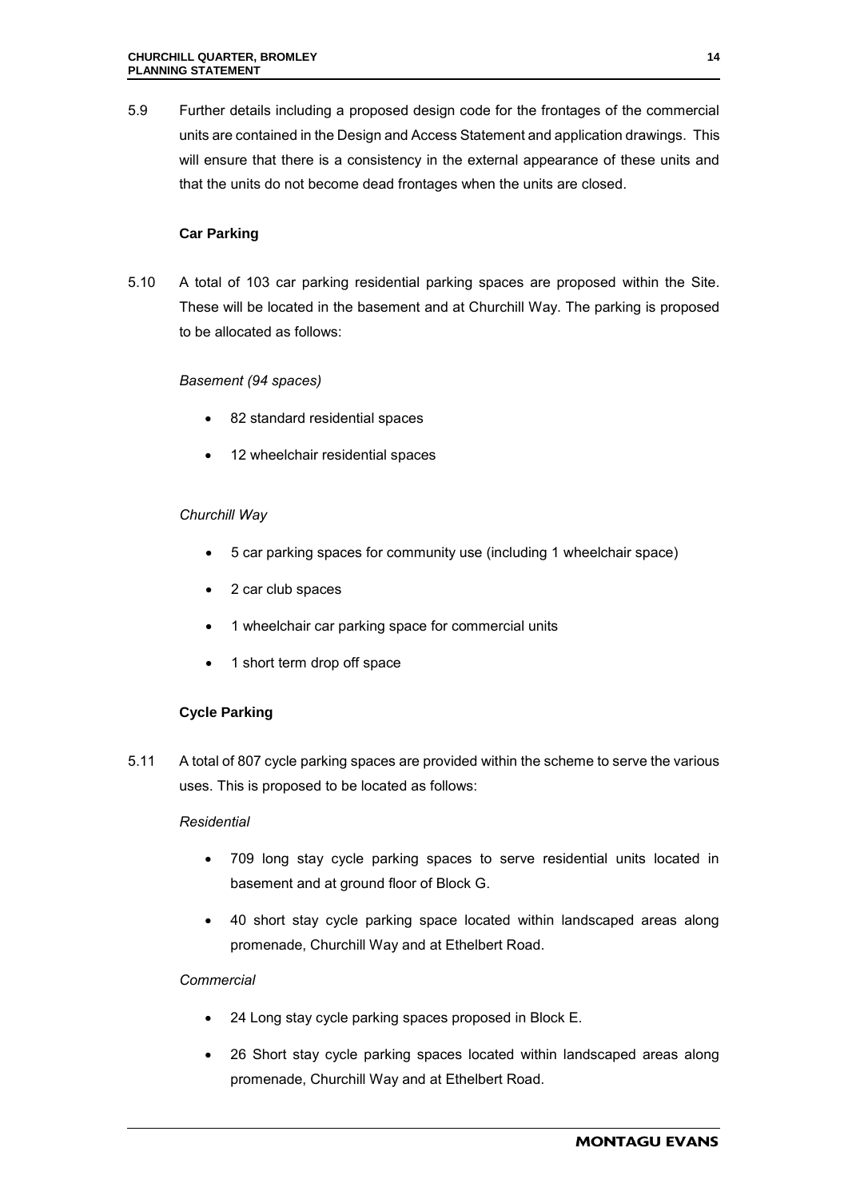5.9 Further details including a proposed design code for the frontages of the commercial units are contained in the Design and Access Statement and application drawings. This will ensure that there is a consistency in the external appearance of these units and that the units do not become dead frontages when the units are closed.

**Car Parking**

5.10 A total of 103 car parking residential parking spaces are proposed within the Site. These will be located in the basement and at Churchill Way. The parking is proposed to be allocated as follows:

*Basement (94 spaces)*

- 82 standard residential spaces
- 12 wheelchair residential spaces

*Churchill Way*

- 5 car parking spaces for community use (including 1 wheelchair space)
- 2 car club spaces
- 1 wheelchair car parking space for commercial units
- 1 short term drop off space

**Cycle Parking**

5.11 A total of 807 cycle parking spaces are provided within the scheme to serve the various uses. This is proposed to be located as follows:

*Residential*

- 709 long stay cycle parking spaces to serve residential units located in basement and at ground floor of Block G.
- 40 short stay cycle parking space located within landscaped areas along promenade, Churchill Way and at Ethelbert Road.

*Commercial*

- 24 Long stay cycle parking spaces proposed in Block E.
- 26 Short stay cycle parking spaces located within landscaped areas along promenade, Churchill Way and at Ethelbert Road.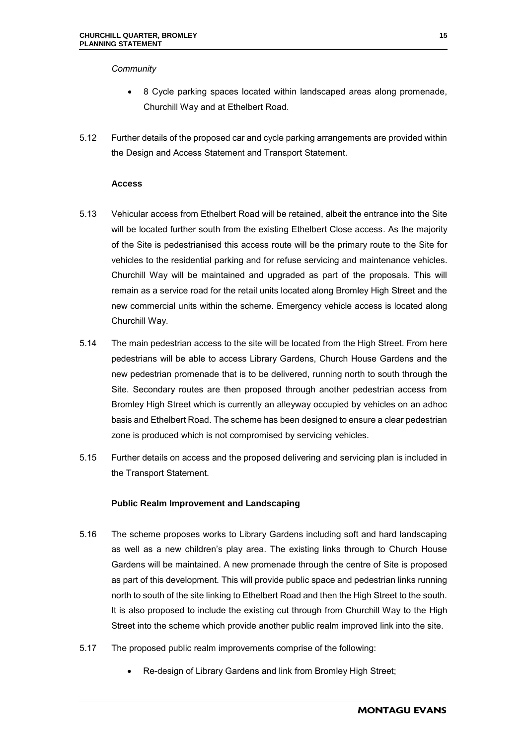*Community*

- 8 Cycle parking spaces located within landscaped areas along promenade, Churchill Way and at Ethelbert Road.

5.12 Further details of the proposed car and cycle parking arrangements are provided within the Design and Access Statement and Transport Statement.

**Access**

5.13 Vehicular access from Ethelbert Road will be retained, albeit the entrance into the Site will be located further south from the existing Ethelbert Close access. As the majority of the Site is pedestrianised this access route will be the primary route to the Site for vehicles to the residential parking and for refuse servicing and maintenance vehicles. Churchill Way will be maintained and upgraded as part of the proposals. This will remain as a service road for the retail units located along Bromley High Street and the new commercial units within the scheme. Emergency vehicle access is located along Churchill Way.

5.14 The main pedestrian access to the site will be located from the High Street. From here pedestrians will be able to access Library Gardens, Church House Gardens and the new pedestrian promenade that is to be delivered, running north to south through the Site. Secondary routes are then proposed through another pedestrian access from Bromley High Street which is currently an alleyway occupied by vehicles on an adhoc basis and Ethelbert Road. The scheme has been designed to ensure a clear pedestrian zone is produced which is not compromised by servicing vehicles.

5.15 Further details on access and the proposed delivering and servicing plan is included in the Transport Statement.

**Public Realm Improvement and Landscaping**

5.16 The scheme proposes works to Library Gardens including soft and hard landscaping as well as a new children's play area. The existing links through to Church House Gardens will be maintained. A new promenade through the centre of Site is proposed as part of this development. This will provide public space and pedestrian links running north to south of the site linking to Ethelbert Road and then the High Street to the south. It is also proposed to include the existing cut through from Churchill Way to the High Street into the scheme which provide another public realm improved link into the site.

5.17 The proposed public realm improvements comprise of the following:

- Re-design of Library Gardens and link from Bromley High Street;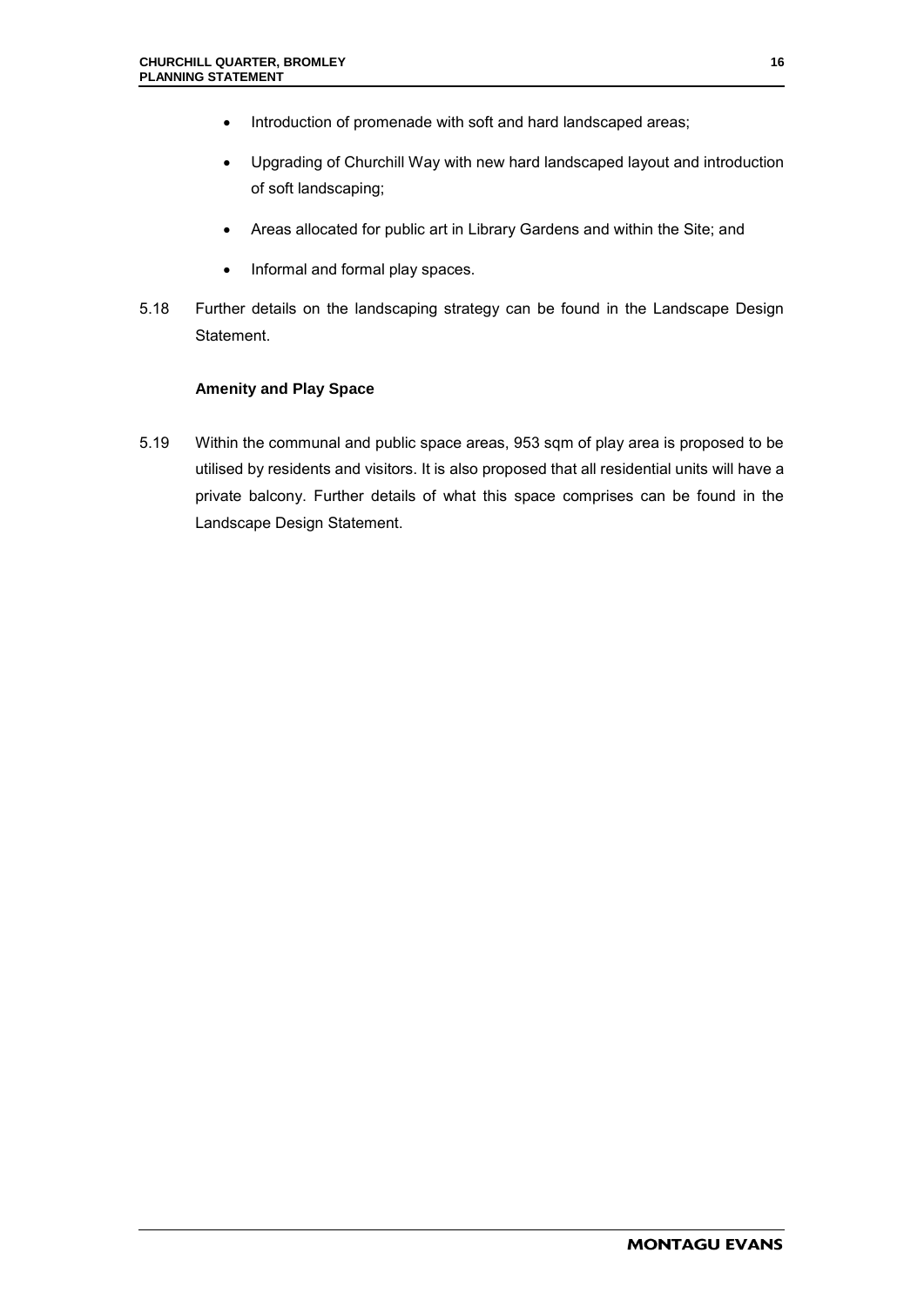- Introduction of promenade with soft and hard landscaped areas;
- Upgrading of Churchill Way with new hard landscaped layout and introduction of soft landscaping;
- Areas allocated for public art in Library Gardens and within the Site; and
- Informal and formal play spaces.

5.18 Further details on the landscaping strategy can be found in the Landscape Design Statement.

**Amenity and Play Space**

5.19 Within the communal and public space areas, 953 sqm of play area is proposed to be utilised by residents and visitors. It is also proposed that all residential units will have a private balcony. Further details of what this space comprises can be found in the Landscape Design Statement.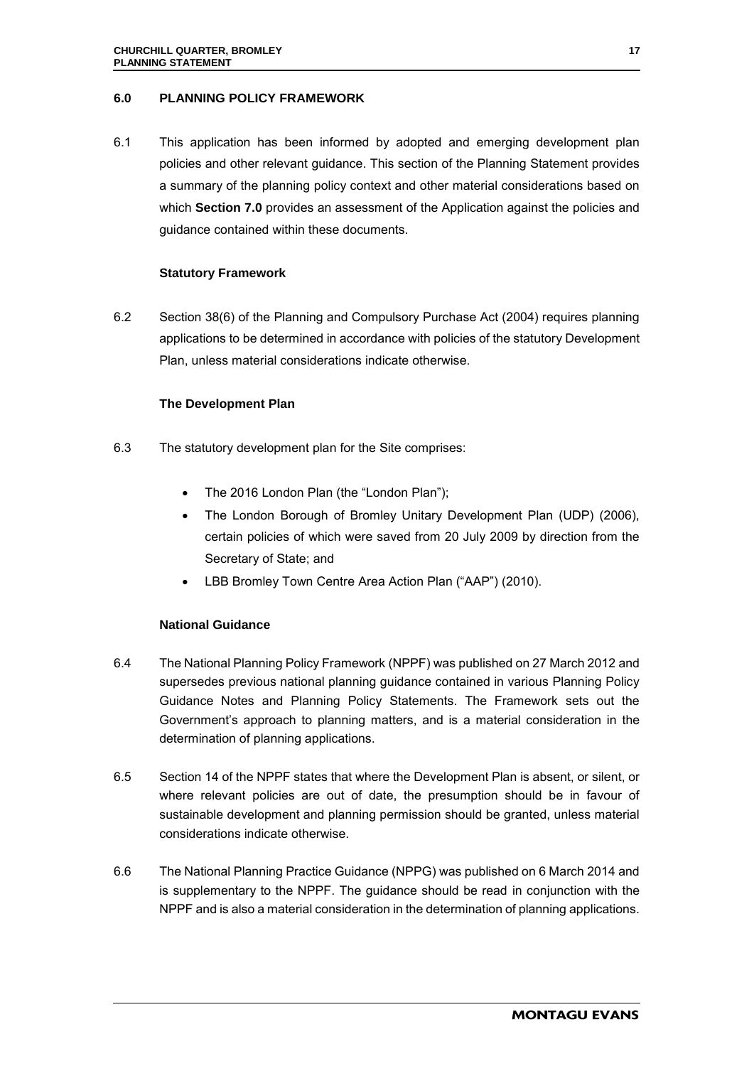## 6.0 PLANNING POLICY FRAMEWORK

6.1 This application has been informed by adopted and emerging development plan policies and other relevant guidance. This section of the Planning Statement provides a summary of the planning policy context and other material considerations based on which **Section 7.0** provides an assessment of the Application against the policies and guidance contained within these documents.

### Statutory Framework

6.2 Section 38(6) of the Planning and Compulsory Purchase Act (2004) requires planning applications to be determined in accordance with policies of the statutory Development Plan, unless material considerations indicate otherwise.

### The Development Plan

6.3 The statutory development plan for the Site comprises:

- The 2016 London Plan (the "London Plan");
- The London Borough of Bromley Unitary Development Plan (UDP) (2006), certain policies of which were saved from 20 July 2009 by direction from the Secretary of State; and
- LBB Bromley Town Centre Area Action Plan ("AAP") (2010).

### National Guidance

6.4 The National Planning Policy Framework (NPPF) was published on 27 March 2012 and supersedes previous national planning guidance contained in various Planning Policy Guidance Notes and Planning Policy Statements. The Framework sets out the Government's approach to planning matters, and is a material consideration in the determination of planning applications.

6.5 Section 14 of the NPPF states that where the Development Plan is absent, or silent, or where relevant policies are out of date, the presumption should be in favour of sustainable development and planning permission should be granted, unless material considerations indicate otherwise.

6.6 The National Planning Practice Guidance (NPPG) was published on 6 March 2014 and is supplementary to the NPPF. The guidance should be read in conjunction with the NPPF and is also a material consideration in the determination of planning applications.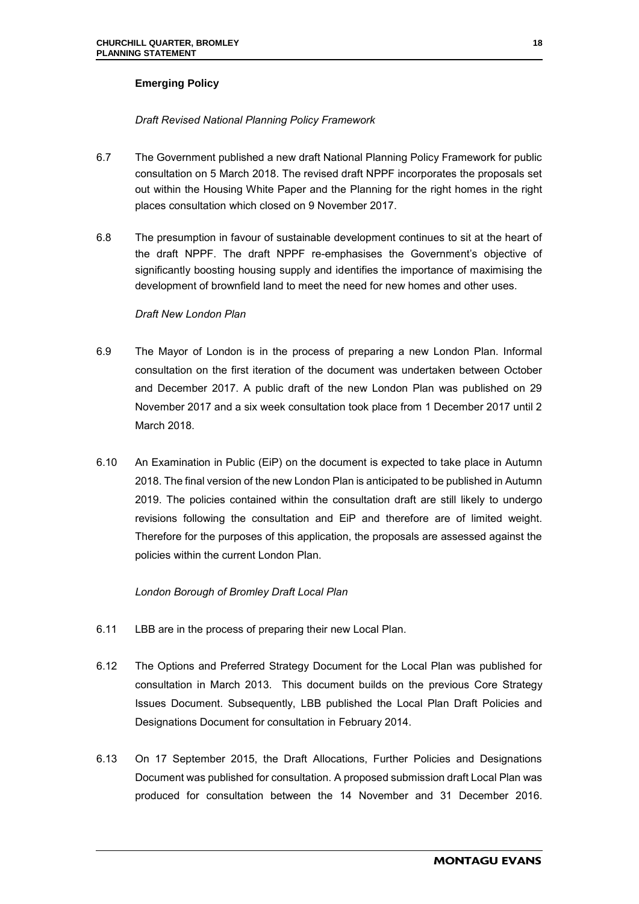### Emerging Policy

*Draft Revised National Planning Policy Framework*

6.7 The Government published a new draft National Planning Policy Framework for public consultation on 5 March 2018. The revised draft NPPF incorporates the proposals set out within the Housing White Paper and the Planning for the right homes in the right places consultation which closed on 9 November 2017.

6.8 The presumption in favour of sustainable development continues to sit at the heart of the draft NPPF. The draft NPPF re-emphasises the Government's objective of significantly boosting housing supply and identifies the importance of maximising the development of brownfield land to meet the need for new homes and other uses.

*Draft New London Plan*

6.9 The Mayor of London is in the process of preparing a new London Plan. Informal consultation on the first iteration of the document was undertaken between October and December 2017. A public draft of the new London Plan was published on 29 November 2017 and a six week consultation took place from 1 December 2017 until 2 March 2018.

6.10 An Examination in Public (EiP) on the document is expected to take place in Autumn 2018. The final version of the new London Plan is anticipated to be published in Autumn 2019. The policies contained within the consultation draft are still likely to undergo revisions following the consultation and EiP and therefore are of limited weight. Therefore for the purposes of this application, the proposals are assessed against the policies within the current London Plan.

*London Borough of Bromley Draft Local Plan*

6.11 LBB are in the process of preparing their new Local Plan.

6.12 The Options and Preferred Strategy Document for the Local Plan was published for consultation in March 2013. This document builds on the previous Core Strategy Issues Document. Subsequently, LBB published the Local Plan Draft Policies and Designations Document for consultation in February 2014.

6.13 On 17 September 2015, the Draft Allocations, Further Policies and Designations Document was published for consultation. A proposed submission draft Local Plan was produced for consultation between the 14 November and 31 December 2016.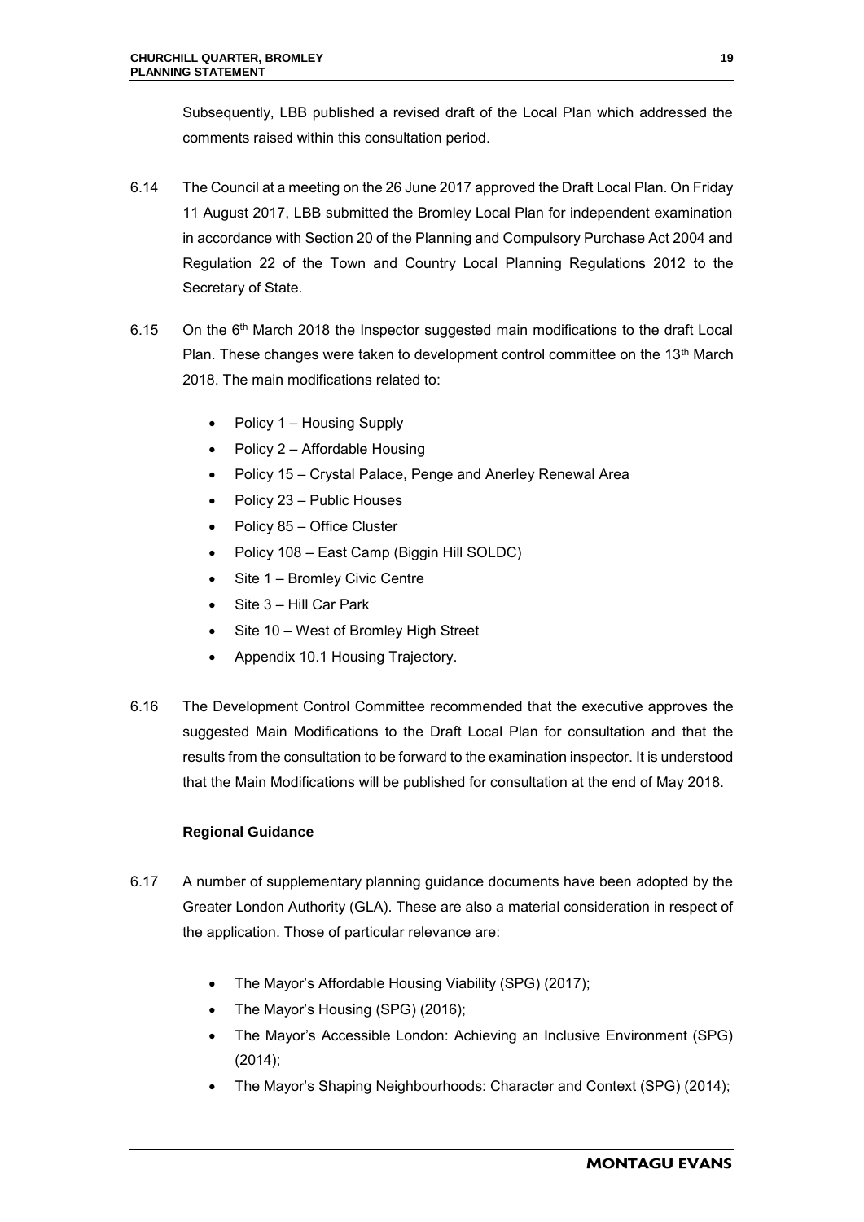Subsequently, LBB published a revised draft of the Local Plan which addressed the comments raised within this consultation period.

6.14 The Council at a meeting on the 26 June 2017 approved the Draft Local Plan. On Friday 11 August 2017, LBB submitted the Bromley Local Plan for independent examination in accordance with Section 20 of the Planning and Compulsory Purchase Act 2004 and Regulation 22 of the Town and Country Local Planning Regulations 2012 to the Secretary of State.

6.15 On the 6th March 2018 the Inspector suggested main modifications to the draft Local Plan. These changes were taken to development control committee on the 13th March 2018. The main modifications related to:

- Policy 1 – Housing Supply
- Policy 2 – Affordable Housing
- Policy 15 – Crystal Palace, Penge and Anerley Renewal Area
- Policy 23 – Public Houses
- Policy 85 – Office Cluster
- Policy 108 – East Camp (Biggin Hill SOLDC)
- Site 1 – Bromley Civic Centre
- Site 3 – Hill Car Park
- Site 10 – West of Bromley High Street
- Appendix 10.1 Housing Trajectory.

6.16 The Development Control Committee recommended that the executive approves the suggested Main Modifications to the Draft Local Plan for consultation and that the results from the consultation to be forward to the examination inspector. It is understood that the Main Modifications will be published for consultation at the end of May 2018.

**Regional Guidance**

6.17 A number of supplementary planning guidance documents have been adopted by the Greater London Authority (GLA). These are also a material consideration in respect of the application. Those of particular relevance are:

- The Mayor's Affordable Housing Viability (SPG) (2017);
- The Mayor's Housing (SPG) (2016);
- The Mayor's Accessible London: Achieving an Inclusive Environment (SPG) (2014);
- The Mayor's Shaping Neighbourhoods: Character and Context (SPG) (2014);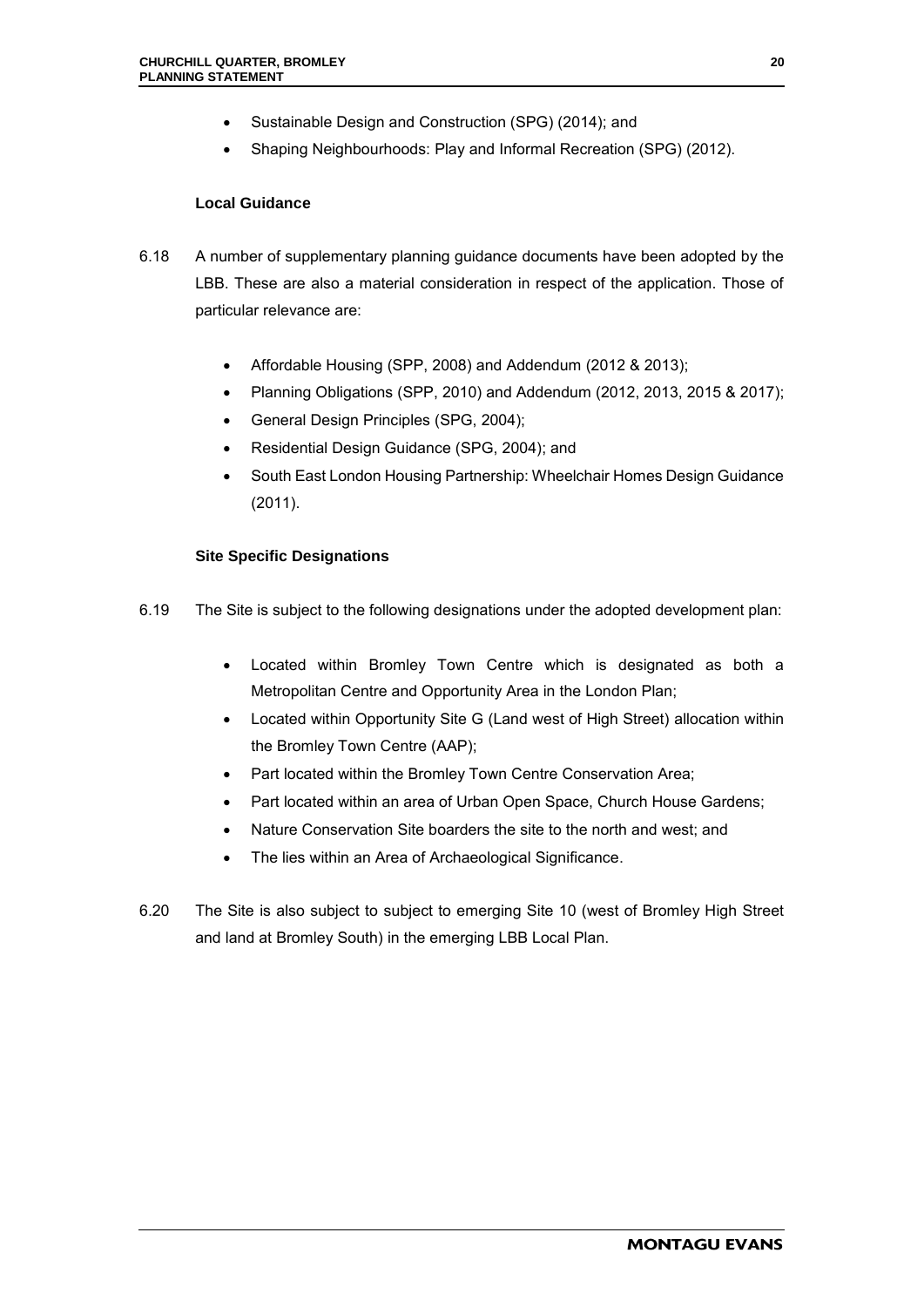- Sustainable Design and Construction (SPG) (2014); and
- Shaping Neighbourhoods: Play and Informal Recreation (SPG) (2012).

**Local Guidance**

6.18 A number of supplementary planning guidance documents have been adopted by the LBB. These are also a material consideration in respect of the application. Those of particular relevance are:

- Affordable Housing (SPP, 2008) and Addendum (2012 & 2013);
- Planning Obligations (SPP, 2010) and Addendum (2012, 2013, 2015 & 2017);
- General Design Principles (SPG, 2004);
- Residential Design Guidance (SPG, 2004); and
- South East London Housing Partnership: Wheelchair Homes Design Guidance (2011).

**Site Specific Designations**

6.19 The Site is subject to the following designations under the adopted development plan:

- Located within Bromley Town Centre which is designated as both a Metropolitan Centre and Opportunity Area in the London Plan;
- Located within Opportunity Site G (Land west of High Street) allocation within the Bromley Town Centre (AAP);
- Part located within the Bromley Town Centre Conservation Area;
- Part located within an area of Urban Open Space, Church House Gardens;
- Nature Conservation Site boarders the site to the north and west; and
- The lies within an Area of Archaeological Significance.

6.20 The Site is also subject to subject to emerging Site 10 (west of Bromley High Street and land at Bromley South) in the emerging LBB Local Plan.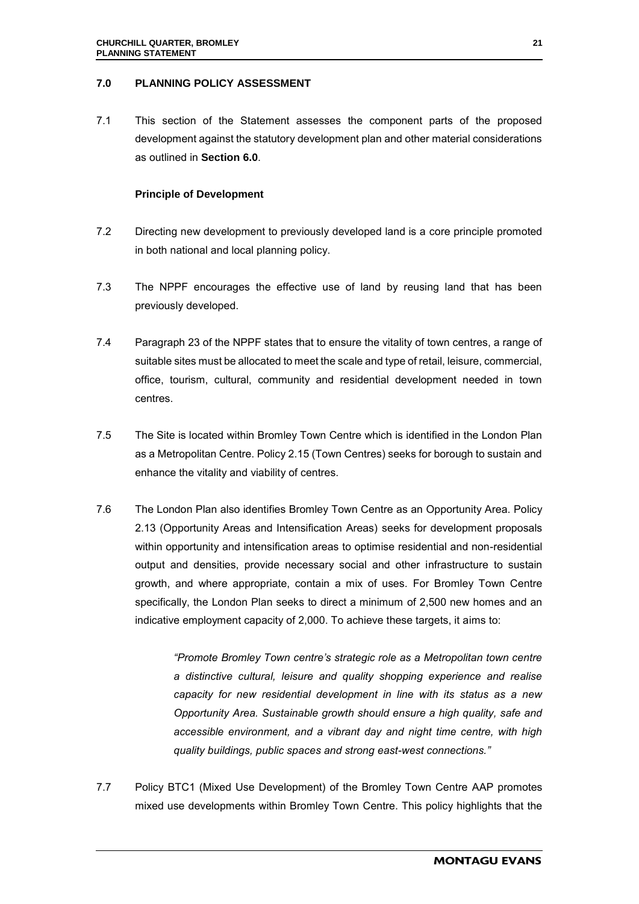## 7.0 PLANNING POLICY ASSESSMENT

7.1 This section of the Statement assesses the component parts of the proposed development against the statutory development plan and other material considerations as outlined in **Section 6.0**.

### Principle of Development

7.2 Directing new development to previously developed land is a core principle promoted in both national and local planning policy.

7.3 The NPPF encourages the effective use of land by reusing land that has been previously developed.

7.4 Paragraph 23 of the NPPF states that to ensure the vitality of town centres, a range of suitable sites must be allocated to meet the scale and type of retail, leisure, commercial, office, tourism, cultural, community and residential development needed in town centres.

7.5 The Site is located within Bromley Town Centre which is identified in the London Plan as a Metropolitan Centre. Policy 2.15 (Town Centres) seeks for borough to sustain and enhance the vitality and viability of centres.

7.6 The London Plan also identifies Bromley Town Centre as an Opportunity Area. Policy 2.13 (Opportunity Areas and Intensification Areas) seeks for development proposals within opportunity and intensification areas to optimise residential and non-residential output and densities, provide necessary social and other infrastructure to sustain growth, and where appropriate, contain a mix of uses. For Bromley Town Centre specifically, the London Plan seeks to direct a minimum of 2,500 new homes and an indicative employment capacity of 2,000. To achieve these targets, it aims to:

> *"Promote Bromley Town centre's strategic role as a Metropolitan town centre a distinctive cultural, leisure and quality shopping experience and realise capacity for new residential development in line with its status as a new Opportunity Area. Sustainable growth should ensure a high quality, safe and accessible environment, and a vibrant day and night time centre, with high quality buildings, public spaces and strong east-west connections."*

7.7 Policy BTC1 (Mixed Use Development) of the Bromley Town Centre AAP promotes mixed use developments within Bromley Town Centre. This policy highlights that the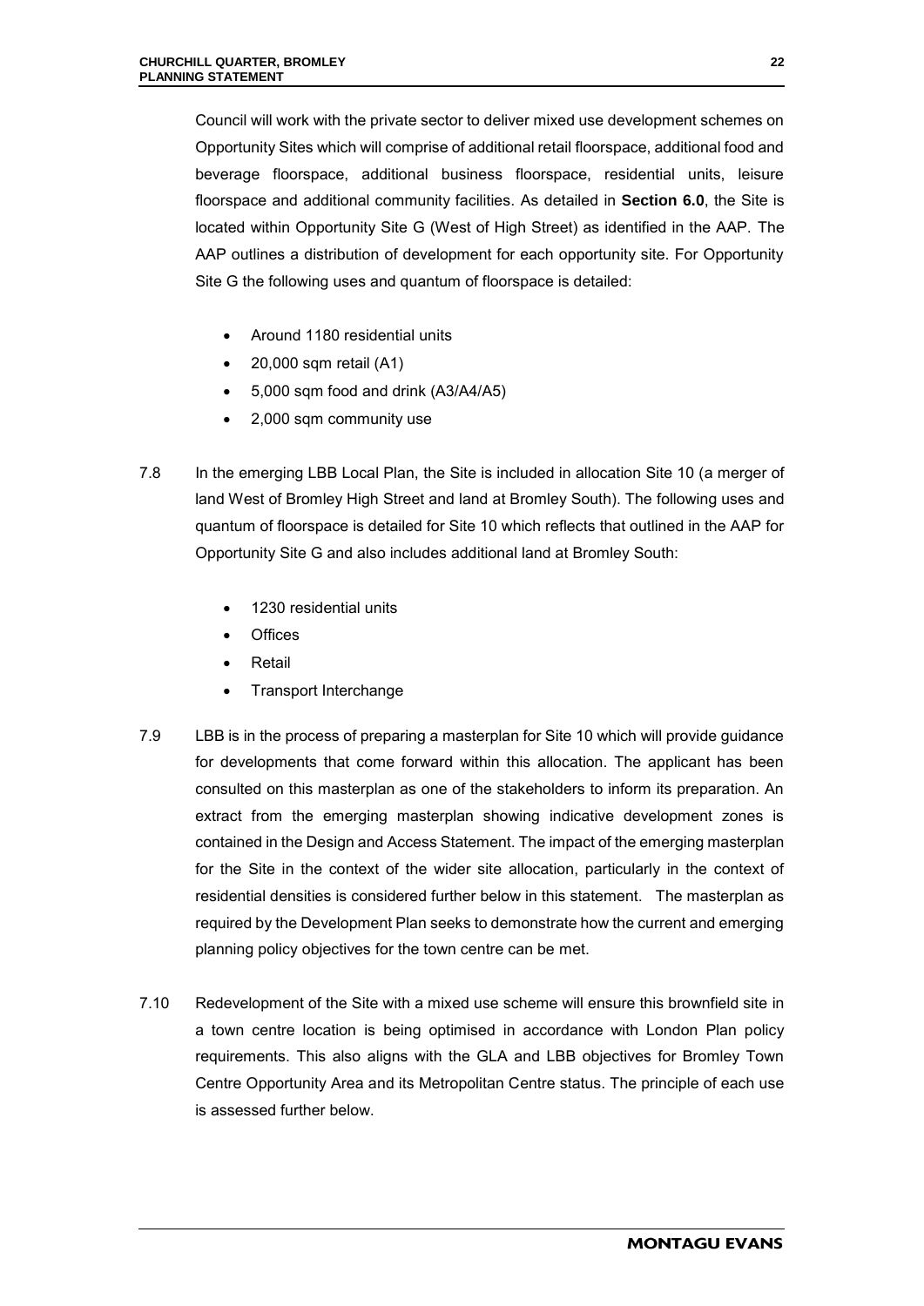Council will work with the private sector to deliver mixed use development schemes on Opportunity Sites which will comprise of additional retail floorspace, additional food and beverage floorspace, additional business floorspace, residential units, leisure floorspace and additional community facilities. As detailed in **Section 6.0**, the Site is located within Opportunity Site G (West of High Street) as identified in the AAP. The AAP outlines a distribution of development for each opportunity site. For Opportunity Site G the following uses and quantum of floorspace is detailed:

- Around 1180 residential units
- 20,000 sqm retail (A1)
- 5,000 sqm food and drink (A3/A4/A5)
- 2,000 sqm community use

7.8 In the emerging LBB Local Plan, the Site is included in allocation Site 10 (a merger of land West of Bromley High Street and land at Bromley South). The following uses and quantum of floorspace is detailed for Site 10 which reflects that outlined in the AAP for Opportunity Site G and also includes additional land at Bromley South:

- 1230 residential units
- Offices
- Retail
- Transport Interchange

7.9 LBB is in the process of preparing a masterplan for Site 10 which will provide guidance for developments that come forward within this allocation. The applicant has been consulted on this masterplan as one of the stakeholders to inform its preparation. An extract from the emerging masterplan showing indicative development zones is contained in the Design and Access Statement. The impact of the emerging masterplan for the Site in the context of the wider site allocation, particularly in the context of residential densities is considered further below in this statement. The masterplan as required by the Development Plan seeks to demonstrate how the current and emerging planning policy objectives for the town centre can be met.

7.10 Redevelopment of the Site with a mixed use scheme will ensure this brownfield site in a town centre location is being optimised in accordance with London Plan policy requirements. This also aligns with the GLA and LBB objectives for Bromley Town Centre Opportunity Area and its Metropolitan Centre status. The principle of each use is assessed further below.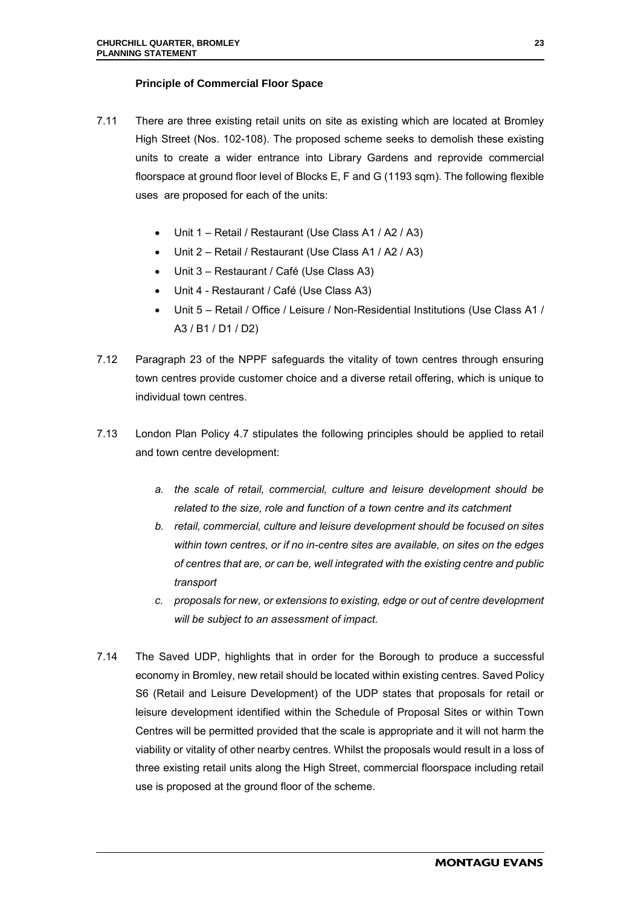### Principle of Commercial Floor Space

7.11 There are three existing retail units on site as existing which are located at Bromley High Street (Nos. 102-108). The proposed scheme seeks to demolish these existing units to create a wider entrance into Library Gardens and reprovide commercial floorspace at ground floor level of Blocks E, F and G (1193 sqm). The following flexible uses are proposed for each of the units:

- Unit 1 – Retail / Restaurant (Use Class A1 / A2 / A3)
- Unit 2 – Retail / Restaurant (Use Class A1 / A2 / A3)
- Unit 3 – Restaurant / Café (Use Class A3)
- Unit 4 - Restaurant / Café (Use Class A3)
- Unit 5 – Retail / Office / Leisure / Non-Residential Institutions (Use Class A1 / A3 / B1 / D1 / D2)

7.12 Paragraph 23 of the NPPF safeguards the vitality of town centres through ensuring town centres provide customer choice and a diverse retail offering, which is unique to individual town centres.

7.13 London Plan Policy 4.7 stipulates the following principles should be applied to retail and town centre development:

*a. the scale of retail, commercial, culture and leisure development should be related to the size, role and function of a town centre and its catchment*

*b. retail, commercial, culture and leisure development should be focused on sites within town centres, or if no in-centre sites are available, on sites on the edges of centres that are, or can be, well integrated with the existing centre and public transport*

*c. proposals for new, or extensions to existing, edge or out of centre development will be subject to an assessment of impact.*

7.14 The Saved UDP, highlights that in order for the Borough to produce a successful economy in Bromley, new retail should be located within existing centres. Saved Policy S6 (Retail and Leisure Development) of the UDP states that proposals for retail or leisure development identified within the Schedule of Proposal Sites or within Town Centres will be permitted provided that the scale is appropriate and it will not harm the viability or vitality of other nearby centres. Whilst the proposals would result in a loss of three existing retail units along the High Street, commercial floorspace including retail use is proposed at the ground floor of the scheme.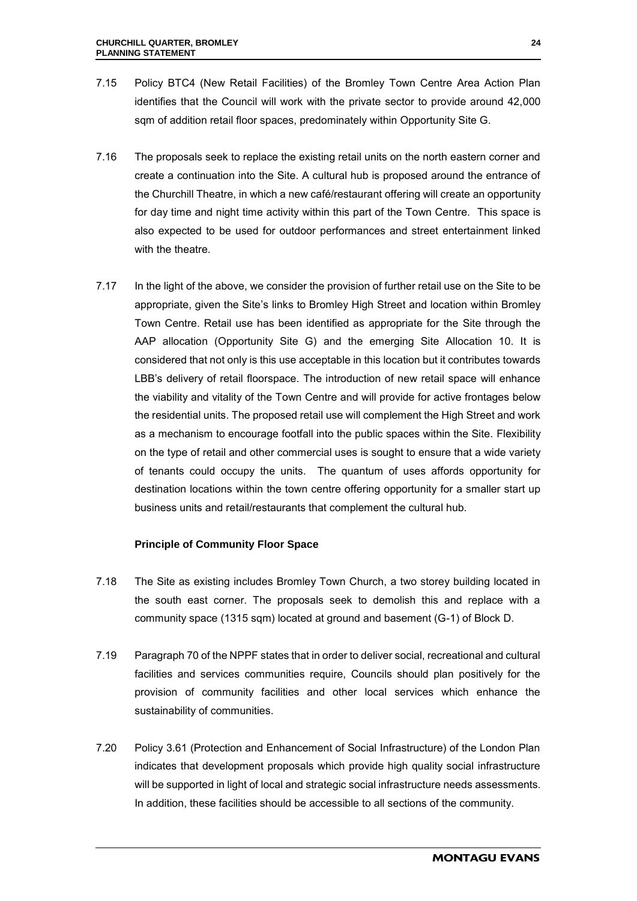7.15 Policy BTC4 (New Retail Facilities) of the Bromley Town Centre Area Action Plan identifies that the Council will work with the private sector to provide around 42,000 sqm of addition retail floor spaces, predominately within Opportunity Site G.

7.16 The proposals seek to replace the existing retail units on the north eastern corner and create a continuation into the Site. A cultural hub is proposed around the entrance of the Churchill Theatre, in which a new café/restaurant offering will create an opportunity for day time and night time activity within this part of the Town Centre. This space is also expected to be used for outdoor performances and street entertainment linked with the theatre.

7.17 In the light of the above, we consider the provision of further retail use on the Site to be appropriate, given the Site's links to Bromley High Street and location within Bromley Town Centre. Retail use has been identified as appropriate for the Site through the AAP allocation (Opportunity Site G) and the emerging Site Allocation 10. It is considered that not only is this use acceptable in this location but it contributes towards LBB's delivery of retail floorspace. The introduction of new retail space will enhance the viability and vitality of the Town Centre and will provide for active frontages below the residential units. The proposed retail use will complement the High Street and work as a mechanism to encourage footfall into the public spaces within the Site. Flexibility on the type of retail and other commercial uses is sought to ensure that a wide variety of tenants could occupy the units. The quantum of uses affords opportunity for destination locations within the town centre offering opportunity for a smaller start up business units and retail/restaurants that complement the cultural hub.

**Principle of Community Floor Space**

7.18 The Site as existing includes Bromley Town Church, a two storey building located in the south east corner. The proposals seek to demolish this and replace with a community space (1315 sqm) located at ground and basement (G-1) of Block D.

7.19 Paragraph 70 of the NPPF states that in order to deliver social, recreational and cultural facilities and services communities require, Councils should plan positively for the provision of community facilities and other local services which enhance the sustainability of communities.

7.20 Policy 3.61 (Protection and Enhancement of Social Infrastructure) of the London Plan indicates that development proposals which provide high quality social infrastructure will be supported in light of local and strategic social infrastructure needs assessments. In addition, these facilities should be accessible to all sections of the community.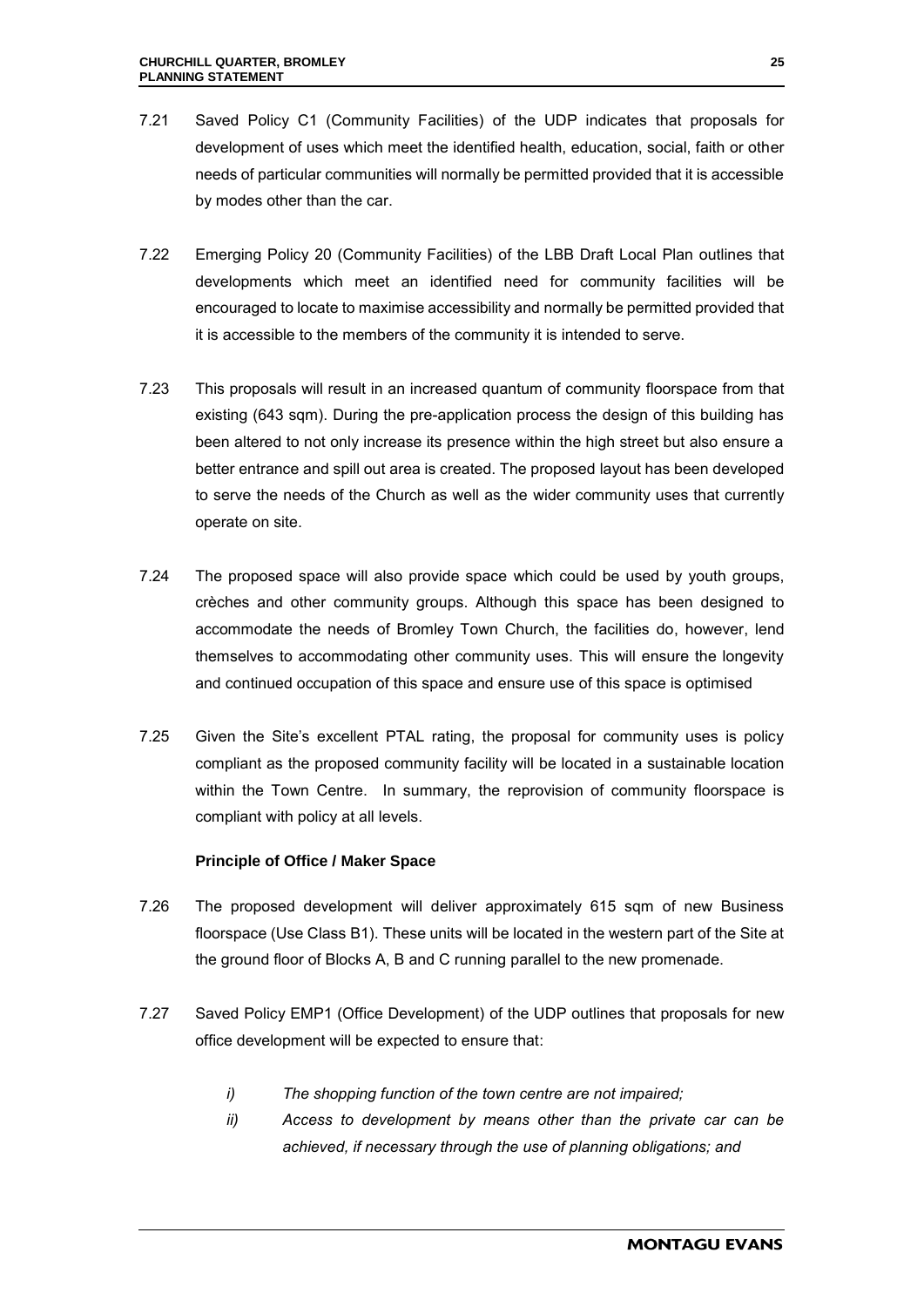7.21 Saved Policy C1 (Community Facilities) of the UDP indicates that proposals for development of uses which meet the identified health, education, social, faith or other needs of particular communities will normally be permitted provided that it is accessible by modes other than the car.

7.22 Emerging Policy 20 (Community Facilities) of the LBB Draft Local Plan outlines that developments which meet an identified need for community facilities will be encouraged to locate to maximise accessibility and normally be permitted provided that it is accessible to the members of the community it is intended to serve.

7.23 This proposals will result in an increased quantum of community floorspace from that existing (643 sqm). During the pre-application process the design of this building has been altered to not only increase its presence within the high street but also ensure a better entrance and spill out area is created. The proposed layout has been developed to serve the needs of the Church as well as the wider community uses that currently operate on site.

7.24 The proposed space will also provide space which could be used by youth groups, crèches and other community groups. Although this space has been designed to accommodate the needs of Bromley Town Church, the facilities do, however, lend themselves to accommodating other community uses. This will ensure the longevity and continued occupation of this space and ensure use of this space is optimised

7.25 Given the Site's excellent PTAL rating, the proposal for community uses is policy compliant as the proposed community facility will be located in a sustainable location within the Town Centre. In summary, the reprovision of community floorspace is compliant with policy at all levels.

**Principle of Office / Maker Space**

7.26 The proposed development will deliver approximately 615 sqm of new Business floorspace (Use Class B1). These units will be located in the western part of the Site at the ground floor of Blocks A, B and C running parallel to the new promenade.

7.27 Saved Policy EMP1 (Office Development) of the UDP outlines that proposals for new office development will be expected to ensure that:

*i) The shopping function of the town centre are not impaired;*

*ii) Access to development by means other than the private car can be achieved, if necessary through the use of planning obligations; and*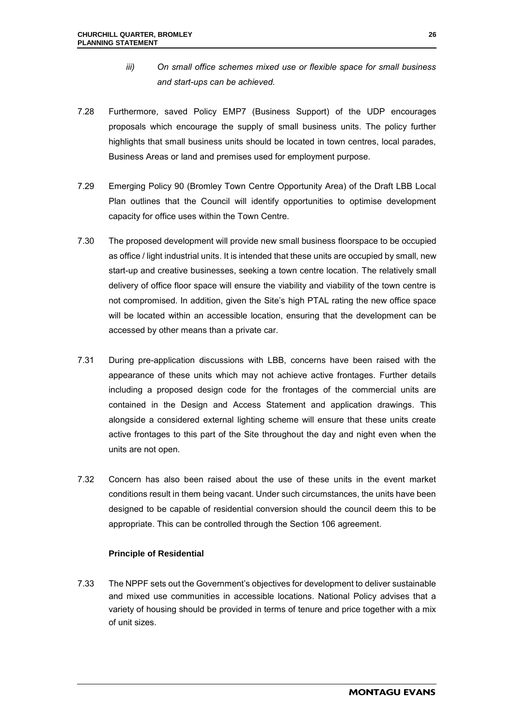*iii) On small office schemes mixed use or flexible space for small business and start-ups can be achieved.*

7.28 Furthermore, saved Policy EMP7 (Business Support) of the UDP encourages proposals which encourage the supply of small business units. The policy further highlights that small business units should be located in town centres, local parades, Business Areas or land and premises used for employment purpose.

7.29 Emerging Policy 90 (Bromley Town Centre Opportunity Area) of the Draft LBB Local Plan outlines that the Council will identify opportunities to optimise development capacity for office uses within the Town Centre.

7.30 The proposed development will provide new small business floorspace to be occupied as office / light industrial units. It is intended that these units are occupied by small, new start-up and creative businesses, seeking a town centre location. The relatively small delivery of office floor space will ensure the viability and viability of the town centre is not compromised. In addition, given the Site's high PTAL rating the new office space will be located within an accessible location, ensuring that the development can be accessed by other means than a private car.

7.31 During pre-application discussions with LBB, concerns have been raised with the appearance of these units which may not achieve active frontages. Further details including a proposed design code for the frontages of the commercial units are contained in the Design and Access Statement and application drawings. This alongside a considered external lighting scheme will ensure that these units create active frontages to this part of the Site throughout the day and night even when the units are not open.

7.32 Concern has also been raised about the use of these units in the event market conditions result in them being vacant. Under such circumstances, the units have been designed to be capable of residential conversion should the council deem this to be appropriate. This can be controlled through the Section 106 agreement.

**Principle of Residential**

7.33 The NPPF sets out the Government's objectives for development to deliver sustainable and mixed use communities in accessible locations. National Policy advises that a variety of housing should be provided in terms of tenure and price together with a mix of unit sizes.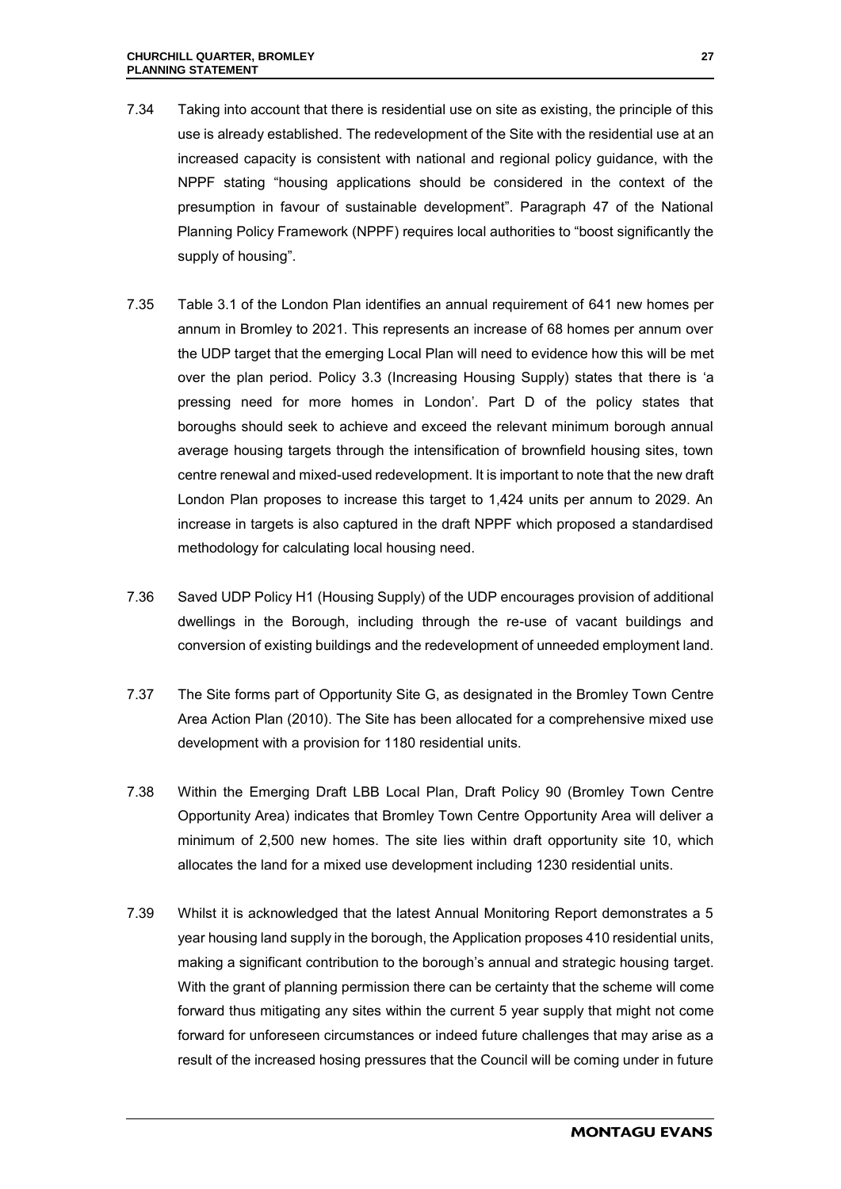7.34 Taking into account that there is residential use on site as existing, the principle of this use is already established. The redevelopment of the Site with the residential use at an increased capacity is consistent with national and regional policy guidance, with the NPPF stating "housing applications should be considered in the context of the presumption in favour of sustainable development". Paragraph 47 of the National Planning Policy Framework (NPPF) requires local authorities to "boost significantly the supply of housing".

7.35 Table 3.1 of the London Plan identifies an annual requirement of 641 new homes per annum in Bromley to 2021. This represents an increase of 68 homes per annum over the UDP target that the emerging Local Plan will need to evidence how this will be met over the plan period. Policy 3.3 (Increasing Housing Supply) states that there is 'a pressing need for more homes in London'. Part D of the policy states that boroughs should seek to achieve and exceed the relevant minimum borough annual average housing targets through the intensification of brownfield housing sites, town centre renewal and mixed-used redevelopment. It is important to note that the new draft London Plan proposes to increase this target to 1,424 units per annum to 2029. An increase in targets is also captured in the draft NPPF which proposed a standardised methodology for calculating local housing need.

7.36 Saved UDP Policy H1 (Housing Supply) of the UDP encourages provision of additional dwellings in the Borough, including through the re-use of vacant buildings and conversion of existing buildings and the redevelopment of unneeded employment land.

7.37 The Site forms part of Opportunity Site G, as designated in the Bromley Town Centre Area Action Plan (2010). The Site has been allocated for a comprehensive mixed use development with a provision for 1180 residential units.

7.38 Within the Emerging Draft LBB Local Plan, Draft Policy 90 (Bromley Town Centre Opportunity Area) indicates that Bromley Town Centre Opportunity Area will deliver a minimum of 2,500 new homes. The site lies within draft opportunity site 10, which allocates the land for a mixed use development including 1230 residential units.

7.39 Whilst it is acknowledged that the latest Annual Monitoring Report demonstrates a 5 year housing land supply in the borough, the Application proposes 410 residential units, making a significant contribution to the borough's annual and strategic housing target. With the grant of planning permission there can be certainty that the scheme will come forward thus mitigating any sites within the current 5 year supply that might not come forward for unforeseen circumstances or indeed future challenges that may arise as a result of the increased hosing pressures that the Council will be coming under in future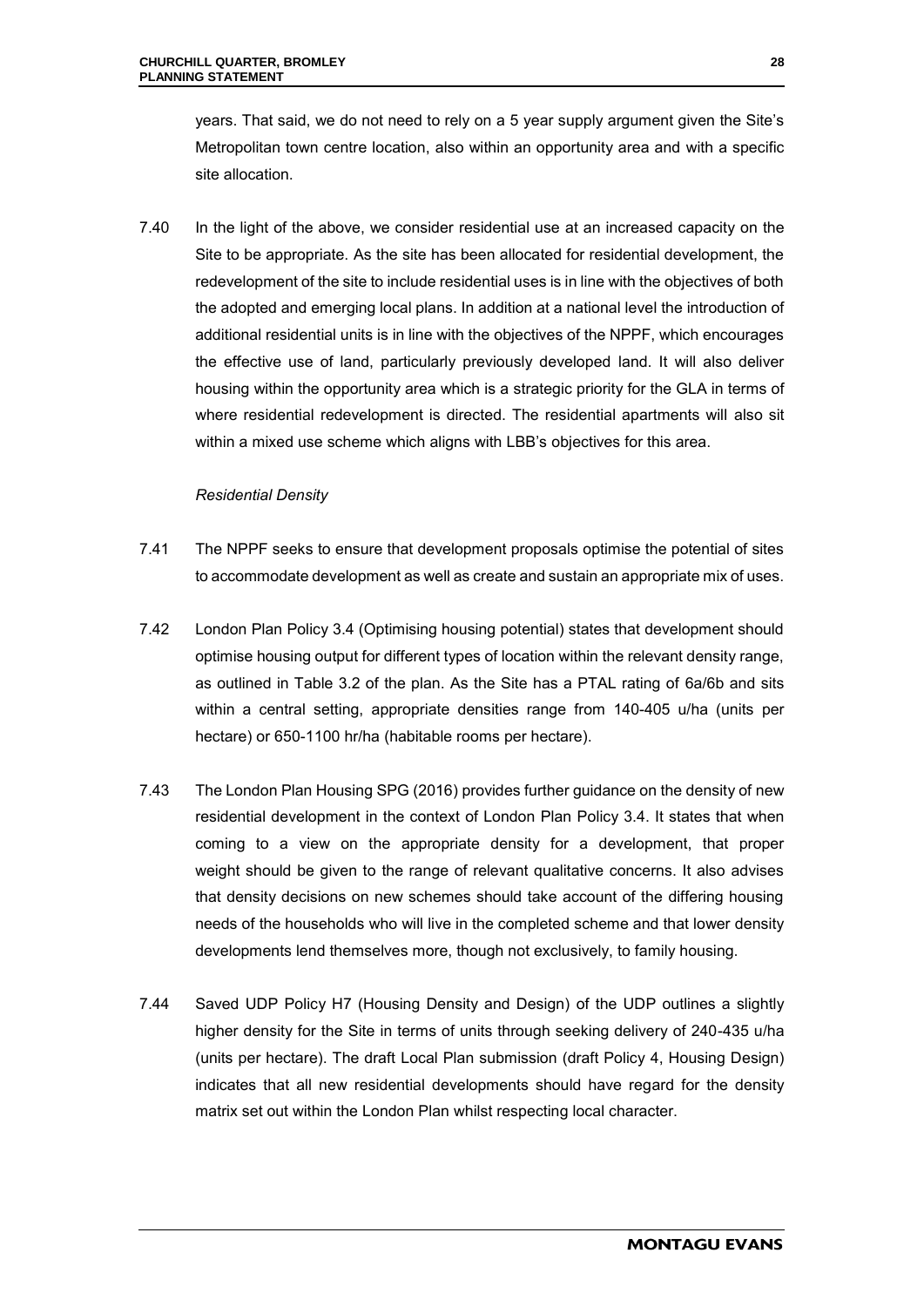years. That said, we do not need to rely on a 5 year supply argument given the Site's Metropolitan town centre location, also within an opportunity area and with a specific site allocation.

7.40 In the light of the above, we consider residential use at an increased capacity on the Site to be appropriate. As the site has been allocated for residential development, the redevelopment of the site to include residential uses is in line with the objectives of both the adopted and emerging local plans. In addition at a national level the introduction of additional residential units is in line with the objectives of the NPPF, which encourages the effective use of land, particularly previously developed land. It will also deliver housing within the opportunity area which is a strategic priority for the GLA in terms of where residential redevelopment is directed. The residential apartments will also sit within a mixed use scheme which aligns with LBB's objectives for this area.

*Residential Density*

7.41 The NPPF seeks to ensure that development proposals optimise the potential of sites to accommodate development as well as create and sustain an appropriate mix of uses.

7.42 London Plan Policy 3.4 (Optimising housing potential) states that development should optimise housing output for different types of location within the relevant density range, as outlined in Table 3.2 of the plan. As the Site has a PTAL rating of 6a/6b and sits within a central setting, appropriate densities range from 140-405 u/ha (units per hectare) or 650-1100 hr/ha (habitable rooms per hectare).

7.43 The London Plan Housing SPG (2016) provides further guidance on the density of new residential development in the context of London Plan Policy 3.4. It states that when coming to a view on the appropriate density for a development, that proper weight should be given to the range of relevant qualitative concerns. It also advises that density decisions on new schemes should take account of the differing housing needs of the households who will live in the completed scheme and that lower density developments lend themselves more, though not exclusively, to family housing.

7.44 Saved UDP Policy H7 (Housing Density and Design) of the UDP outlines a slightly higher density for the Site in terms of units through seeking delivery of 240-435 u/ha (units per hectare). The draft Local Plan submission (draft Policy 4, Housing Design) indicates that all new residential developments should have regard for the density matrix set out within the London Plan whilst respecting local character.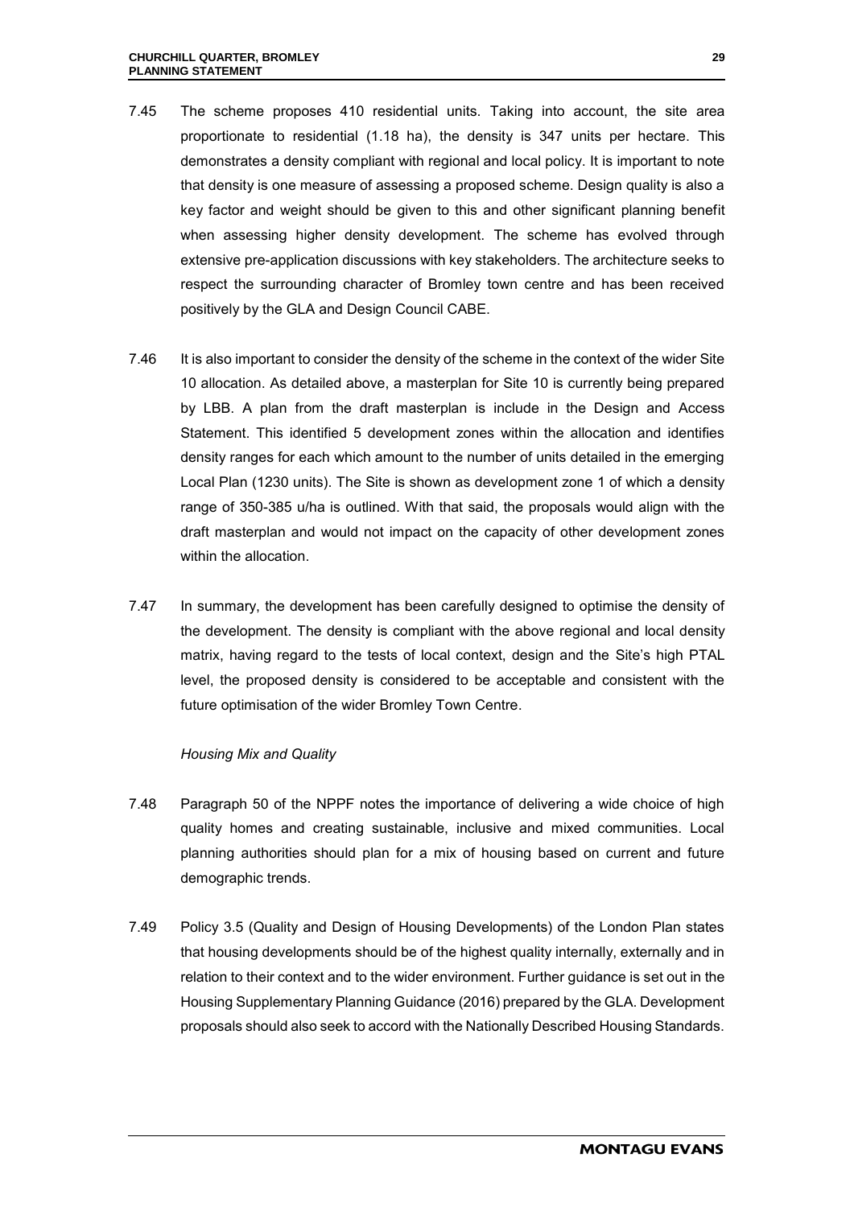7.45 The scheme proposes 410 residential units. Taking into account, the site area proportionate to residential (1.18 ha), the density is 347 units per hectare. This demonstrates a density compliant with regional and local policy. It is important to note that density is one measure of assessing a proposed scheme. Design quality is also a key factor and weight should be given to this and other significant planning benefit when assessing higher density development. The scheme has evolved through extensive pre-application discussions with key stakeholders. The architecture seeks to respect the surrounding character of Bromley town centre and has been received positively by the GLA and Design Council CABE.

7.46 It is also important to consider the density of the scheme in the context of the wider Site 10 allocation. As detailed above, a masterplan for Site 10 is currently being prepared by LBB. A plan from the draft masterplan is include in the Design and Access Statement. This identified 5 development zones within the allocation and identifies density ranges for each which amount to the number of units detailed in the emerging Local Plan (1230 units). The Site is shown as development zone 1 of which a density range of 350-385 u/ha is outlined. With that said, the proposals would align with the draft masterplan and would not impact on the capacity of other development zones within the allocation.

7.47 In summary, the development has been carefully designed to optimise the density of the development. The density is compliant with the above regional and local density matrix, having regard to the tests of local context, design and the Site's high PTAL level, the proposed density is considered to be acceptable and consistent with the future optimisation of the wider Bromley Town Centre.

*Housing Mix and Quality*

7.48 Paragraph 50 of the NPPF notes the importance of delivering a wide choice of high quality homes and creating sustainable, inclusive and mixed communities. Local planning authorities should plan for a mix of housing based on current and future demographic trends.

7.49 Policy 3.5 (Quality and Design of Housing Developments) of the London Plan states that housing developments should be of the highest quality internally, externally and in relation to their context and to the wider environment. Further guidance is set out in the Housing Supplementary Planning Guidance (2016) prepared by the GLA. Development proposals should also seek to accord with the Nationally Described Housing Standards.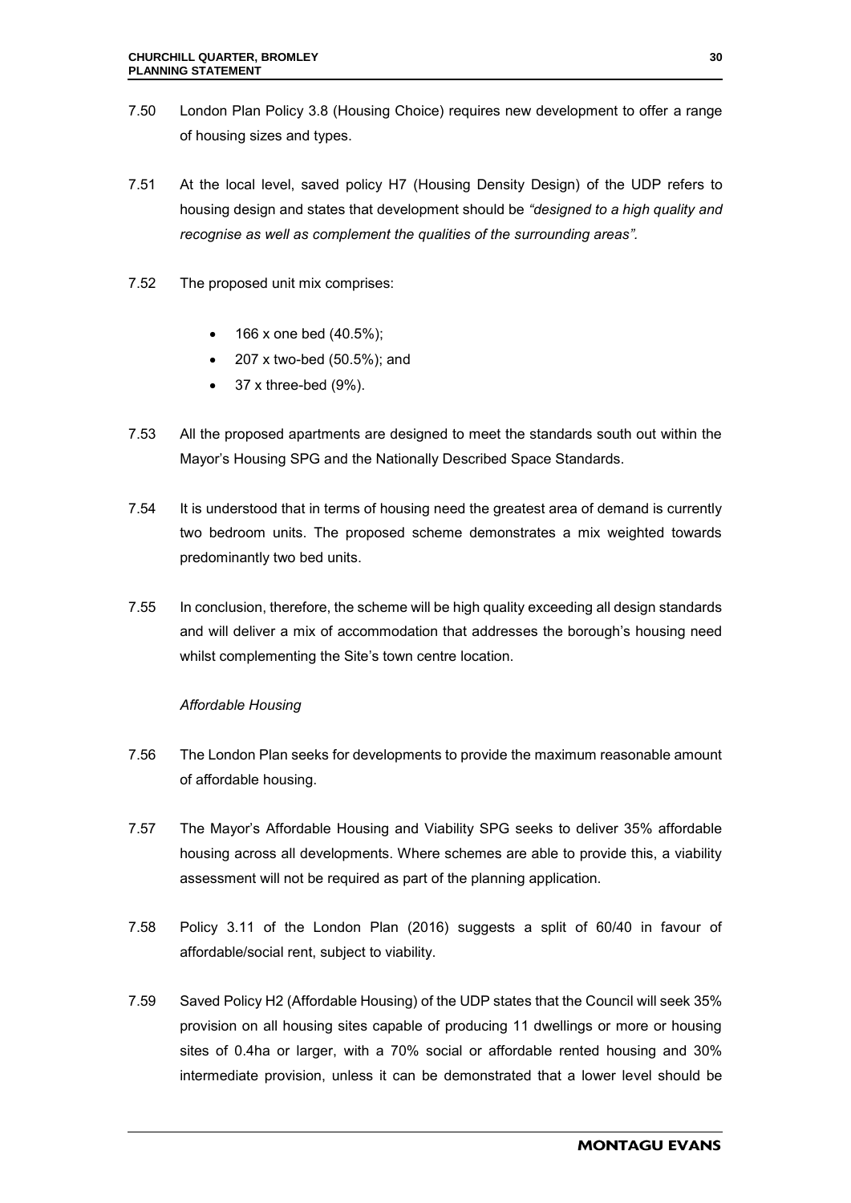7.50 London Plan Policy 3.8 (Housing Choice) requires new development to offer a range of housing sizes and types.

7.51 At the local level, saved policy H7 (Housing Density Design) of the UDP refers to housing design and states that development should be *"designed to a high quality and recognise as well as complement the qualities of the surrounding areas".*

7.52 The proposed unit mix comprises:

- 166 x one bed (40.5%);
- 207 x two-bed (50.5%); and
- 37 x three-bed (9%).

7.53 All the proposed apartments are designed to meet the standards south out within the Mayor's Housing SPG and the Nationally Described Space Standards.

7.54 It is understood that in terms of housing need the greatest area of demand is currently two bedroom units. The proposed scheme demonstrates a mix weighted towards predominantly two bed units.

7.55 In conclusion, therefore, the scheme will be high quality exceeding all design standards and will deliver a mix of accommodation that addresses the borough's housing need whilst complementing the Site's town centre location.

*Affordable Housing*

7.56 The London Plan seeks for developments to provide the maximum reasonable amount of affordable housing.

7.57 The Mayor's Affordable Housing and Viability SPG seeks to deliver 35% affordable housing across all developments. Where schemes are able to provide this, a viability assessment will not be required as part of the planning application.

7.58 Policy 3.11 of the London Plan (2016) suggests a split of 60/40 in favour of affordable/social rent, subject to viability.

7.59 Saved Policy H2 (Affordable Housing) of the UDP states that the Council will seek 35% provision on all housing sites capable of producing 11 dwellings or more or housing sites of 0.4ha or larger, with a 70% social or affordable rented housing and 30% intermediate provision, unless it can be demonstrated that a lower level should be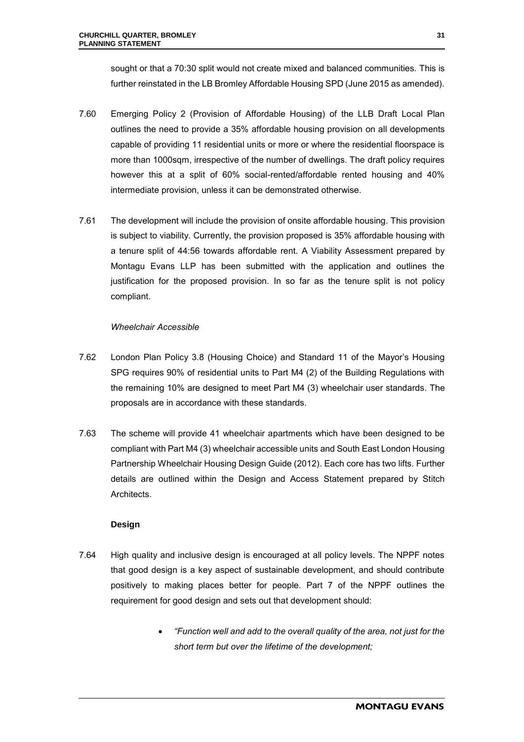sought or that a 70:30 split would not create mixed and balanced communities. This is further reinstated in the LB Bromley Affordable Housing SPD (June 2015 as amended).

7.60 Emerging Policy 2 (Provision of Affordable Housing) of the LLB Draft Local Plan outlines the need to provide a 35% affordable housing provision on all developments capable of providing 11 residential units or more or where the residential floorspace is more than 1000sqm, irrespective of the number of dwellings. The draft policy requires however this at a split of 60% social-rented/affordable rented housing and 40% intermediate provision, unless it can be demonstrated otherwise.

7.61 The development will include the provision of onsite affordable housing. This provision is subject to viability. Currently, the provision proposed is 35% affordable housing with a tenure split of 44:56 towards affordable rent. A Viability Assessment prepared by Montagu Evans LLP has been submitted with the application and outlines the justification for the proposed provision. In so far as the tenure split is not policy compliant.

*Wheelchair Accessible*

7.62 London Plan Policy 3.8 (Housing Choice) and Standard 11 of the Mayor's Housing SPG requires 90% of residential units to Part M4 (2) of the Building Regulations with the remaining 10% are designed to meet Part M4 (3) wheelchair user standards. The proposals are in accordance with these standards.

7.63 The scheme will provide 41 wheelchair apartments which have been designed to be compliant with Part M4 (3) wheelchair accessible units and South East London Housing Partnership Wheelchair Housing Design Guide (2012). Each core has two lifts. Further details are outlined within the Design and Access Statement prepared by Stitch Architects.

**Design**

7.64 High quality and inclusive design is encouraged at all policy levels. The NPPF notes that good design is a key aspect of sustainable development, and should contribute positively to making places better for people. Part 7 of the NPPF outlines the requirement for good design and sets out that development should:

- *"Function well and add to the overall quality of the area, not just for the short term but over the lifetime of the development;*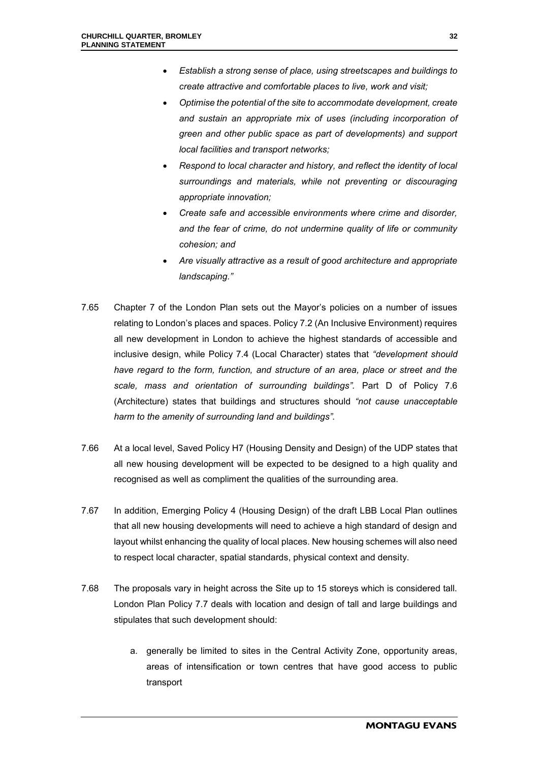- *Establish a strong sense of place, using streetscapes and buildings to create attractive and comfortable places to live, work and visit;*
- *Optimise the potential of the site to accommodate development, create and sustain an appropriate mix of uses (including incorporation of green and other public space as part of developments) and support local facilities and transport networks;*
- *Respond to local character and history, and reflect the identity of local surroundings and materials, while not preventing or discouraging appropriate innovation;*
- *Create safe and accessible environments where crime and disorder, and the fear of crime, do not undermine quality of life or community cohesion; and*
- *Are visually attractive as a result of good architecture and appropriate landscaping."*

7.65 Chapter 7 of the London Plan sets out the Mayor's policies on a number of issues relating to London's places and spaces. Policy 7.2 (An Inclusive Environment) requires all new development in London to achieve the highest standards of accessible and inclusive design, while Policy 7.4 (Local Character) states that *"development should have regard to the form, function, and structure of an area, place or street and the scale, mass and orientation of surrounding buildings".* Part D of Policy 7.6 (Architecture) states that buildings and structures should *"not cause unacceptable harm to the amenity of surrounding land and buildings".*

7.66 At a local level, Saved Policy H7 (Housing Density and Design) of the UDP states that all new housing development will be expected to be designed to a high quality and recognised as well as compliment the qualities of the surrounding area.

7.67 In addition, Emerging Policy 4 (Housing Design) of the draft LBB Local Plan outlines that all new housing developments will need to achieve a high standard of design and layout whilst enhancing the quality of local places. New housing schemes will also need to respect local character, spatial standards, physical context and density.

7.68 The proposals vary in height across the Site up to 15 storeys which is considered tall. London Plan Policy 7.7 deals with location and design of tall and large buildings and stipulates that such development should:

a. generally be limited to sites in the Central Activity Zone, opportunity areas, areas of intensification or town centres that have good access to public transport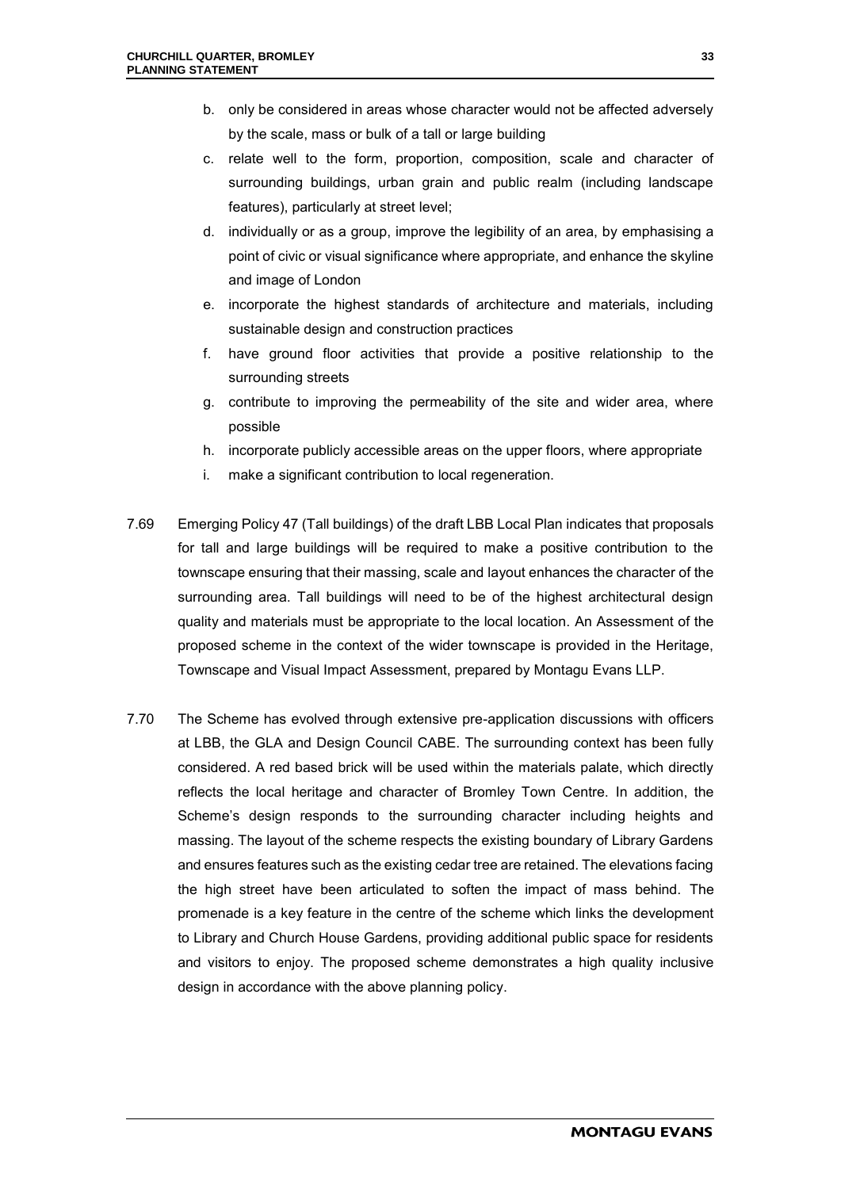b. only be considered in areas whose character would not be affected adversely by the scale, mass or bulk of a tall or large building
c. relate well to the form, proportion, composition, scale and character of surrounding buildings, urban grain and public realm (including landscape features), particularly at street level;
d. individually or as a group, improve the legibility of an area, by emphasising a point of civic or visual significance where appropriate, and enhance the skyline and image of London
e. incorporate the highest standards of architecture and materials, including sustainable design and construction practices
f. have ground floor activities that provide a positive relationship to the surrounding streets
g. contribute to improving the permeability of the site and wider area, where possible
h. incorporate publicly accessible areas on the upper floors, where appropriate
i. make a significant contribution to local regeneration.

7.69 Emerging Policy 47 (Tall buildings) of the draft LBB Local Plan indicates that proposals for tall and large buildings will be required to make a positive contribution to the townscape ensuring that their massing, scale and layout enhances the character of the surrounding area. Tall buildings will need to be of the highest architectural design quality and materials must be appropriate to the local location. An Assessment of the proposed scheme in the context of the wider townscape is provided in the Heritage, Townscape and Visual Impact Assessment, prepared by Montagu Evans LLP.

7.70 The Scheme has evolved through extensive pre-application discussions with officers at LBB, the GLA and Design Council CABE. The surrounding context has been fully considered. A red based brick will be used within the materials palate, which directly reflects the local heritage and character of Bromley Town Centre. In addition, the Scheme's design responds to the surrounding character including heights and massing. The layout of the scheme respects the existing boundary of Library Gardens and ensures features such as the existing cedar tree are retained. The elevations facing the high street have been articulated to soften the impact of mass behind. The promenade is a key feature in the centre of the scheme which links the development to Library and Church House Gardens, providing additional public space for residents and visitors to enjoy. The proposed scheme demonstrates a high quality inclusive design in accordance with the above planning policy.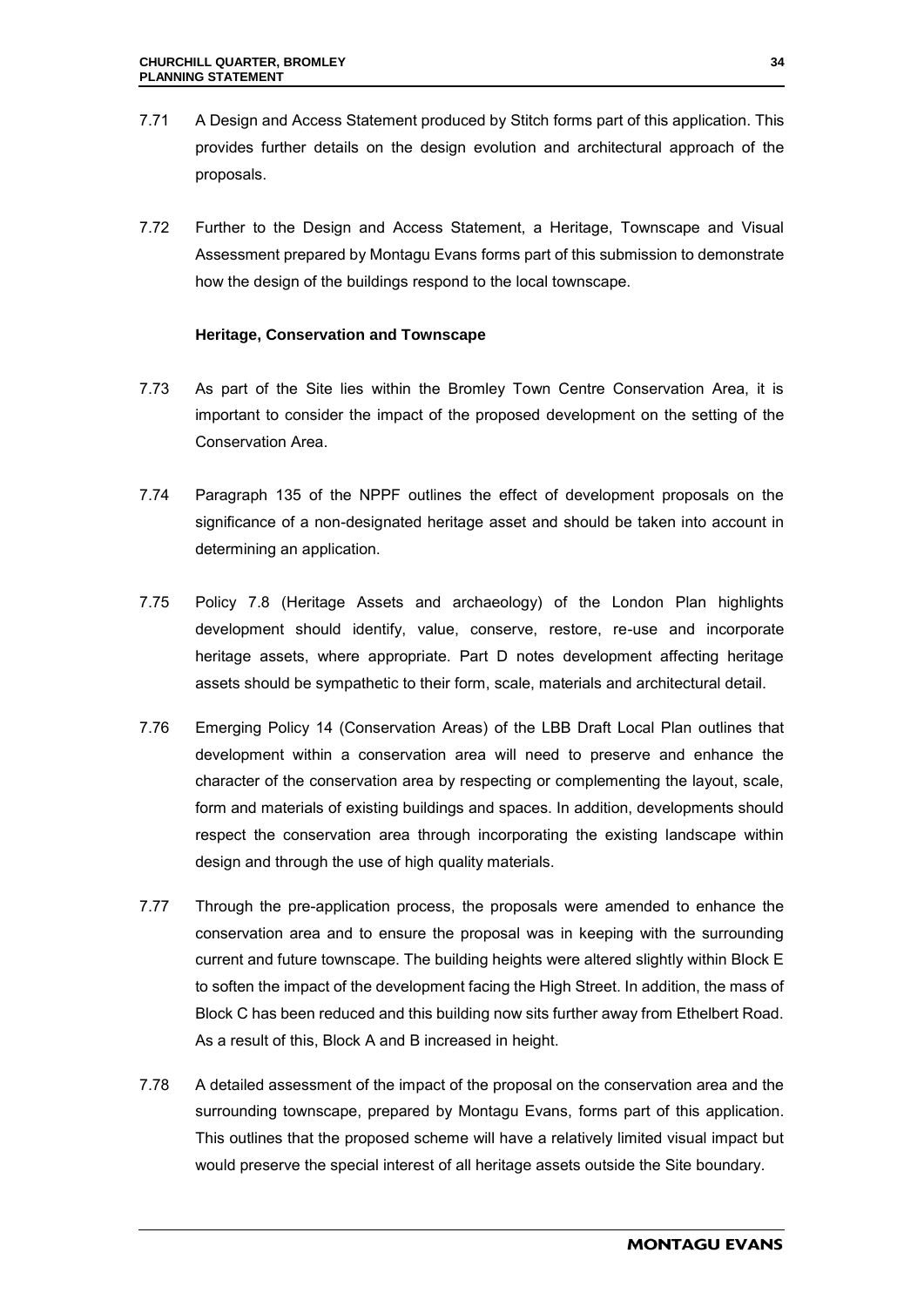7.71 A Design and Access Statement produced by Stitch forms part of this application. This provides further details on the design evolution and architectural approach of the proposals.

7.72 Further to the Design and Access Statement, a Heritage, Townscape and Visual Assessment prepared by Montagu Evans forms part of this submission to demonstrate how the design of the buildings respond to the local townscape.

**Heritage, Conservation and Townscape**

7.73 As part of the Site lies within the Bromley Town Centre Conservation Area, it is important to consider the impact of the proposed development on the setting of the Conservation Area.

7.74 Paragraph 135 of the NPPF outlines the effect of development proposals on the significance of a non-designated heritage asset and should be taken into account in determining an application.

7.75 Policy 7.8 (Heritage Assets and archaeology) of the London Plan highlights development should identify, value, conserve, restore, re-use and incorporate heritage assets, where appropriate. Part D notes development affecting heritage assets should be sympathetic to their form, scale, materials and architectural detail.

7.76 Emerging Policy 14 (Conservation Areas) of the LBB Draft Local Plan outlines that development within a conservation area will need to preserve and enhance the character of the conservation area by respecting or complementing the layout, scale, form and materials of existing buildings and spaces. In addition, developments should respect the conservation area through incorporating the existing landscape within design and through the use of high quality materials.

7.77 Through the pre-application process, the proposals were amended to enhance the conservation area and to ensure the proposal was in keeping with the surrounding current and future townscape. The building heights were altered slightly within Block E to soften the impact of the development facing the High Street. In addition, the mass of Block C has been reduced and this building now sits further away from Ethelbert Road. As a result of this, Block A and B increased in height.

7.78 A detailed assessment of the impact of the proposal on the conservation area and the surrounding townscape, prepared by Montagu Evans, forms part of this application. This outlines that the proposed scheme will have a relatively limited visual impact but would preserve the special interest of all heritage assets outside the Site boundary.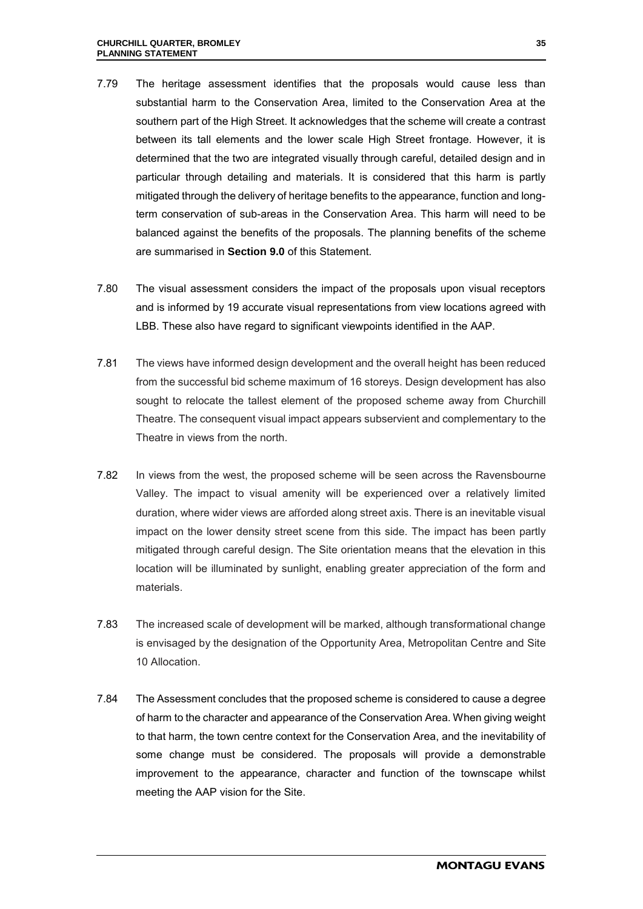7.79 The heritage assessment identifies that the proposals would cause less than substantial harm to the Conservation Area, limited to the Conservation Area at the southern part of the High Street. It acknowledges that the scheme will create a contrast between its tall elements and the lower scale High Street frontage. However, it is determined that the two are integrated visually through careful, detailed design and in particular through detailing and materials. It is considered that this harm is partly mitigated through the delivery of heritage benefits to the appearance, function and long-term conservation of sub-areas in the Conservation Area. This harm will need to be balanced against the benefits of the proposals. The planning benefits of the scheme are summarised in **Section 9.0** of this Statement.

7.80 The visual assessment considers the impact of the proposals upon visual receptors and is informed by 19 accurate visual representations from view locations agreed with LBB. These also have regard to significant viewpoints identified in the AAP.

7.81 The views have informed design development and the overall height has been reduced from the successful bid scheme maximum of 16 storeys. Design development has also sought to relocate the tallest element of the proposed scheme away from Churchill Theatre. The consequent visual impact appears subservient and complementary to the Theatre in views from the north.

7.82 In views from the west, the proposed scheme will be seen across the Ravensbourne Valley. The impact to visual amenity will be experienced over a relatively limited duration, where wider views are afforded along street axis. There is an inevitable visual impact on the lower density street scene from this side. The impact has been partly mitigated through careful design. The Site orientation means that the elevation in this location will be illuminated by sunlight, enabling greater appreciation of the form and materials.

7.83 The increased scale of development will be marked, although transformational change is envisaged by the designation of the Opportunity Area, Metropolitan Centre and Site 10 Allocation.

7.84 The Assessment concludes that the proposed scheme is considered to cause a degree of harm to the character and appearance of the Conservation Area. When giving weight to that harm, the town centre context for the Conservation Area, and the inevitability of some change must be considered. The proposals will provide a demonstrable improvement to the appearance, character and function of the townscape whilst meeting the AAP vision for the Site.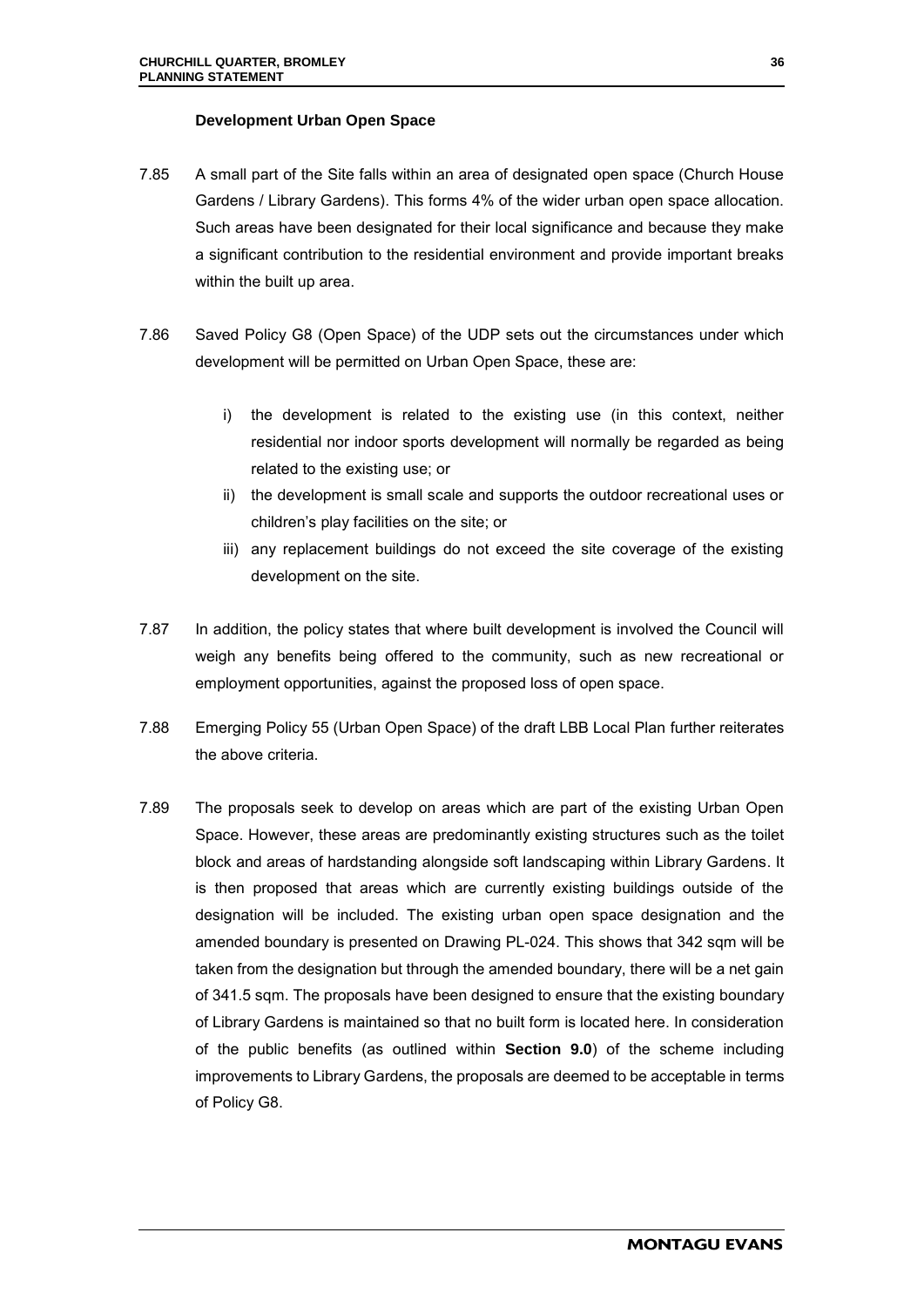### Development Urban Open Space

7.85 A small part of the Site falls within an area of designated open space (Church House Gardens / Library Gardens). This forms 4% of the wider urban open space allocation. Such areas have been designated for their local significance and because they make a significant contribution to the residential environment and provide important breaks within the built up area.

7.86 Saved Policy G8 (Open Space) of the UDP sets out the circumstances under which development will be permitted on Urban Open Space, these are:

i) the development is related to the existing use (in this context, neither residential nor indoor sports development will normally be regarded as being related to the existing use; or

ii) the development is small scale and supports the outdoor recreational uses or children's play facilities on the site; or

iii) any replacement buildings do not exceed the site coverage of the existing development on the site.

7.87 In addition, the policy states that where built development is involved the Council will weigh any benefits being offered to the community, such as new recreational or employment opportunities, against the proposed loss of open space.

7.88 Emerging Policy 55 (Urban Open Space) of the draft LBB Local Plan further reiterates the above criteria.

7.89 The proposals seek to develop on areas which are part of the existing Urban Open Space. However, these areas are predominantly existing structures such as the toilet block and areas of hardstanding alongside soft landscaping within Library Gardens. It is then proposed that areas which are currently existing buildings outside of the designation will be included. The existing urban open space designation and the amended boundary is presented on Drawing PL-024. This shows that 342 sqm will be taken from the designation but through the amended boundary, there will be a net gain of 341.5 sqm. The proposals have been designed to ensure that the existing boundary of Library Gardens is maintained so that no built form is located here. In consideration of the public benefits (as outlined within **Section 9.0**) of the scheme including improvements to Library Gardens, the proposals are deemed to be acceptable in terms of Policy G8.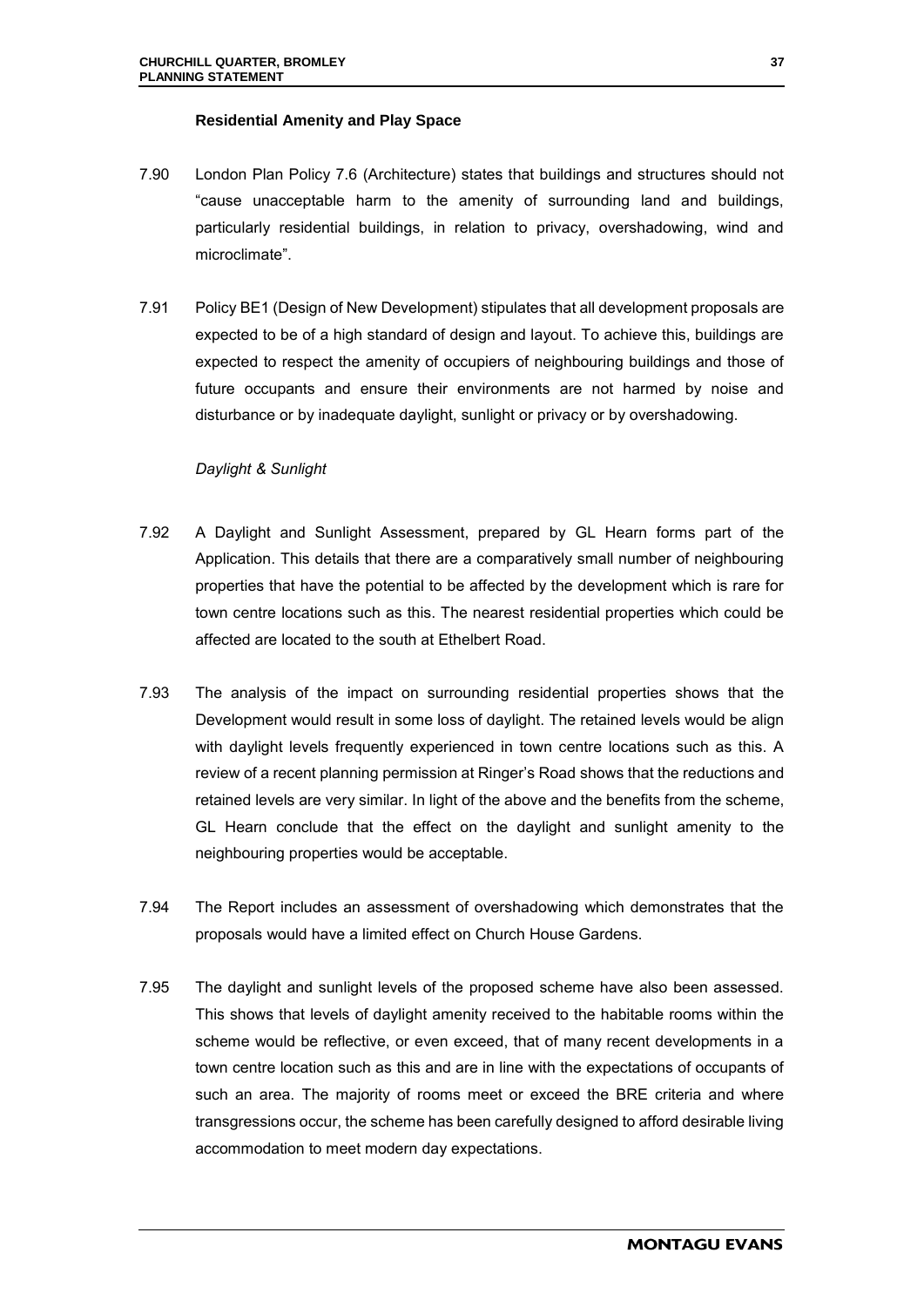**Residential Amenity and Play Space**

7.90 London Plan Policy 7.6 (Architecture) states that buildings and structures should not "cause unacceptable harm to the amenity of surrounding land and buildings, particularly residential buildings, in relation to privacy, overshadowing, wind and microclimate".

7.91 Policy BE1 (Design of New Development) stipulates that all development proposals are expected to be of a high standard of design and layout. To achieve this, buildings are expected to respect the amenity of occupiers of neighbouring buildings and those of future occupants and ensure their environments are not harmed by noise and disturbance or by inadequate daylight, sunlight or privacy or by overshadowing.

*Daylight & Sunlight*

7.92 A Daylight and Sunlight Assessment, prepared by GL Hearn forms part of the Application. This details that there are a comparatively small number of neighbouring properties that have the potential to be affected by the development which is rare for town centre locations such as this. The nearest residential properties which could be affected are located to the south at Ethelbert Road.

7.93 The analysis of the impact on surrounding residential properties shows that the Development would result in some loss of daylight. The retained levels would be align with daylight levels frequently experienced in town centre locations such as this. A review of a recent planning permission at Ringer's Road shows that the reductions and retained levels are very similar. In light of the above and the benefits from the scheme, GL Hearn conclude that the effect on the daylight and sunlight amenity to the neighbouring properties would be acceptable.

7.94 The Report includes an assessment of overshadowing which demonstrates that the proposals would have a limited effect on Church House Gardens.

7.95 The daylight and sunlight levels of the proposed scheme have also been assessed. This shows that levels of daylight amenity received to the habitable rooms within the scheme would be reflective, or even exceed, that of many recent developments in a town centre location such as this and are in line with the expectations of occupants of such an area. The majority of rooms meet or exceed the BRE criteria and where transgressions occur, the scheme has been carefully designed to afford desirable living accommodation to meet modern day expectations.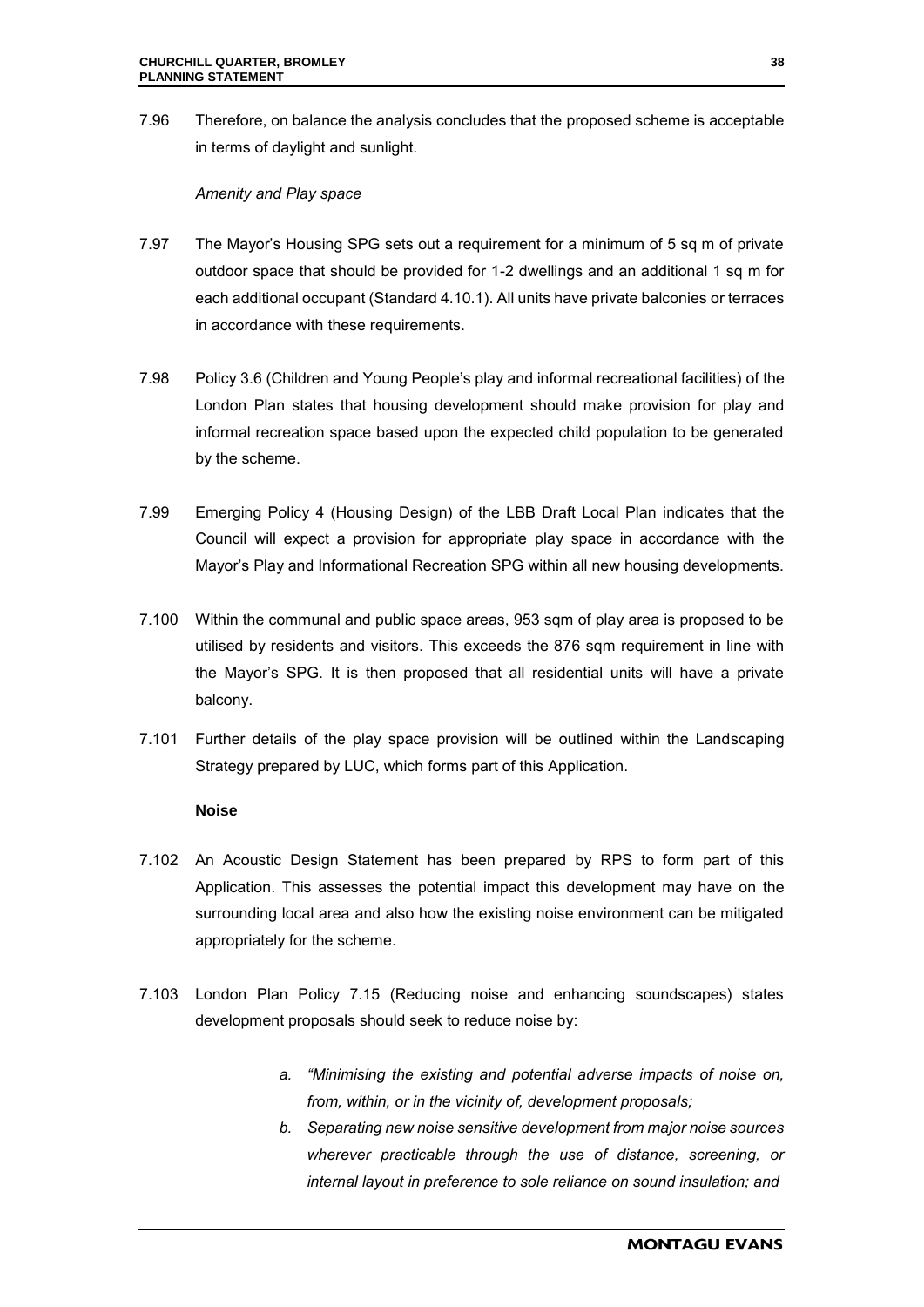7.96 Therefore, on balance the analysis concludes that the proposed scheme is acceptable in terms of daylight and sunlight.

*Amenity and Play space*

7.97 The Mayor's Housing SPG sets out a requirement for a minimum of 5 sq m of private outdoor space that should be provided for 1-2 dwellings and an additional 1 sq m for each additional occupant (Standard 4.10.1). All units have private balconies or terraces in accordance with these requirements.

7.98 Policy 3.6 (Children and Young People's play and informal recreational facilities) of the London Plan states that housing development should make provision for play and informal recreation space based upon the expected child population to be generated by the scheme.

7.99 Emerging Policy 4 (Housing Design) of the LBB Draft Local Plan indicates that the Council will expect a provision for appropriate play space in accordance with the Mayor's Play and Informational Recreation SPG within all new housing developments.

7.100 Within the communal and public space areas, 953 sqm of play area is proposed to be utilised by residents and visitors. This exceeds the 876 sqm requirement in line with the Mayor's SPG. It is then proposed that all residential units will have a private balcony.

7.101 Further details of the play space provision will be outlined within the Landscaping Strategy prepared by LUC, which forms part of this Application.

**Noise**

7.102 An Acoustic Design Statement has been prepared by RPS to form part of this Application. This assesses the potential impact this development may have on the surrounding local area and also how the existing noise environment can be mitigated appropriately for the scheme.

7.103 London Plan Policy 7.15 (Reducing noise and enhancing soundscapes) states development proposals should seek to reduce noise by:

> a. *"Minimising the existing and potential adverse impacts of noise on, from, within, or in the vicinity of, development proposals;*
>
> b. *Separating new noise sensitive development from major noise sources wherever practicable through the use of distance, screening, or internal layout in preference to sole reliance on sound insulation; and*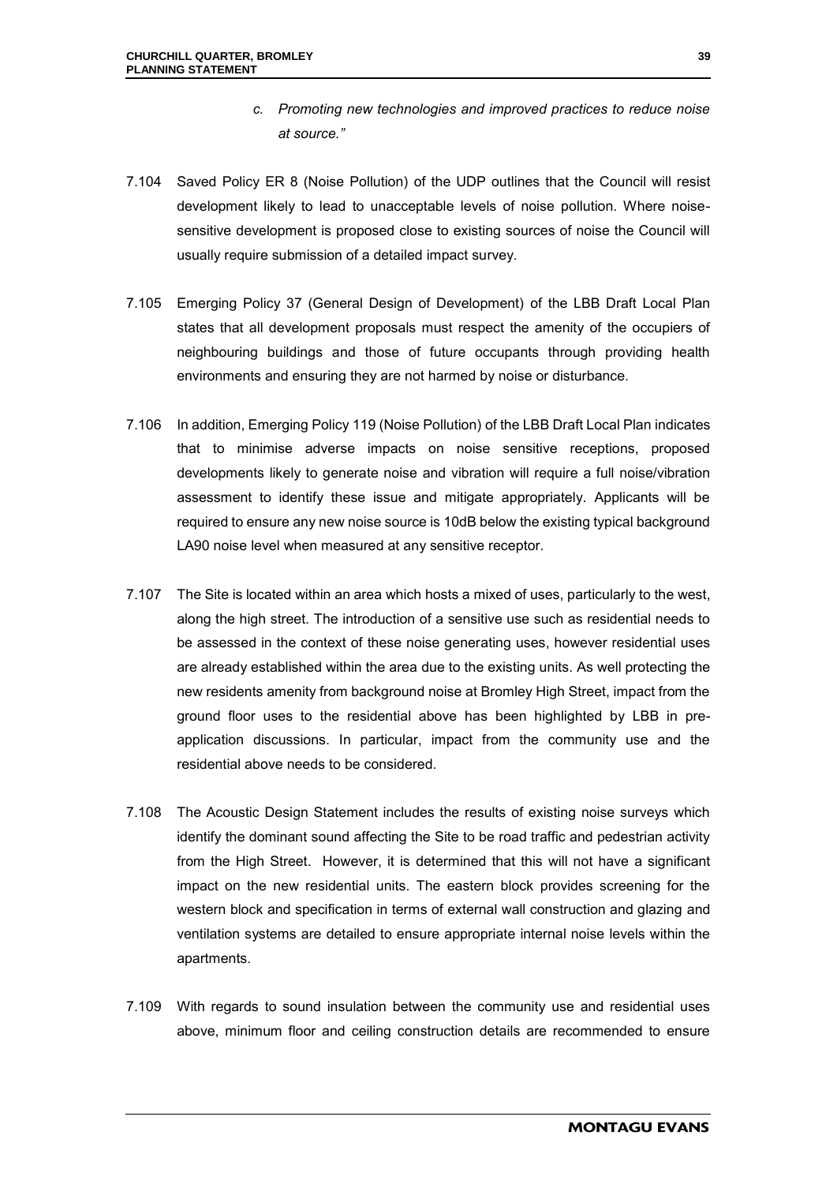c. *Promoting new technologies and improved practices to reduce noise at source."*

7.104 Saved Policy ER 8 (Noise Pollution) of the UDP outlines that the Council will resist development likely to lead to unacceptable levels of noise pollution. Where noise-sensitive development is proposed close to existing sources of noise the Council will usually require submission of a detailed impact survey.

7.105 Emerging Policy 37 (General Design of Development) of the LBB Draft Local Plan states that all development proposals must respect the amenity of the occupiers of neighbouring buildings and those of future occupants through providing health environments and ensuring they are not harmed by noise or disturbance.

7.106 In addition, Emerging Policy 119 (Noise Pollution) of the LBB Draft Local Plan indicates that to minimise adverse impacts on noise sensitive receptions, proposed developments likely to generate noise and vibration will require a full noise/vibration assessment to identify these issue and mitigate appropriately. Applicants will be required to ensure any new noise source is 10dB below the existing typical background LA90 noise level when measured at any sensitive receptor.

7.107 The Site is located within an area which hosts a mixed of uses, particularly to the west, along the high street. The introduction of a sensitive use such as residential needs to be assessed in the context of these noise generating uses, however residential uses are already established within the area due to the existing units. As well protecting the new residents amenity from background noise at Bromley High Street, impact from the ground floor uses to the residential above has been highlighted by LBB in pre-application discussions. In particular, impact from the community use and the residential above needs to be considered.

7.108 The Acoustic Design Statement includes the results of existing noise surveys which identify the dominant sound affecting the Site to be road traffic and pedestrian activity from the High Street. However, it is determined that this will not have a significant impact on the new residential units. The eastern block provides screening for the western block and specification in terms of external wall construction and glazing and ventilation systems are detailed to ensure appropriate internal noise levels within the apartments.

7.109 With regards to sound insulation between the community use and residential uses above, minimum floor and ceiling construction details are recommended to ensure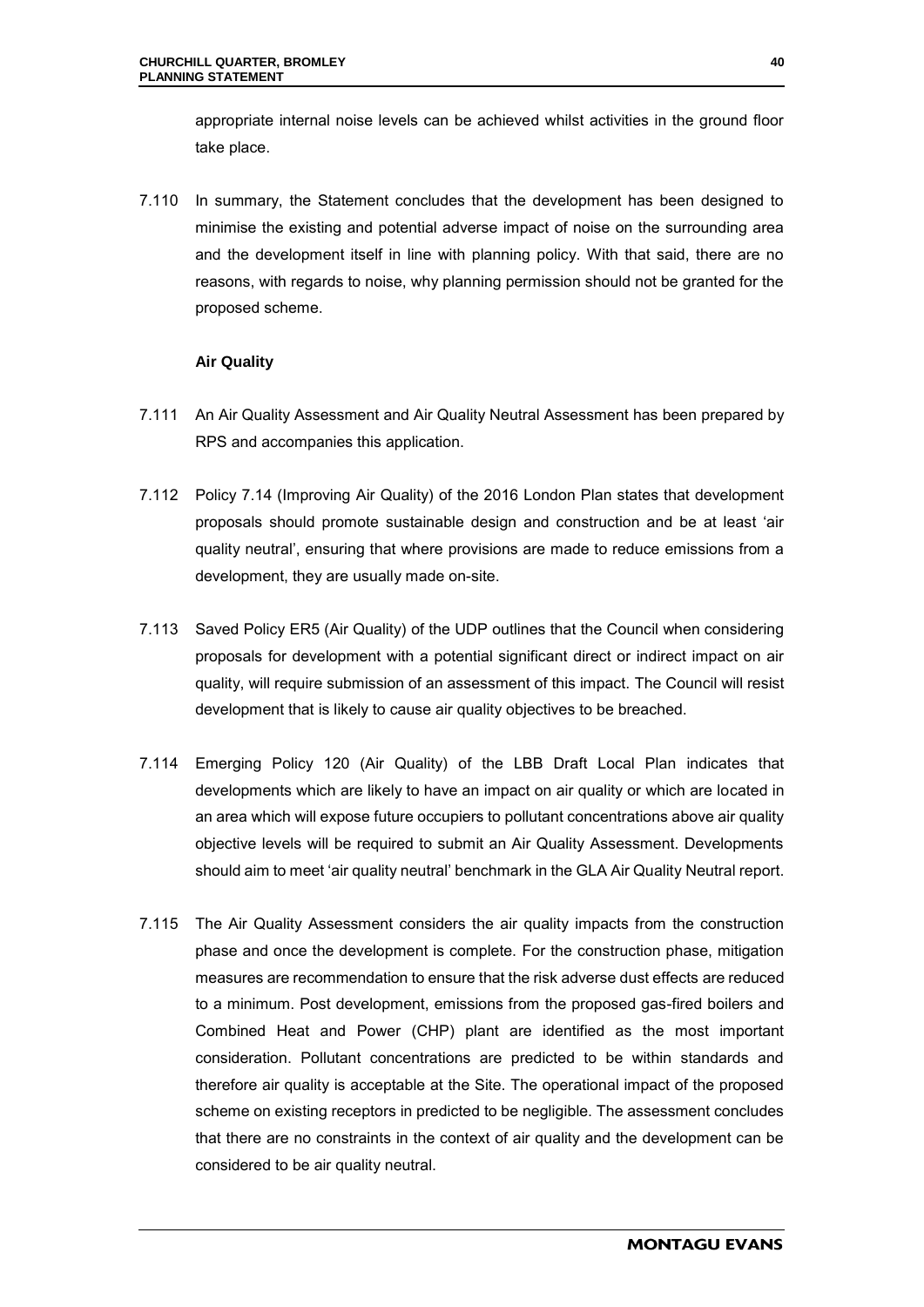appropriate internal noise levels can be achieved whilst activities in the ground floor take place.

7.110 In summary, the Statement concludes that the development has been designed to minimise the existing and potential adverse impact of noise on the surrounding area and the development itself in line with planning policy. With that said, there are no reasons, with regards to noise, why planning permission should not be granted for the proposed scheme.

**Air Quality**

7.111 An Air Quality Assessment and Air Quality Neutral Assessment has been prepared by RPS and accompanies this application.

7.112 Policy 7.14 (Improving Air Quality) of the 2016 London Plan states that development proposals should promote sustainable design and construction and be at least 'air quality neutral', ensuring that where provisions are made to reduce emissions from a development, they are usually made on-site.

7.113 Saved Policy ER5 (Air Quality) of the UDP outlines that the Council when considering proposals for development with a potential significant direct or indirect impact on air quality, will require submission of an assessment of this impact. The Council will resist development that is likely to cause air quality objectives to be breached.

7.114 Emerging Policy 120 (Air Quality) of the LBB Draft Local Plan indicates that developments which are likely to have an impact on air quality or which are located in an area which will expose future occupiers to pollutant concentrations above air quality objective levels will be required to submit an Air Quality Assessment. Developments should aim to meet 'air quality neutral' benchmark in the GLA Air Quality Neutral report.

7.115 The Air Quality Assessment considers the air quality impacts from the construction phase and once the development is complete. For the construction phase, mitigation measures are recommendation to ensure that the risk adverse dust effects are reduced to a minimum. Post development, emissions from the proposed gas-fired boilers and Combined Heat and Power (CHP) plant are identified as the most important consideration. Pollutant concentrations are predicted to be within standards and therefore air quality is acceptable at the Site. The operational impact of the proposed scheme on existing receptors in predicted to be negligible. The assessment concludes that there are no constraints in the context of air quality and the development can be considered to be air quality neutral.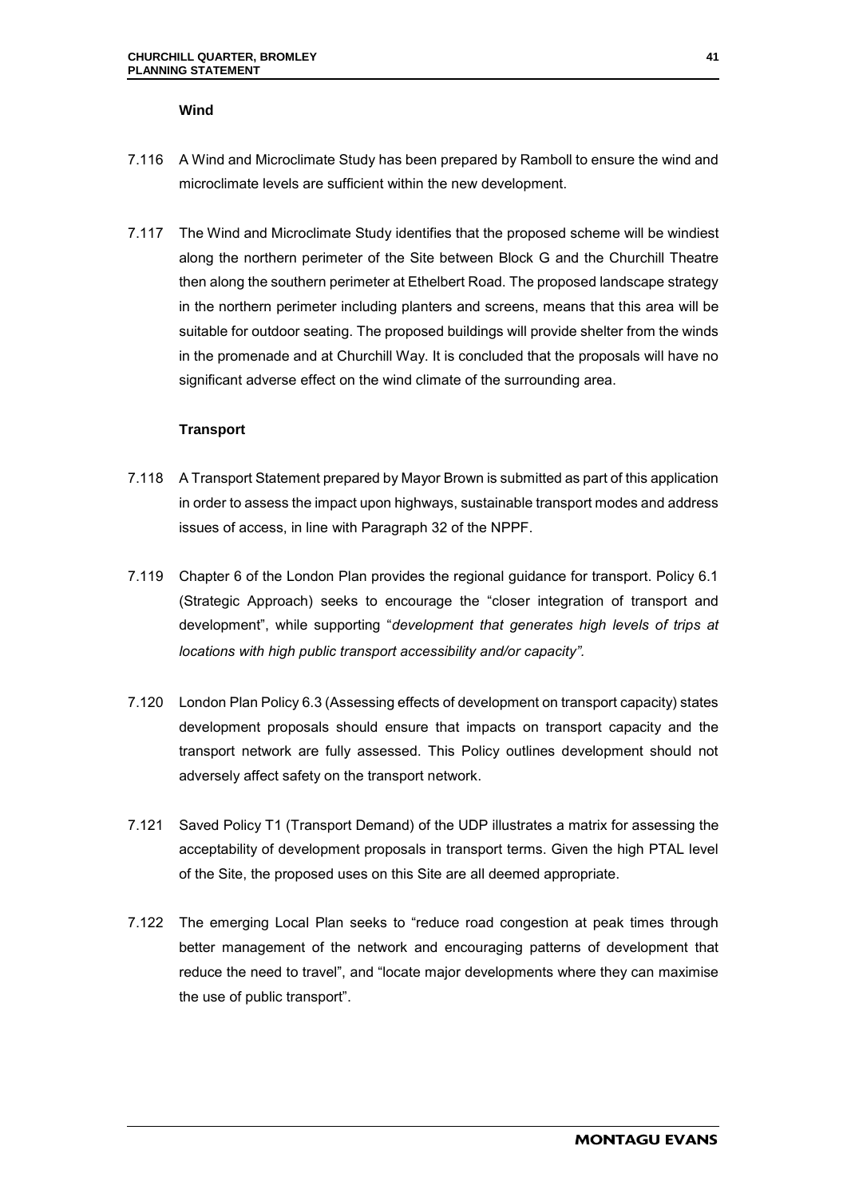### Wind

7.116 A Wind and Microclimate Study has been prepared by Ramboll to ensure the wind and microclimate levels are sufficient within the new development.

7.117 The Wind and Microclimate Study identifies that the proposed scheme will be windiest along the northern perimeter of the Site between Block G and the Churchill Theatre then along the southern perimeter at Ethelbert Road. The proposed landscape strategy in the northern perimeter including planters and screens, means that this area will be suitable for outdoor seating. The proposed buildings will provide shelter from the winds in the promenade and at Churchill Way. It is concluded that the proposals will have no significant adverse effect on the wind climate of the surrounding area.

### Transport

7.118 A Transport Statement prepared by Mayor Brown is submitted as part of this application in order to assess the impact upon highways, sustainable transport modes and address issues of access, in line with Paragraph 32 of the NPPF.

7.119 Chapter 6 of the London Plan provides the regional guidance for transport. Policy 6.1 (Strategic Approach) seeks to encourage the "closer integration of transport and development", while supporting "*development that generates high levels of trips at locations with high public transport accessibility and/or capacity".*

7.120 London Plan Policy 6.3 (Assessing effects of development on transport capacity) states development proposals should ensure that impacts on transport capacity and the transport network are fully assessed. This Policy outlines development should not adversely affect safety on the transport network.

7.121 Saved Policy T1 (Transport Demand) of the UDP illustrates a matrix for assessing the acceptability of development proposals in transport terms. Given the high PTAL level of the Site, the proposed uses on this Site are all deemed appropriate.

7.122 The emerging Local Plan seeks to "reduce road congestion at peak times through better management of the network and encouraging patterns of development that reduce the need to travel", and "locate major developments where they can maximise the use of public transport".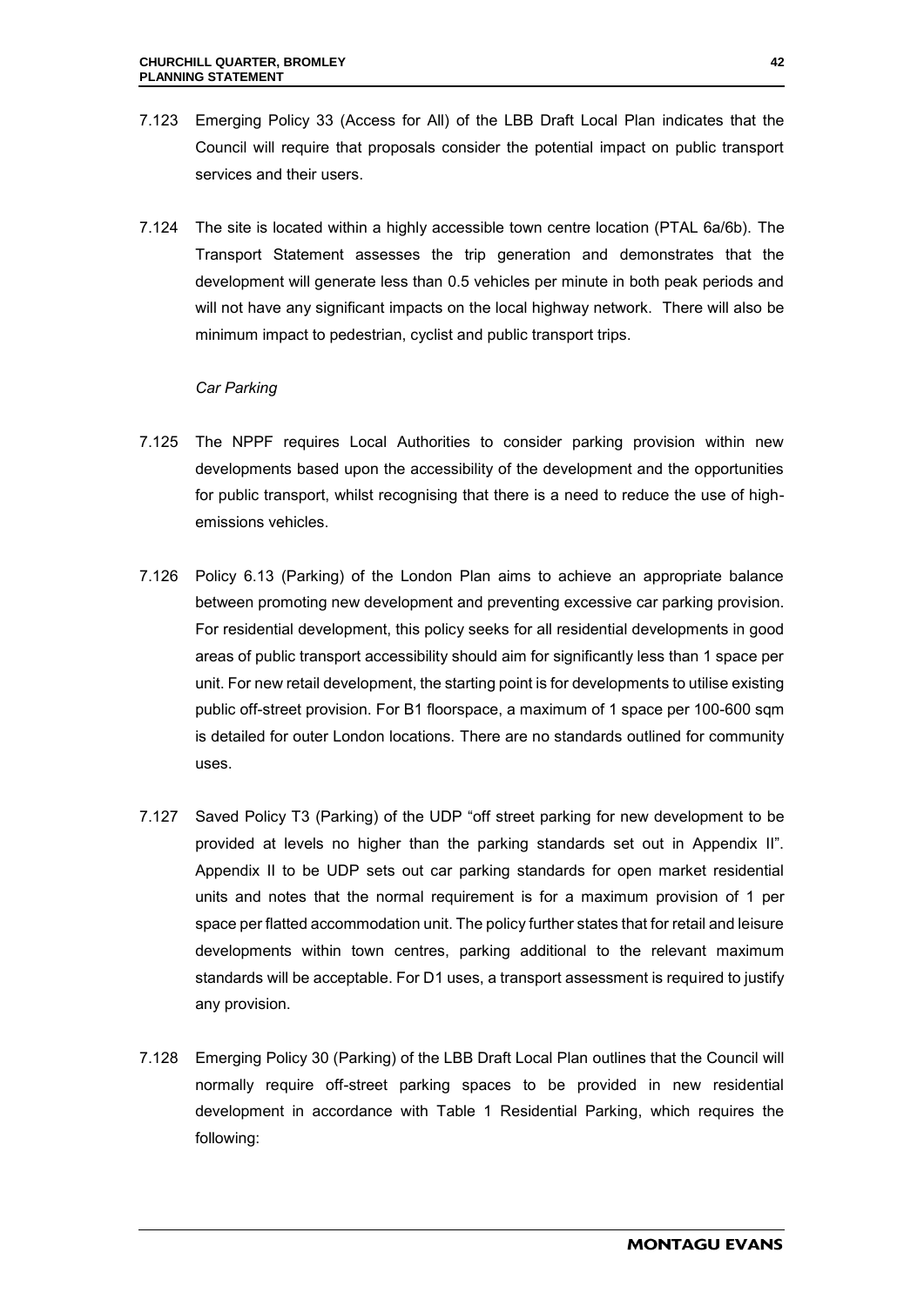7.123 Emerging Policy 33 (Access for All) of the LBB Draft Local Plan indicates that the Council will require that proposals consider the potential impact on public transport services and their users.

7.124 The site is located within a highly accessible town centre location (PTAL 6a/6b). The Transport Statement assesses the trip generation and demonstrates that the development will generate less than 0.5 vehicles per minute in both peak periods and will not have any significant impacts on the local highway network. There will also be minimum impact to pedestrian, cyclist and public transport trips.

*Car Parking*

7.125 The NPPF requires Local Authorities to consider parking provision within new developments based upon the accessibility of the development and the opportunities for public transport, whilst recognising that there is a need to reduce the use of high-emissions vehicles.

7.126 Policy 6.13 (Parking) of the London Plan aims to achieve an appropriate balance between promoting new development and preventing excessive car parking provision. For residential development, this policy seeks for all residential developments in good areas of public transport accessibility should aim for significantly less than 1 space per unit. For new retail development, the starting point is for developments to utilise existing public off-street provision. For B1 floorspace, a maximum of 1 space per 100-600 sqm is detailed for outer London locations. There are no standards outlined for community uses.

7.127 Saved Policy T3 (Parking) of the UDP "off street parking for new development to be provided at levels no higher than the parking standards set out in Appendix II". Appendix II to be UDP sets out car parking standards for open market residential units and notes that the normal requirement is for a maximum provision of 1 per space per flatted accommodation unit. The policy further states that for retail and leisure developments within town centres, parking additional to the relevant maximum standards will be acceptable. For D1 uses, a transport assessment is required to justify any provision.

7.128 Emerging Policy 30 (Parking) of the LBB Draft Local Plan outlines that the Council will normally require off-street parking spaces to be provided in new residential development in accordance with Table 1 Residential Parking, which requires the following: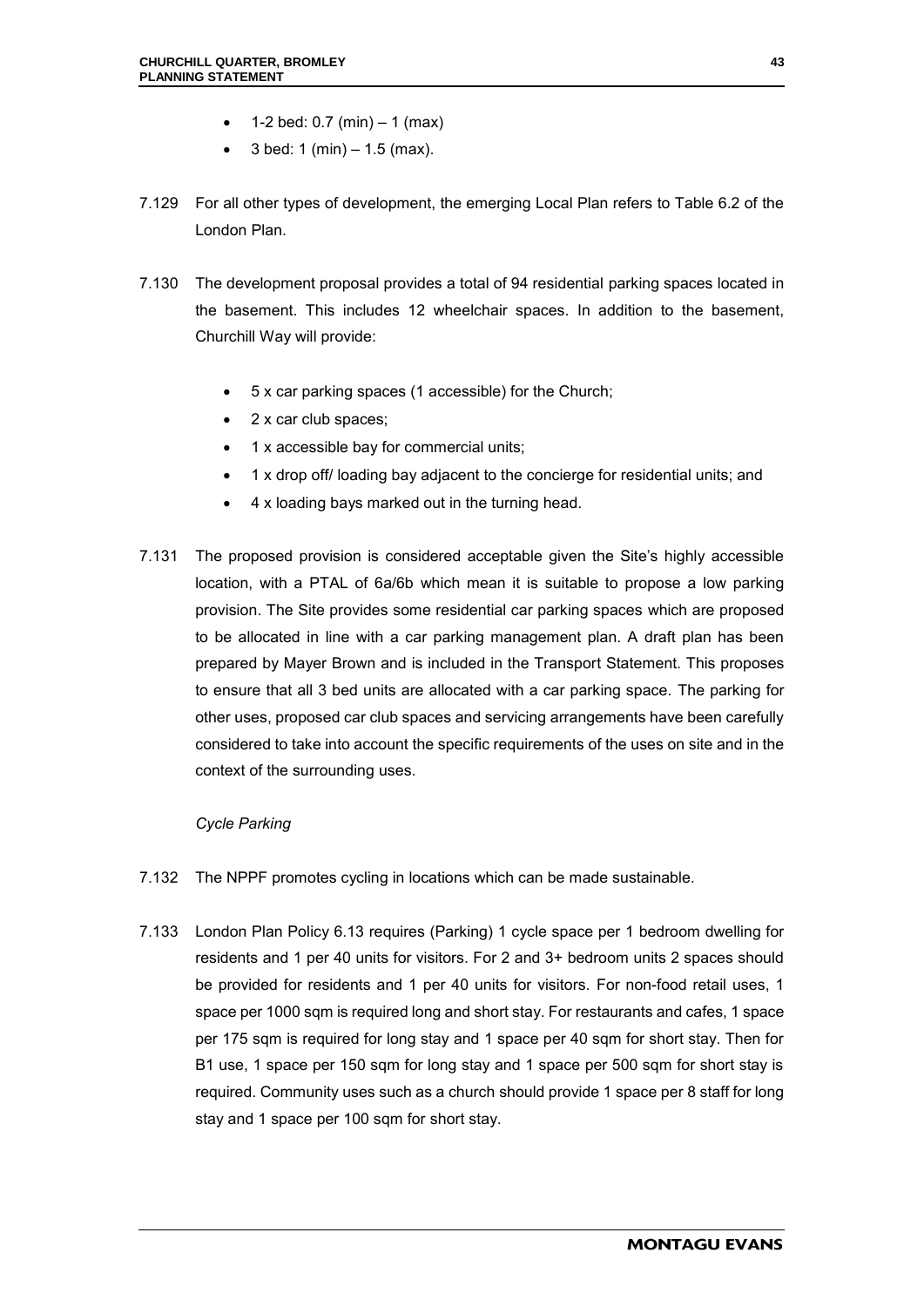- 1-2 bed: 0.7 (min) – 1 (max)
- 3 bed: 1 (min) – 1.5 (max).

7.129 For all other types of development, the emerging Local Plan refers to Table 6.2 of the London Plan.

7.130 The development proposal provides a total of 94 residential parking spaces located in the basement. This includes 12 wheelchair spaces. In addition to the basement, Churchill Way will provide:

- 5 x car parking spaces (1 accessible) for the Church;
- 2 x car club spaces;
- 1 x accessible bay for commercial units;
- 1 x drop off/ loading bay adjacent to the concierge for residential units; and
- 4 x loading bays marked out in the turning head.

7.131 The proposed provision is considered acceptable given the Site's highly accessible location, with a PTAL of 6a/6b which mean it is suitable to propose a low parking provision. The Site provides some residential car parking spaces which are proposed to be allocated in line with a car parking management plan. A draft plan has been prepared by Mayer Brown and is included in the Transport Statement. This proposes to ensure that all 3 bed units are allocated with a car parking space. The parking for other uses, proposed car club spaces and servicing arrangements have been carefully considered to take into account the specific requirements of the uses on site and in the context of the surrounding uses.

*Cycle Parking*

7.132 The NPPF promotes cycling in locations which can be made sustainable.

7.133 London Plan Policy 6.13 requires (Parking) 1 cycle space per 1 bedroom dwelling for residents and 1 per 40 units for visitors. For 2 and 3+ bedroom units 2 spaces should be provided for residents and 1 per 40 units for visitors. For non-food retail uses, 1 space per 1000 sqm is required long and short stay. For restaurants and cafes, 1 space per 175 sqm is required for long stay and 1 space per 40 sqm for short stay. Then for B1 use, 1 space per 150 sqm for long stay and 1 space per 500 sqm for short stay is required. Community uses such as a church should provide 1 space per 8 staff for long stay and 1 space per 100 sqm for short stay.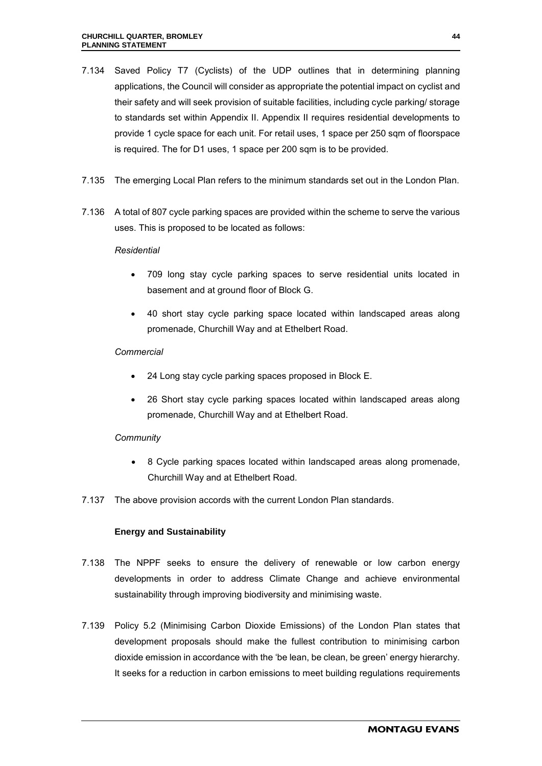7.134 Saved Policy T7 (Cyclists) of the UDP outlines that in determining planning applications, the Council will consider as appropriate the potential impact on cyclist and their safety and will seek provision of suitable facilities, including cycle parking/ storage to standards set within Appendix II. Appendix II requires residential developments to provide 1 cycle space for each unit. For retail uses, 1 space per 250 sqm of floorspace is required. The for D1 uses, 1 space per 200 sqm is to be provided.

7.135 The emerging Local Plan refers to the minimum standards set out in the London Plan.

7.136 A total of 807 cycle parking spaces are provided within the scheme to serve the various uses. This is proposed to be located as follows:

*Residential*

- 709 long stay cycle parking spaces to serve residential units located in basement and at ground floor of Block G.
- 40 short stay cycle parking space located within landscaped areas along promenade, Churchill Way and at Ethelbert Road.

*Commercial*

- 24 Long stay cycle parking spaces proposed in Block E.
- 26 Short stay cycle parking spaces located within landscaped areas along promenade, Churchill Way and at Ethelbert Road.

*Community*

- 8 Cycle parking spaces located within landscaped areas along promenade, Churchill Way and at Ethelbert Road.

7.137 The above provision accords with the current London Plan standards.

**Energy and Sustainability**

7.138 The NPPF seeks to ensure the delivery of renewable or low carbon energy developments in order to address Climate Change and achieve environmental sustainability through improving biodiversity and minimising waste.

7.139 Policy 5.2 (Minimising Carbon Dioxide Emissions) of the London Plan states that development proposals should make the fullest contribution to minimising carbon dioxide emission in accordance with the 'be lean, be clean, be green' energy hierarchy. It seeks for a reduction in carbon emissions to meet building regulations requirements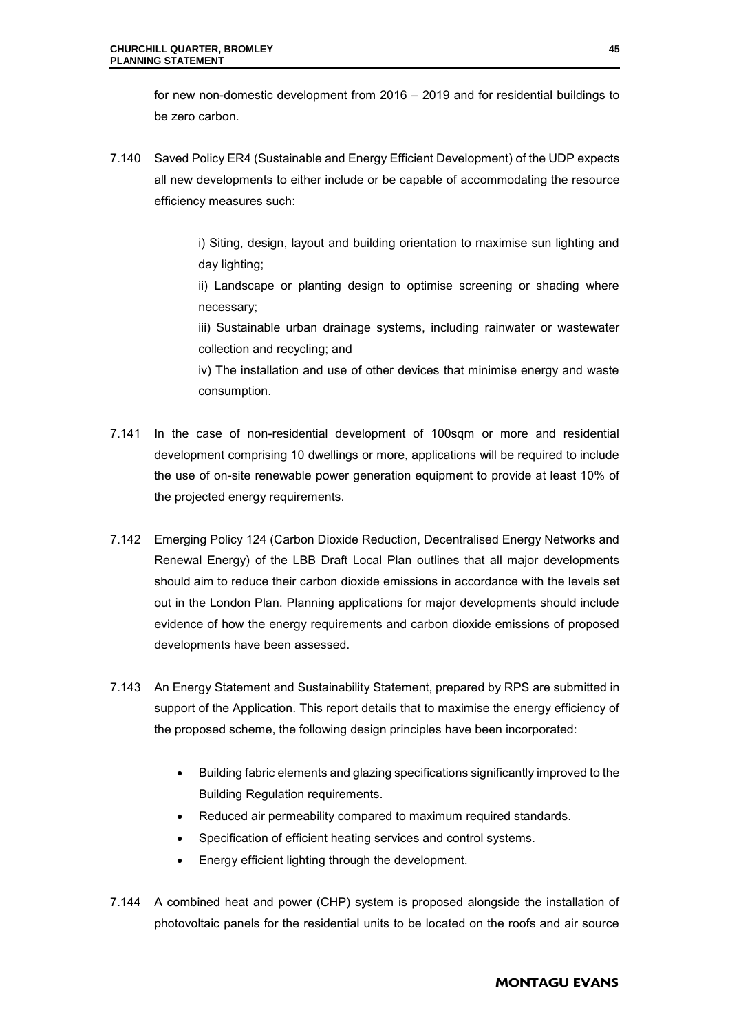for new non-domestic development from 2016 – 2019 and for residential buildings to be zero carbon.

7.140 Saved Policy ER4 (Sustainable and Energy Efficient Development) of the UDP expects all new developments to either include or be capable of accommodating the resource efficiency measures such:

> i) Siting, design, layout and building orientation to maximise sun lighting and day lighting;
>
> ii) Landscape or planting design to optimise screening or shading where necessary;
>
> iii) Sustainable urban drainage systems, including rainwater or wastewater collection and recycling; and
>
> iv) The installation and use of other devices that minimise energy and waste consumption.

7.141 In the case of non-residential development of 100sqm or more and residential development comprising 10 dwellings or more, applications will be required to include the use of on-site renewable power generation equipment to provide at least 10% of the projected energy requirements.

7.142 Emerging Policy 124 (Carbon Dioxide Reduction, Decentralised Energy Networks and Renewal Energy) of the LBB Draft Local Plan outlines that all major developments should aim to reduce their carbon dioxide emissions in accordance with the levels set out in the London Plan. Planning applications for major developments should include evidence of how the energy requirements and carbon dioxide emissions of proposed developments have been assessed.

7.143 An Energy Statement and Sustainability Statement, prepared by RPS are submitted in support of the Application. This report details that to maximise the energy efficiency of the proposed scheme, the following design principles have been incorporated:

- Building fabric elements and glazing specifications significantly improved to the Building Regulation requirements.
- Reduced air permeability compared to maximum required standards.
- Specification of efficient heating services and control systems.
- Energy efficient lighting through the development.

7.144 A combined heat and power (CHP) system is proposed alongside the installation of photovoltaic panels for the residential units to be located on the roofs and air source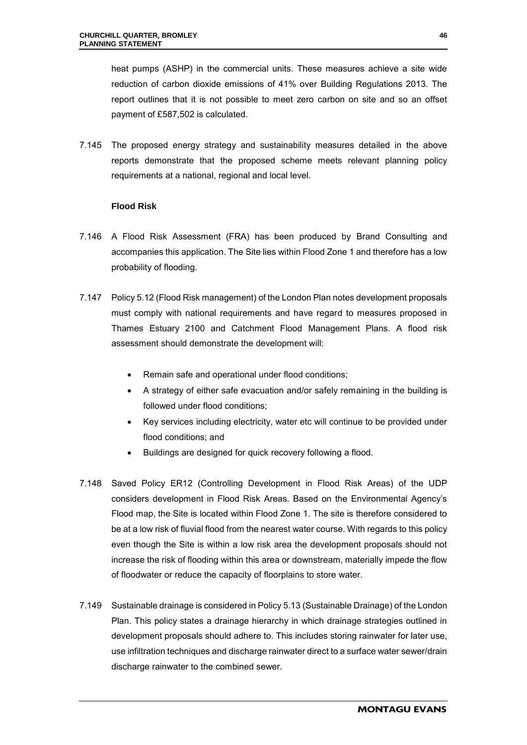heat pumps (ASHP) in the commercial units. These measures achieve a site wide reduction of carbon dioxide emissions of 41% over Building Regulations 2013. The report outlines that it is not possible to meet zero carbon on site and so an offset payment of £587,502 is calculated.

7.145 The proposed energy strategy and sustainability measures detailed in the above reports demonstrate that the proposed scheme meets relevant planning policy requirements at a national, regional and local level.

**Flood Risk**

7.146 A Flood Risk Assessment (FRA) has been produced by Brand Consulting and accompanies this application. The Site lies within Flood Zone 1 and therefore has a low probability of flooding.

7.147 Policy 5.12 (Flood Risk management) of the London Plan notes development proposals must comply with national requirements and have regard to measures proposed in Thames Estuary 2100 and Catchment Flood Management Plans. A flood risk assessment should demonstrate the development will:

- Remain safe and operational under flood conditions;
- A strategy of either safe evacuation and/or safely remaining in the building is followed under flood conditions;
- Key services including electricity, water etc will continue to be provided under flood conditions; and
- Buildings are designed for quick recovery following a flood.

7.148 Saved Policy ER12 (Controlling Development in Flood Risk Areas) of the UDP considers development in Flood Risk Areas. Based on the Environmental Agency's Flood map, the Site is located within Flood Zone 1. The site is therefore considered to be at a low risk of fluvial flood from the nearest water course. With regards to this policy even though the Site is within a low risk area the development proposals should not increase the risk of flooding within this area or downstream, materially impede the flow of floodwater or reduce the capacity of floorplains to store water.

7.149 Sustainable drainage is considered in Policy 5.13 (Sustainable Drainage) of the London Plan. This policy states a drainage hierarchy in which drainage strategies outlined in development proposals should adhere to. This includes storing rainwater for later use, use infiltration techniques and discharge rainwater direct to a surface water sewer/drain discharge rainwater to the combined sewer.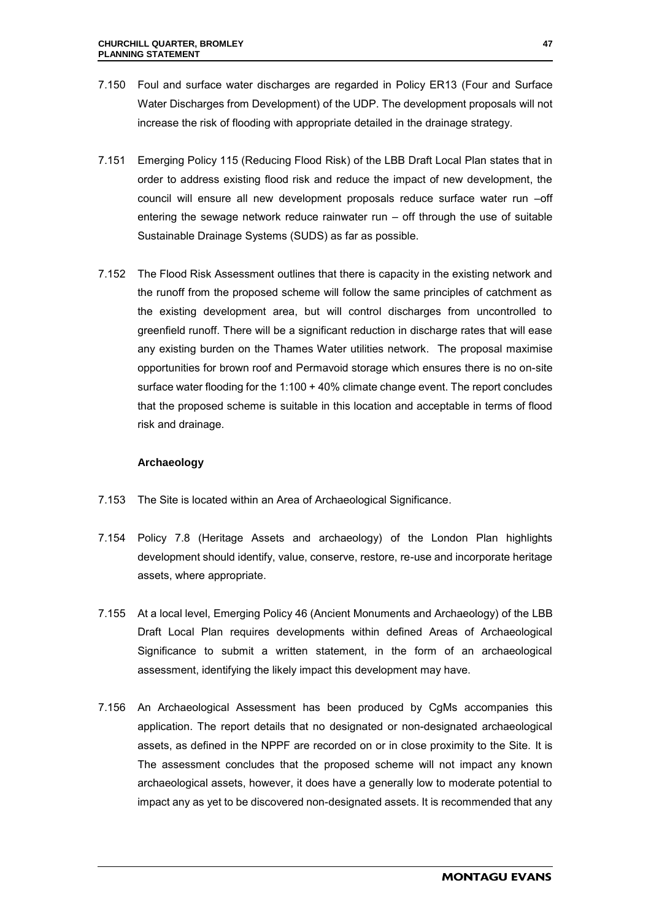7.150 Foul and surface water discharges are regarded in Policy ER13 (Four and Surface Water Discharges from Development) of the UDP. The development proposals will not increase the risk of flooding with appropriate detailed in the drainage strategy.

7.151 Emerging Policy 115 (Reducing Flood Risk) of the LBB Draft Local Plan states that in order to address existing flood risk and reduce the impact of new development, the council will ensure all new development proposals reduce surface water run –off entering the sewage network reduce rainwater run – off through the use of suitable Sustainable Drainage Systems (SUDS) as far as possible.

7.152 The Flood Risk Assessment outlines that there is capacity in the existing network and the runoff from the proposed scheme will follow the same principles of catchment as the existing development area, but will control discharges from uncontrolled to greenfield runoff. There will be a significant reduction in discharge rates that will ease any existing burden on the Thames Water utilities network. The proposal maximise opportunities for brown roof and Permavoid storage which ensures there is no on-site surface water flooding for the 1:100 + 40% climate change event. The report concludes that the proposed scheme is suitable in this location and acceptable in terms of flood risk and drainage.

**Archaeology**

7.153 The Site is located within an Area of Archaeological Significance.

7.154 Policy 7.8 (Heritage Assets and archaeology) of the London Plan highlights development should identify, value, conserve, restore, re-use and incorporate heritage assets, where appropriate.

7.155 At a local level, Emerging Policy 46 (Ancient Monuments and Archaeology) of the LBB Draft Local Plan requires developments within defined Areas of Archaeological Significance to submit a written statement, in the form of an archaeological assessment, identifying the likely impact this development may have.

7.156 An Archaeological Assessment has been produced by CgMs accompanies this application. The report details that no designated or non-designated archaeological assets, as defined in the NPPF are recorded on or in close proximity to the Site. It is The assessment concludes that the proposed scheme will not impact any known archaeological assets, however, it does have a generally low to moderate potential to impact any as yet to be discovered non-designated assets. It is recommended that any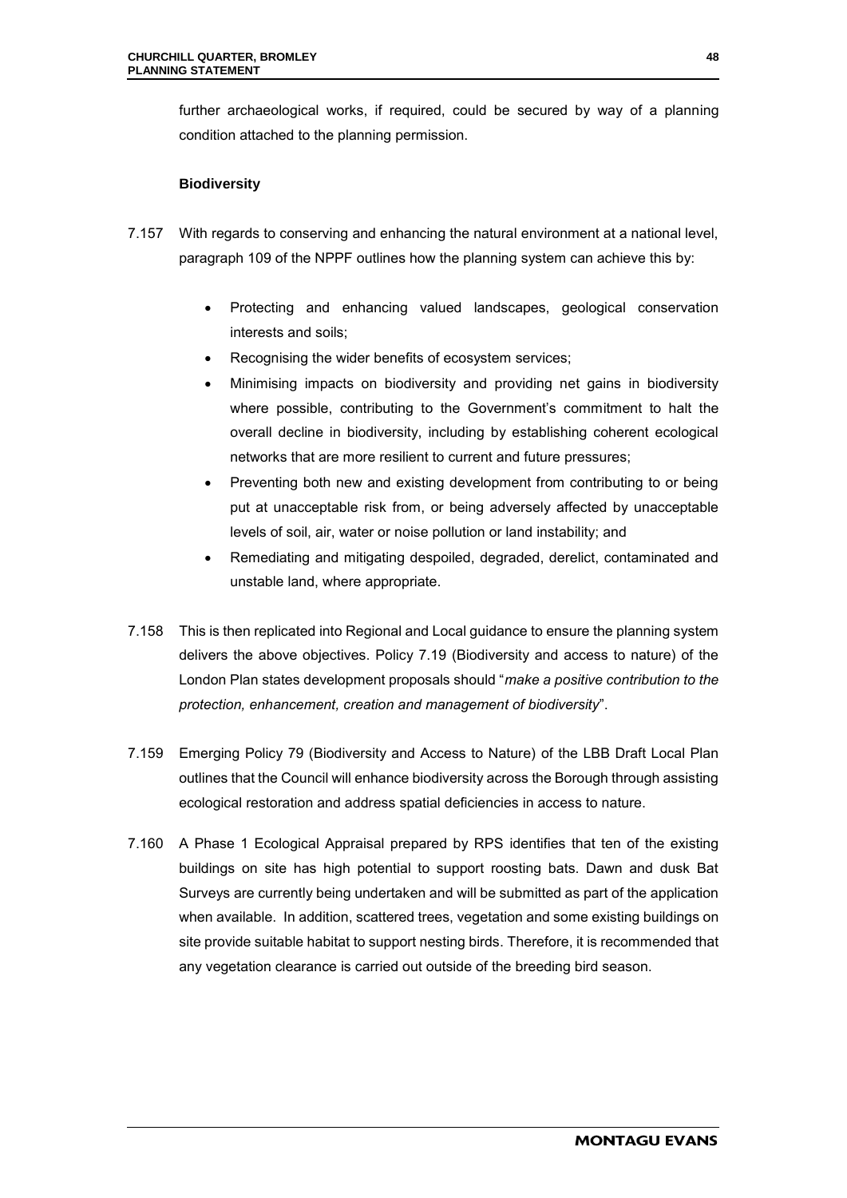further archaeological works, if required, could be secured by way of a planning condition attached to the planning permission.

**Biodiversity**

7.157 With regards to conserving and enhancing the natural environment at a national level, paragraph 109 of the NPPF outlines how the planning system can achieve this by:

- Protecting and enhancing valued landscapes, geological conservation interests and soils;
- Recognising the wider benefits of ecosystem services;
- Minimising impacts on biodiversity and providing net gains in biodiversity where possible, contributing to the Government's commitment to halt the overall decline in biodiversity, including by establishing coherent ecological networks that are more resilient to current and future pressures;
- Preventing both new and existing development from contributing to or being put at unacceptable risk from, or being adversely affected by unacceptable levels of soil, air, water or noise pollution or land instability; and
- Remediating and mitigating despoiled, degraded, derelict, contaminated and unstable land, where appropriate.

7.158 This is then replicated into Regional and Local guidance to ensure the planning system delivers the above objectives. Policy 7.19 (Biodiversity and access to nature) of the London Plan states development proposals should "*make a positive contribution to the protection, enhancement, creation and management of biodiversity*".

7.159 Emerging Policy 79 (Biodiversity and Access to Nature) of the LBB Draft Local Plan outlines that the Council will enhance biodiversity across the Borough through assisting ecological restoration and address spatial deficiencies in access to nature.

7.160 A Phase 1 Ecological Appraisal prepared by RPS identifies that ten of the existing buildings on site has high potential to support roosting bats. Dawn and dusk Bat Surveys are currently being undertaken and will be submitted as part of the application when available. In addition, scattered trees, vegetation and some existing buildings on site provide suitable habitat to support nesting birds. Therefore, it is recommended that any vegetation clearance is carried out outside of the breeding bird season.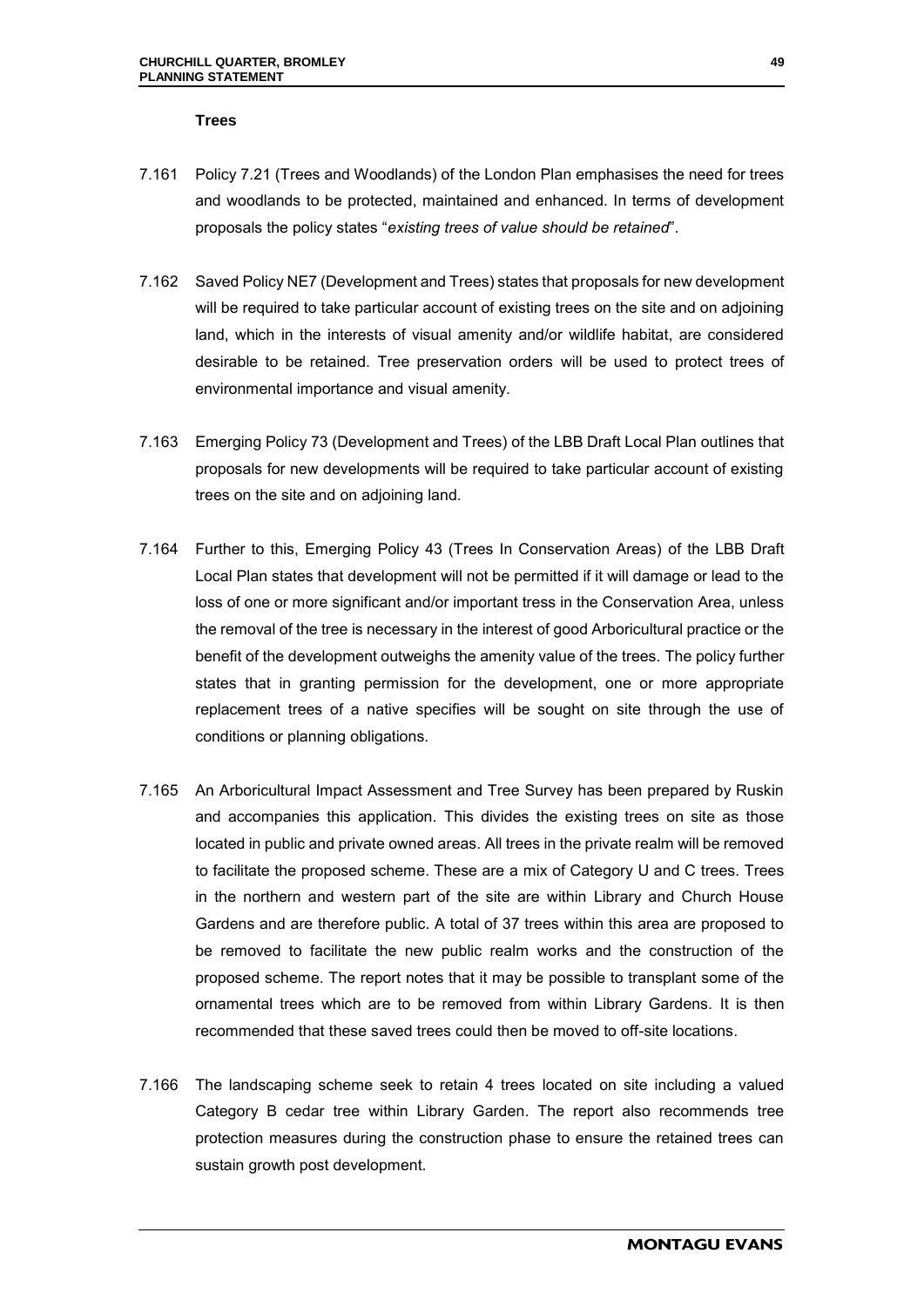**Trees**

7.161 Policy 7.21 (Trees and Woodlands) of the London Plan emphasises the need for trees and woodlands to be protected, maintained and enhanced. In terms of development proposals the policy states "*existing trees of value should be retained*".

7.162 Saved Policy NE7 (Development and Trees) states that proposals for new development will be required to take particular account of existing trees on the site and on adjoining land, which in the interests of visual amenity and/or wildlife habitat, are considered desirable to be retained. Tree preservation orders will be used to protect trees of environmental importance and visual amenity.

7.163 Emerging Policy 73 (Development and Trees) of the LBB Draft Local Plan outlines that proposals for new developments will be required to take particular account of existing trees on the site and on adjoining land.

7.164 Further to this, Emerging Policy 43 (Trees In Conservation Areas) of the LBB Draft Local Plan states that development will not be permitted if it will damage or lead to the loss of one or more significant and/or important tress in the Conservation Area, unless the removal of the tree is necessary in the interest of good Arboricultural practice or the benefit of the development outweighs the amenity value of the trees. The policy further states that in granting permission for the development, one or more appropriate replacement trees of a native specifies will be sought on site through the use of conditions or planning obligations.

7.165 An Arboricultural Impact Assessment and Tree Survey has been prepared by Ruskin and accompanies this application. This divides the existing trees on site as those located in public and private owned areas. All trees in the private realm will be removed to facilitate the proposed scheme. These are a mix of Category U and C trees. Trees in the northern and western part of the site are within Library and Church House Gardens and are therefore public. A total of 37 trees within this area are proposed to be removed to facilitate the new public realm works and the construction of the proposed scheme. The report notes that it may be possible to transplant some of the ornamental trees which are to be removed from within Library Gardens. It is then recommended that these saved trees could then be moved to off-site locations.

7.166 The landscaping scheme seek to retain 4 trees located on site including a valued Category B cedar tree within Library Garden. The report also recommends tree protection measures during the construction phase to ensure the retained trees can sustain growth post development.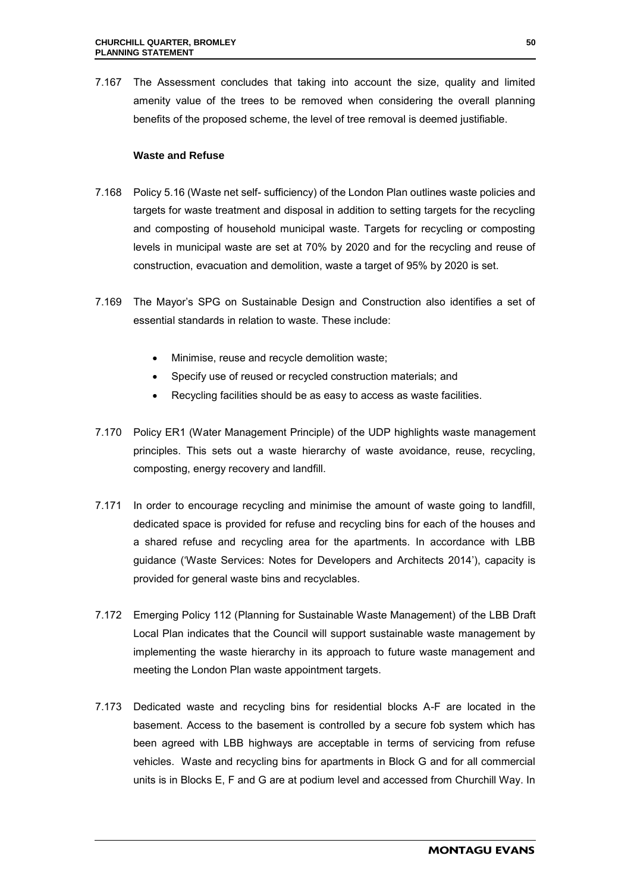7.167 The Assessment concludes that taking into account the size, quality and limited amenity value of the trees to be removed when considering the overall planning benefits of the proposed scheme, the level of tree removal is deemed justifiable.

**Waste and Refuse**

7.168 Policy 5.16 (Waste net self- sufficiency) of the London Plan outlines waste policies and targets for waste treatment and disposal in addition to setting targets for the recycling and composting of household municipal waste. Targets for recycling or composting levels in municipal waste are set at 70% by 2020 and for the recycling and reuse of construction, evacuation and demolition, waste a target of 95% by 2020 is set.

7.169 The Mayor's SPG on Sustainable Design and Construction also identifies a set of essential standards in relation to waste. These include:

- Minimise, reuse and recycle demolition waste;
- Specify use of reused or recycled construction materials; and
- Recycling facilities should be as easy to access as waste facilities.

7.170 Policy ER1 (Water Management Principle) of the UDP highlights waste management principles. This sets out a waste hierarchy of waste avoidance, reuse, recycling, composting, energy recovery and landfill.

7.171 In order to encourage recycling and minimise the amount of waste going to landfill, dedicated space is provided for refuse and recycling bins for each of the houses and a shared refuse and recycling area for the apartments. In accordance with LBB guidance ('Waste Services: Notes for Developers and Architects 2014'), capacity is provided for general waste bins and recyclables.

7.172 Emerging Policy 112 (Planning for Sustainable Waste Management) of the LBB Draft Local Plan indicates that the Council will support sustainable waste management by implementing the waste hierarchy in its approach to future waste management and meeting the London Plan waste appointment targets.

7.173 Dedicated waste and recycling bins for residential blocks A-F are located in the basement. Access to the basement is controlled by a secure fob system which has been agreed with LBB highways are acceptable in terms of servicing from refuse vehicles. Waste and recycling bins for apartments in Block G and for all commercial units is in Blocks E, F and G are at podium level and accessed from Churchill Way. In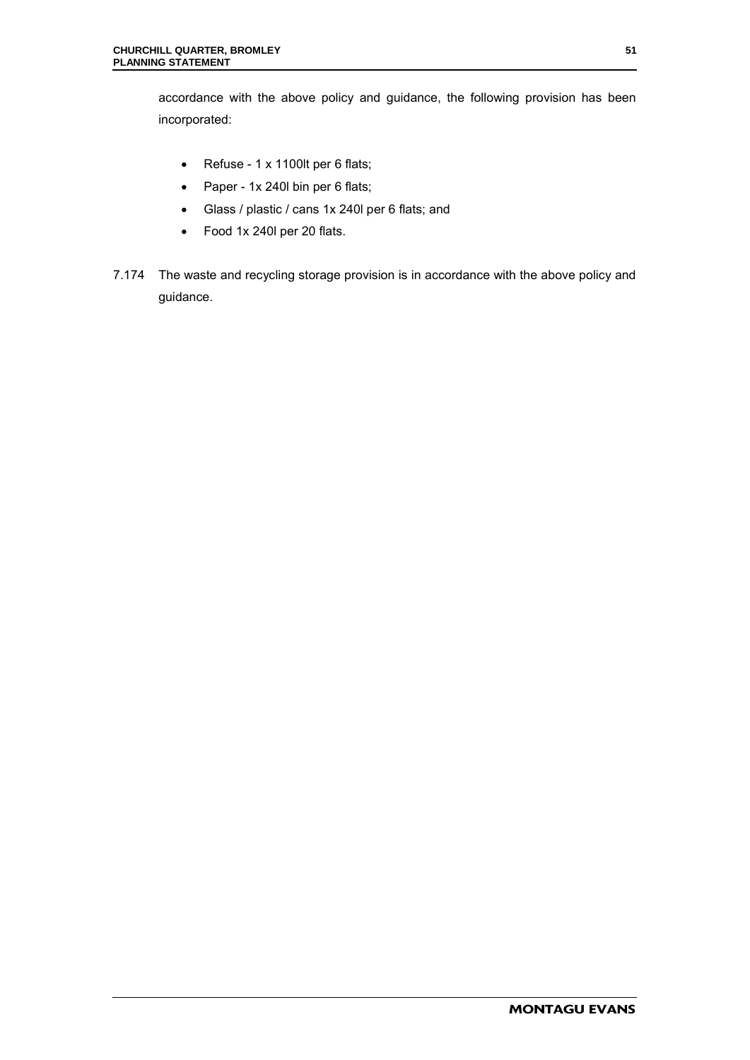accordance with the above policy and guidance, the following provision has been incorporated:

- Refuse - 1 x 1100lt per 6 flats;
- Paper - 1x 240l bin per 6 flats;
- Glass / plastic / cans 1x 240l per 6 flats; and
- Food 1x 240l per 20 flats.

7.174 The waste and recycling storage provision is in accordance with the above policy and guidance.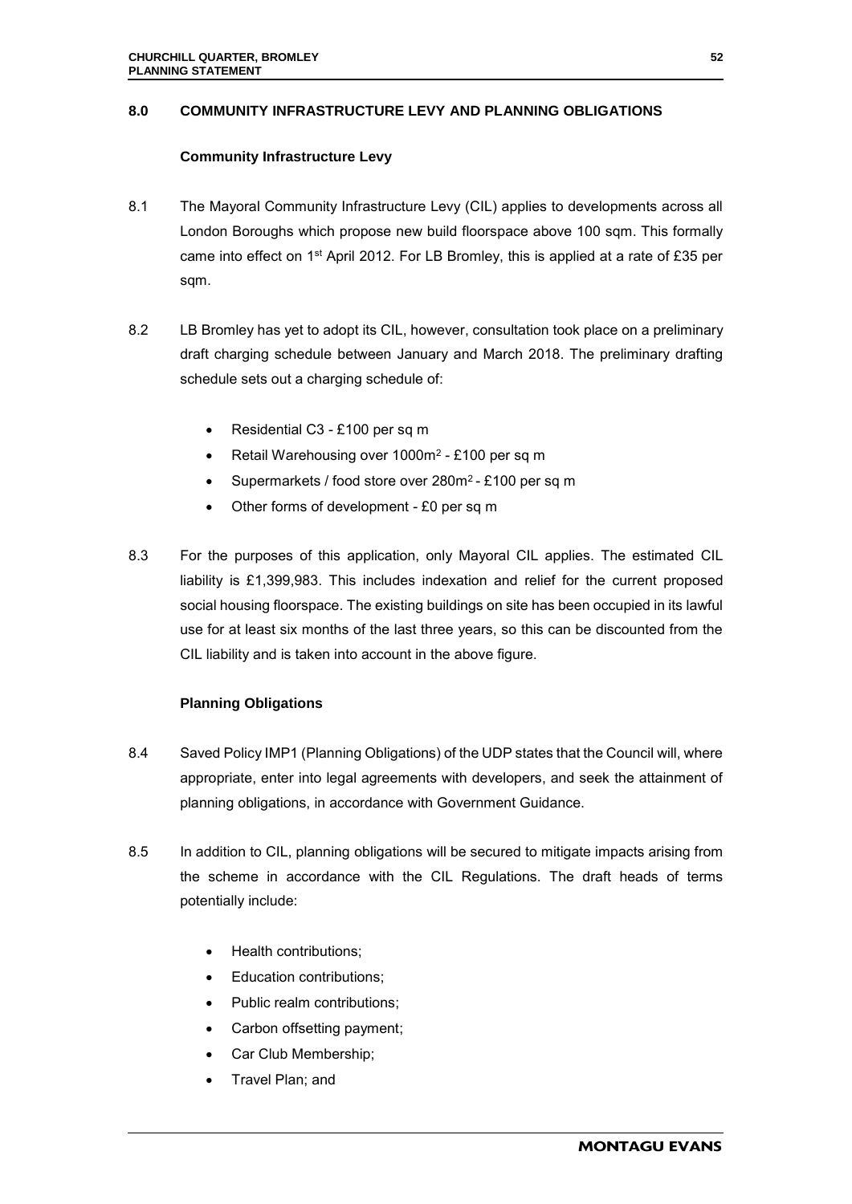## 8.0 COMMUNITY INFRASTRUCTURE LEVY AND PLANNING OBLIGATIONS

### Community Infrastructure Levy

8.1 The Mayoral Community Infrastructure Levy (CIL) applies to developments across all London Boroughs which propose new build floorspace above 100 sqm. This formally came into effect on 1st April 2012. For LB Bromley, this is applied at a rate of £35 per sqm.

8.2 LB Bromley has yet to adopt its CIL, however, consultation took place on a preliminary draft charging schedule between January and March 2018. The preliminary drafting schedule sets out a charging schedule of:

- Residential C3 - £100 per sq m
- Retail Warehousing over $1000m^2$ - £100 per sq m
- Supermarkets / food store over $280m^2$ - £100 per sq m
- Other forms of development - £0 per sq m

8.3 For the purposes of this application, only Mayoral CIL applies. The estimated CIL liability is £1,399,983. This includes indexation and relief for the current proposed social housing floorspace. The existing buildings on site has been occupied in its lawful use for at least six months of the last three years, so this can be discounted from the CIL liability and is taken into account in the above figure.

### Planning Obligations

8.4 Saved Policy IMP1 (Planning Obligations) of the UDP states that the Council will, where appropriate, enter into legal agreements with developers, and seek the attainment of planning obligations, in accordance with Government Guidance.

8.5 In addition to CIL, planning obligations will be secured to mitigate impacts arising from the scheme in accordance with the CIL Regulations. The draft heads of terms potentially include:

- Health contributions;
- Education contributions;
- Public realm contributions;
- Carbon offsetting payment;
- Car Club Membership;
- Travel Plan; and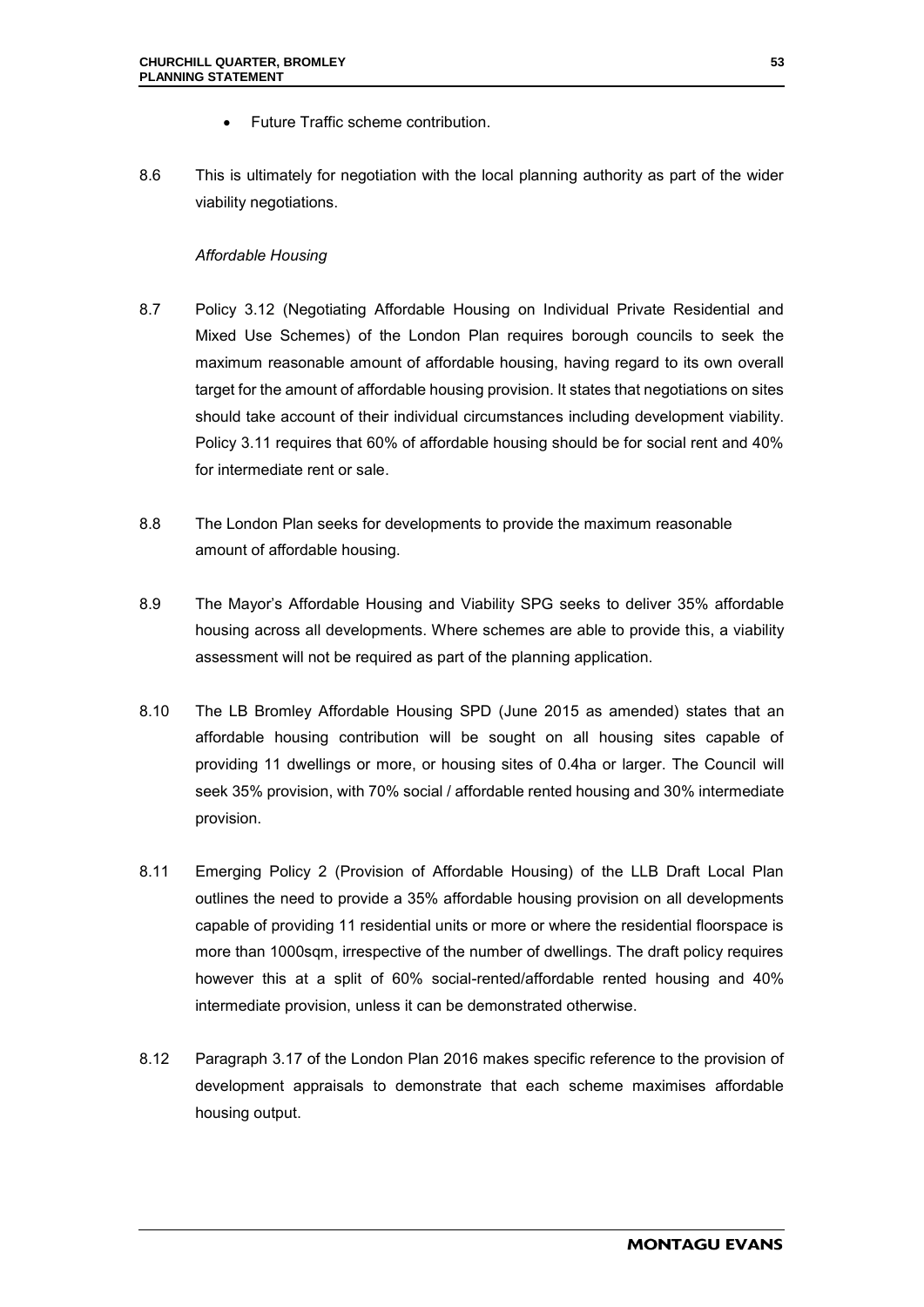- Future Traffic scheme contribution.

8.6 This is ultimately for negotiation with the local planning authority as part of the wider viability negotiations.

*Affordable Housing*

8.7 Policy 3.12 (Negotiating Affordable Housing on Individual Private Residential and Mixed Use Schemes) of the London Plan requires borough councils to seek the maximum reasonable amount of affordable housing, having regard to its own overall target for the amount of affordable housing provision. It states that negotiations on sites should take account of their individual circumstances including development viability. Policy 3.11 requires that 60% of affordable housing should be for social rent and 40% for intermediate rent or sale.

8.8 The London Plan seeks for developments to provide the maximum reasonable amount of affordable housing.

8.9 The Mayor's Affordable Housing and Viability SPG seeks to deliver 35% affordable housing across all developments. Where schemes are able to provide this, a viability assessment will not be required as part of the planning application.

8.10 The LB Bromley Affordable Housing SPD (June 2015 as amended) states that an affordable housing contribution will be sought on all housing sites capable of providing 11 dwellings or more, or housing sites of 0.4ha or larger. The Council will seek 35% provision, with 70% social / affordable rented housing and 30% intermediate provision.

8.11 Emerging Policy 2 (Provision of Affordable Housing) of the LLB Draft Local Plan outlines the need to provide a 35% affordable housing provision on all developments capable of providing 11 residential units or more or where the residential floorspace is more than 1000sqm, irrespective of the number of dwellings. The draft policy requires however this at a split of 60% social-rented/affordable rented housing and 40% intermediate provision, unless it can be demonstrated otherwise.

8.12 Paragraph 3.17 of the London Plan 2016 makes specific reference to the provision of development appraisals to demonstrate that each scheme maximises affordable housing output.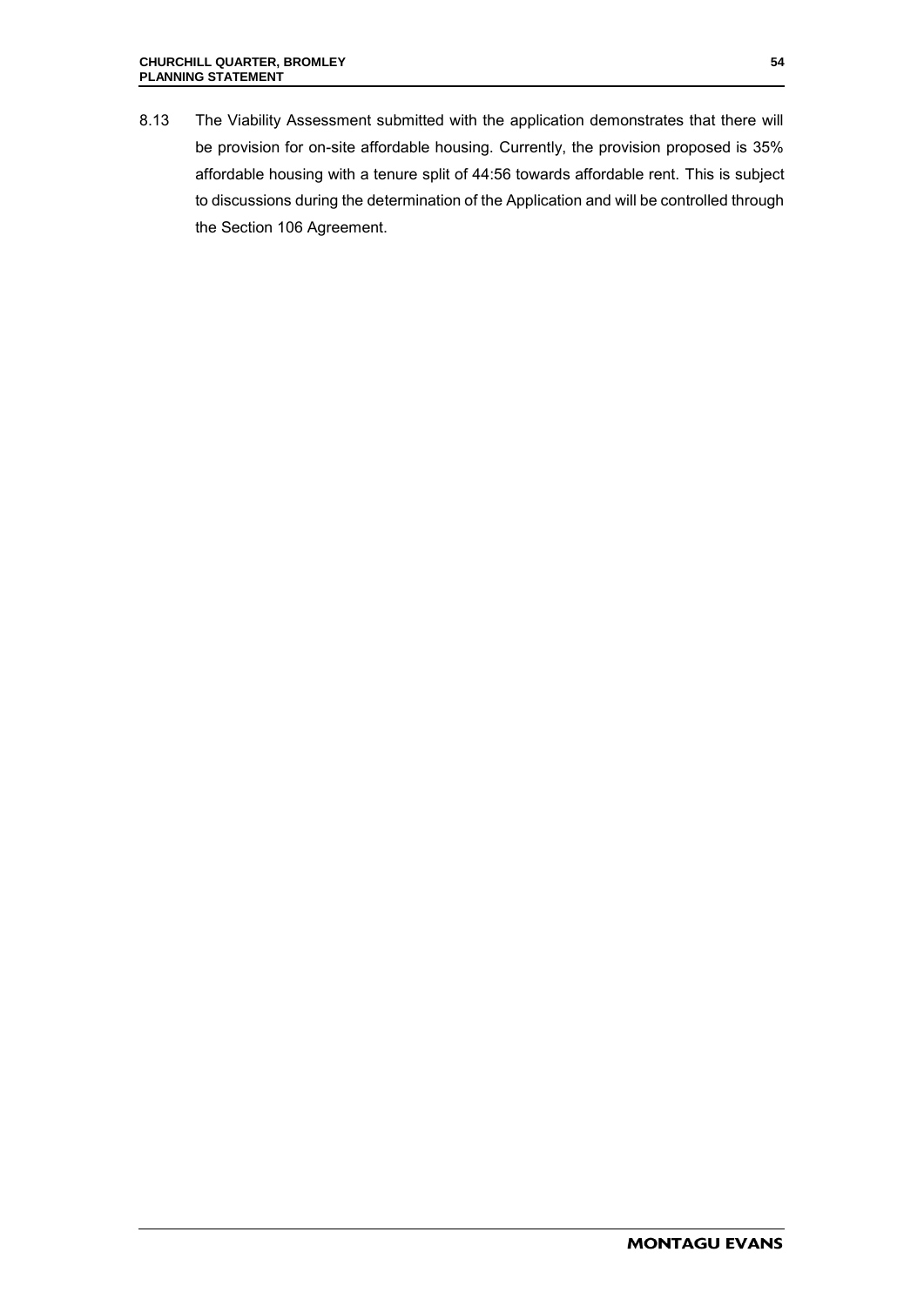8.13 The Viability Assessment submitted with the application demonstrates that there will be provision for on-site affordable housing. Currently, the provision proposed is 35% affordable housing with a tenure split of 44:56 towards affordable rent. This is subject to discussions during the determination of the Application and will be controlled through the Section 106 Agreement.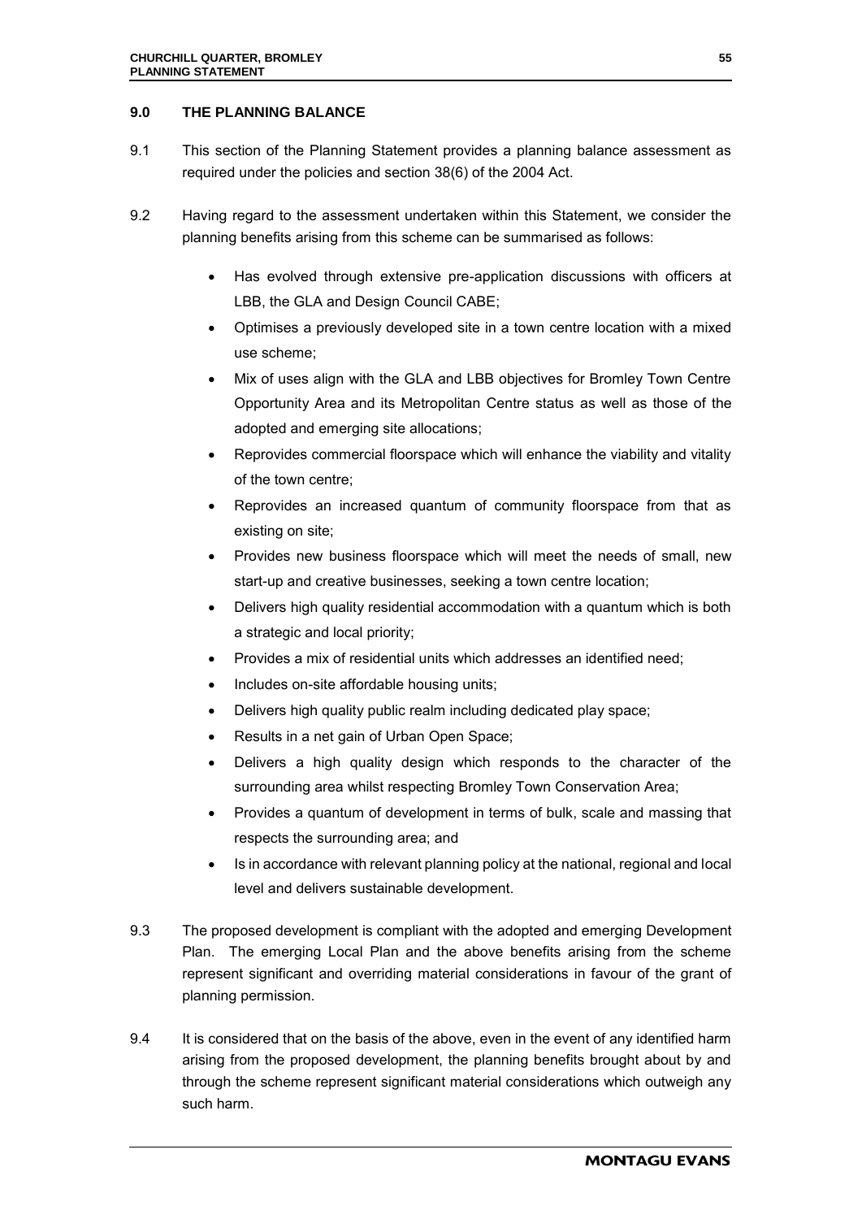## 9.0 THE PLANNING BALANCE

9.1 This section of the Planning Statement provides a planning balance assessment as required under the policies and section 38(6) of the 2004 Act.

9.2 Having regard to the assessment undertaken within this Statement, we consider the planning benefits arising from this scheme can be summarised as follows:

- Has evolved through extensive pre-application discussions with officers at LBB, the GLA and Design Council CABE;
- Optimises a previously developed site in a town centre location with a mixed use scheme;
- Mix of uses align with the GLA and LBB objectives for Bromley Town Centre Opportunity Area and its Metropolitan Centre status as well as those of the adopted and emerging site allocations;
- Reprovides commercial floorspace which will enhance the viability and vitality of the town centre;
- Reprovides an increased quantum of community floorspace from that as existing on site;
- Provides new business floorspace which will meet the needs of small, new start-up and creative businesses, seeking a town centre location;
- Delivers high quality residential accommodation with a quantum which is both a strategic and local priority;
- Provides a mix of residential units which addresses an identified need;
- Includes on-site affordable housing units;
- Delivers high quality public realm including dedicated play space;
- Results in a net gain of Urban Open Space;
- Delivers a high quality design which responds to the character of the surrounding area whilst respecting Bromley Town Conservation Area;
- Provides a quantum of development in terms of bulk, scale and massing that respects the surrounding area; and
- Is in accordance with relevant planning policy at the national, regional and local level and delivers sustainable development.

9.3 The proposed development is compliant with the adopted and emerging Development Plan. The emerging Local Plan and the above benefits arising from the scheme represent significant and overriding material considerations in favour of the grant of planning permission.

9.4 It is considered that on the basis of the above, even in the event of any identified harm arising from the proposed development, the planning benefits brought about by and through the scheme represent significant material considerations which outweigh any such harm.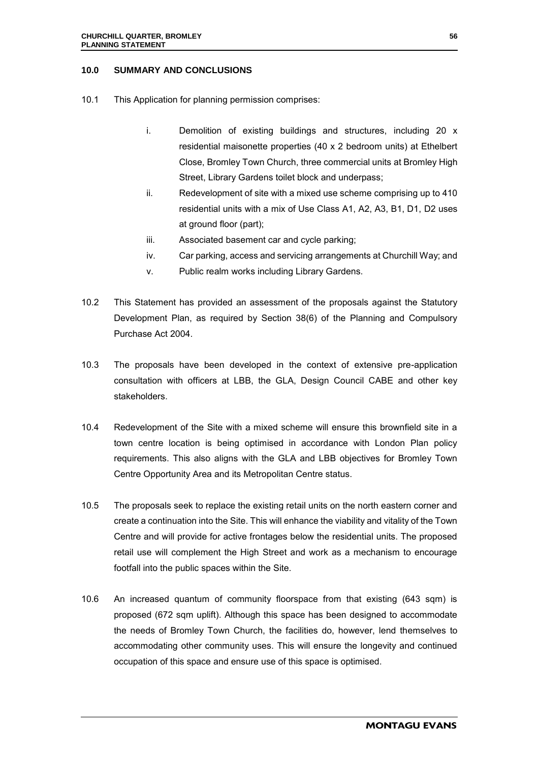## 10.0 SUMMARY AND CONCLUSIONS

10.1 This Application for planning permission comprises:

i. Demolition of existing buildings and structures, including 20 x residential maisonette properties (40 x 2 bedroom units) at Ethelbert Close, Bromley Town Church, three commercial units at Bromley High Street, Library Gardens toilet block and underpass;

ii. Redevelopment of site with a mixed use scheme comprising up to 410 residential units with a mix of Use Class A1, A2, A3, B1, D1, D2 uses at ground floor (part);

iii. Associated basement car and cycle parking;

iv. Car parking, access and servicing arrangements at Churchill Way; and

v. Public realm works including Library Gardens.

10.2 This Statement has provided an assessment of the proposals against the Statutory Development Plan, as required by Section 38(6) of the Planning and Compulsory Purchase Act 2004.

10.3 The proposals have been developed in the context of extensive pre-application consultation with officers at LBB, the GLA, Design Council CABE and other key stakeholders.

10.4 Redevelopment of the Site with a mixed scheme will ensure this brownfield site in a town centre location is being optimised in accordance with London Plan policy requirements. This also aligns with the GLA and LBB objectives for Bromley Town Centre Opportunity Area and its Metropolitan Centre status.

10.5 The proposals seek to replace the existing retail units on the north eastern corner and create a continuation into the Site. This will enhance the viability and vitality of the Town Centre and will provide for active frontages below the residential units. The proposed retail use will complement the High Street and work as a mechanism to encourage footfall into the public spaces within the Site.

10.6 An increased quantum of community floorspace from that existing (643 sqm) is proposed (672 sqm uplift). Although this space has been designed to accommodate the needs of Bromley Town Church, the facilities do, however, lend themselves to accommodating other community uses. This will ensure the longevity and continued occupation of this space and ensure use of this space is optimised.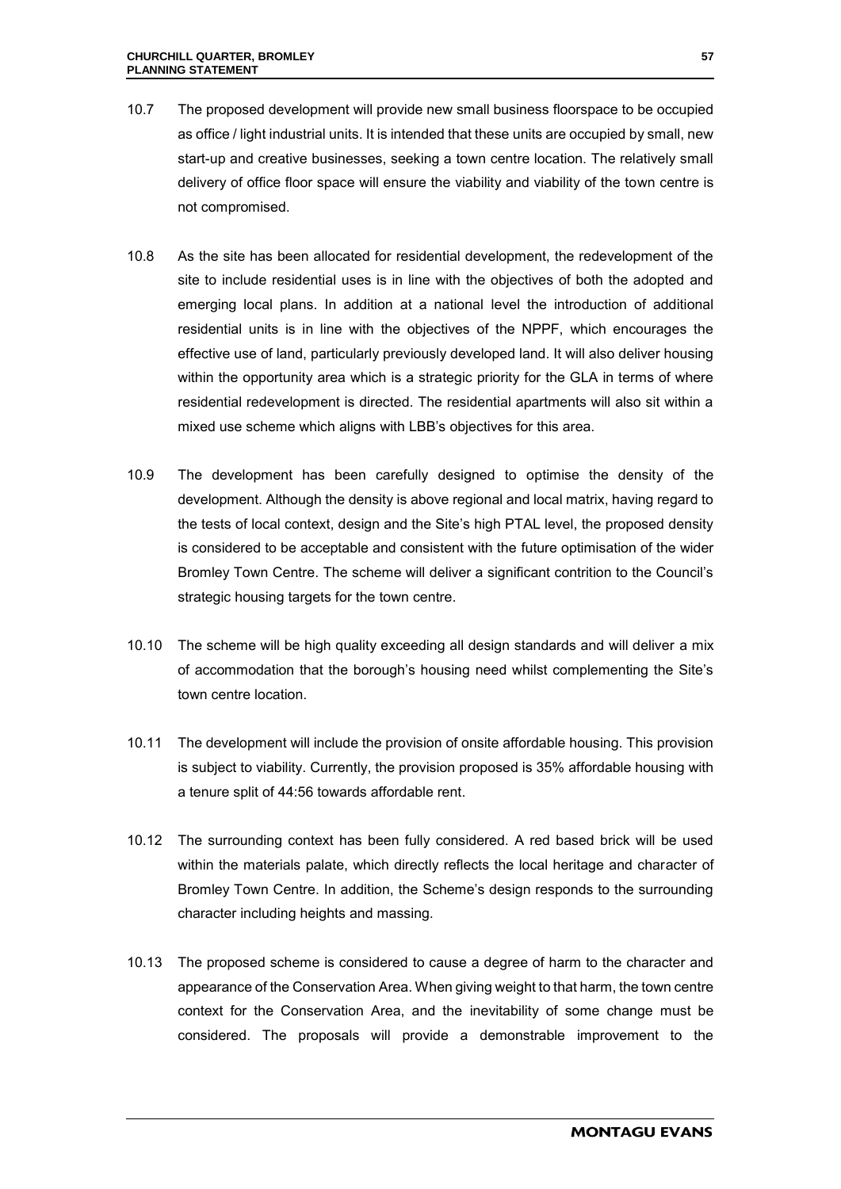10.7 The proposed development will provide new small business floorspace to be occupied as office / light industrial units. It is intended that these units are occupied by small, new start-up and creative businesses, seeking a town centre location. The relatively small delivery of office floor space will ensure the viability and viability of the town centre is not compromised.

10.8 As the site has been allocated for residential development, the redevelopment of the site to include residential uses is in line with the objectives of both the adopted and emerging local plans. In addition at a national level the introduction of additional residential units is in line with the objectives of the NPPF, which encourages the effective use of land, particularly previously developed land. It will also deliver housing within the opportunity area which is a strategic priority for the GLA in terms of where residential redevelopment is directed. The residential apartments will also sit within a mixed use scheme which aligns with LBB's objectives for this area.

10.9 The development has been carefully designed to optimise the density of the development. Although the density is above regional and local matrix, having regard to the tests of local context, design and the Site's high PTAL level, the proposed density is considered to be acceptable and consistent with the future optimisation of the wider Bromley Town Centre. The scheme will deliver a significant contrition to the Council's strategic housing targets for the town centre.

10.10 The scheme will be high quality exceeding all design standards and will deliver a mix of accommodation that the borough's housing need whilst complementing the Site's town centre location.

10.11 The development will include the provision of onsite affordable housing. This provision is subject to viability. Currently, the provision proposed is 35% affordable housing with a tenure split of 44:56 towards affordable rent.

10.12 The surrounding context has been fully considered. A red based brick will be used within the materials palate, which directly reflects the local heritage and character of Bromley Town Centre. In addition, the Scheme's design responds to the surrounding character including heights and massing.

10.13 The proposed scheme is considered to cause a degree of harm to the character and appearance of the Conservation Area. When giving weight to that harm, the town centre context for the Conservation Area, and the inevitability of some change must be considered. The proposals will provide a demonstrable improvement to the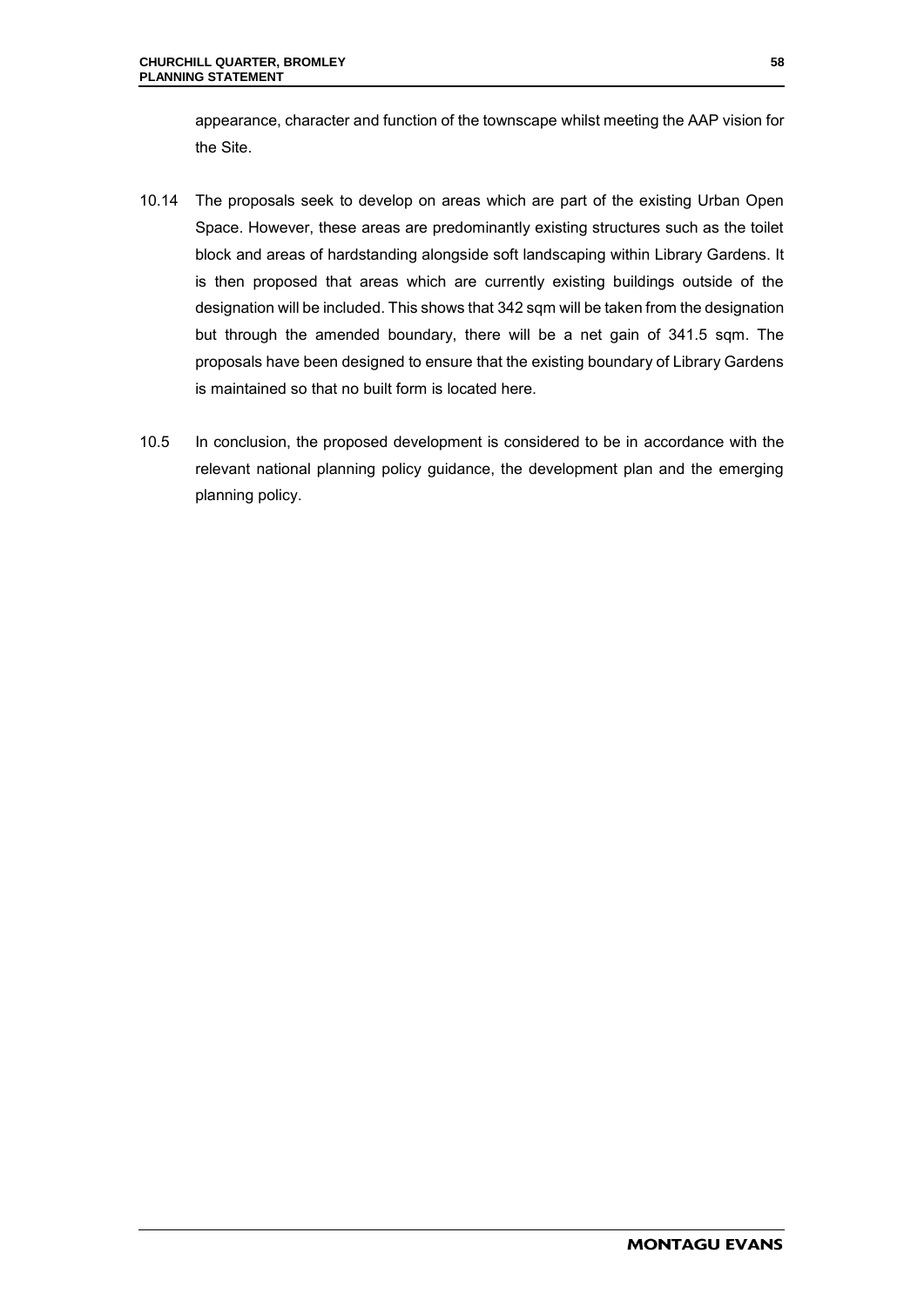appearance, character and function of the townscape whilst meeting the AAP vision for the Site.

10.14 The proposals seek to develop on areas which are part of the existing Urban Open Space. However, these areas are predominantly existing structures such as the toilet block and areas of hardstanding alongside soft landscaping within Library Gardens. It is then proposed that areas which are currently existing buildings outside of the designation will be included. This shows that 342 sqm will be taken from the designation but through the amended boundary, there will be a net gain of 341.5 sqm. The proposals have been designed to ensure that the existing boundary of Library Gardens is maintained so that no built form is located here.

10.5 In conclusion, the proposed development is considered to be in accordance with the relevant national planning policy guidance, the development plan and the emerging planning policy.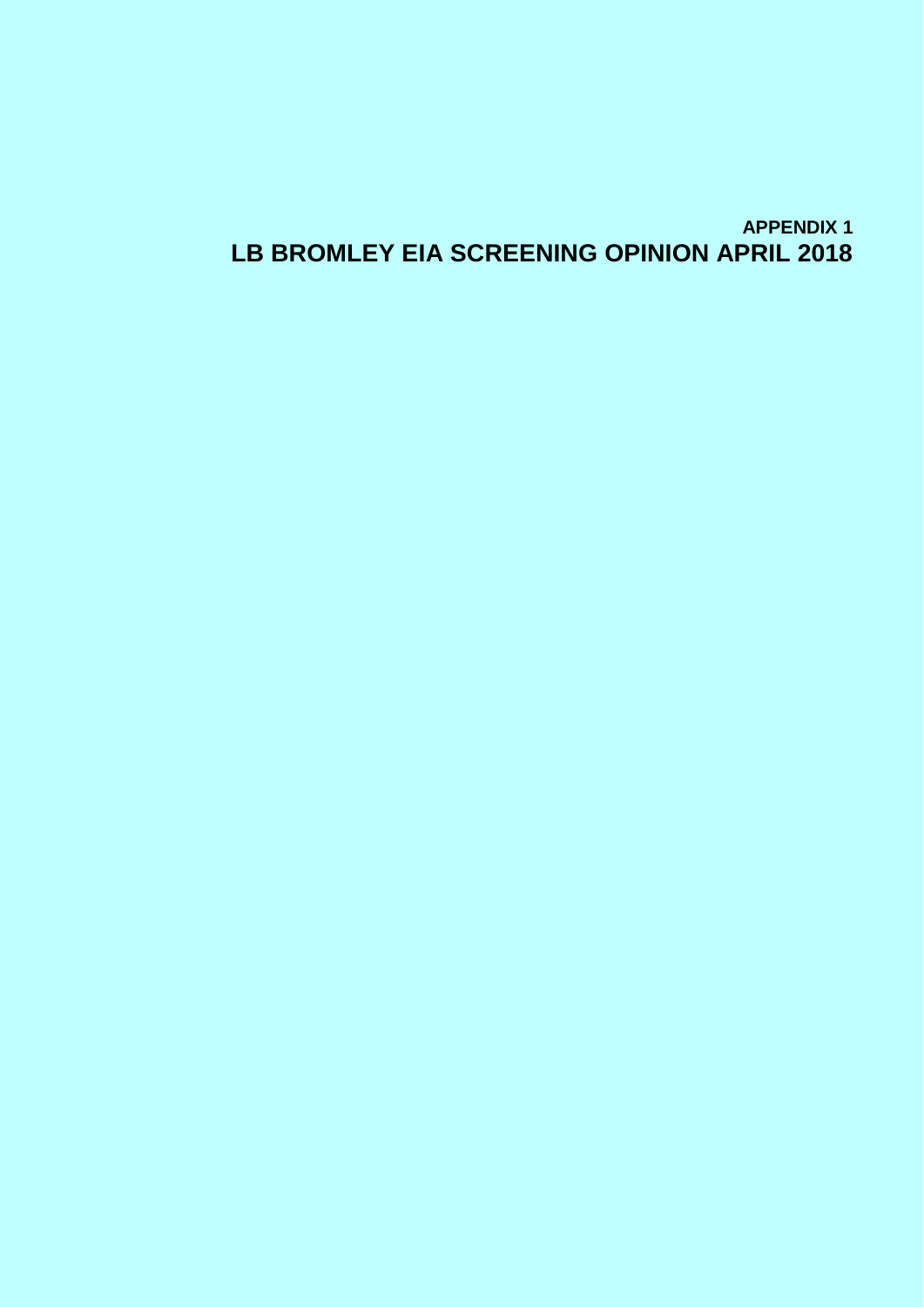**APPENDIX 1**

# LB BROMLEY EIA SCREENING OPINION APRIL 2018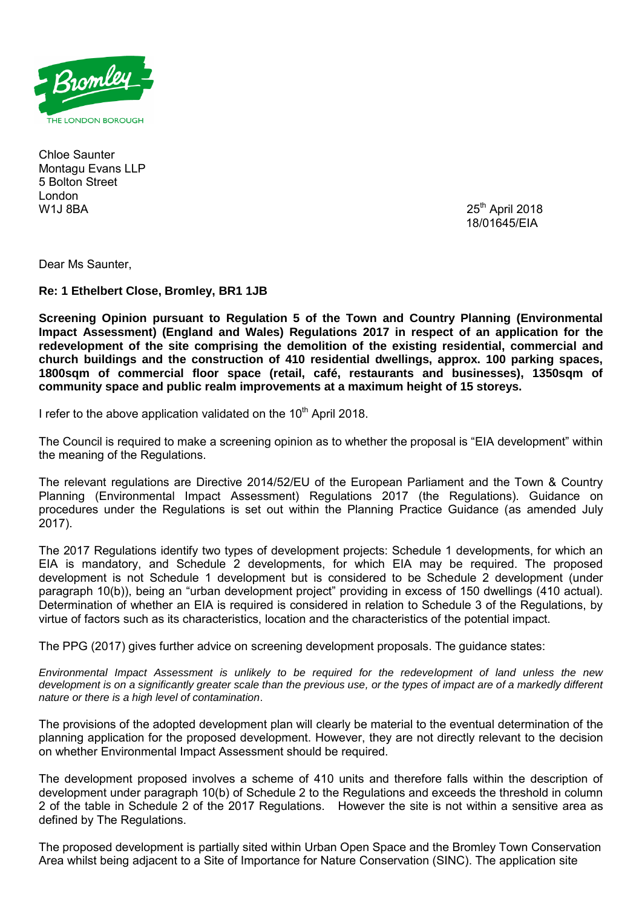Bromley
THE LONDON BOROUGH

Chloe Saunter
Montagu Evans LLP
5 Bolton Street
London
W1J 8BA

25th April 2018
18/01645/EIA

Dear Ms Saunter,

**Re: 1 Ethelbert Close, Bromley, BR1 1JB**

**Screening Opinion pursuant to Regulation 5 of the Town and Country Planning (Environmental Impact Assessment) (England and Wales) Regulations 2017 in respect of an application for the redevelopment of the site comprising the demolition of the existing residential, commercial and church buildings and the construction of 410 residential dwellings, approx. 100 parking spaces, 1800sqm of commercial floor space (retail, café, restaurants and businesses), 1350sqm of community space and public realm improvements at a maximum height of 15 storeys.**

I refer to the above application validated on the 10th April 2018.

The Council is required to make a screening opinion as to whether the proposal is "EIA development" within the meaning of the Regulations.

The relevant regulations are Directive 2014/52/EU of the European Parliament and the Town & Country Planning (Environmental Impact Assessment) Regulations 2017 (the Regulations). Guidance on procedures under the Regulations is set out within the Planning Practice Guidance (as amended July 2017).

The 2017 Regulations identify two types of development projects: Schedule 1 developments, for which an EIA is mandatory, and Schedule 2 developments, for which EIA may be required. The proposed development is not Schedule 1 development but is considered to be Schedule 2 development (under paragraph 10(b)), being an "urban development project" providing in excess of 150 dwellings (410 actual). Determination of whether an EIA is required is considered in relation to Schedule 3 of the Regulations, by virtue of factors such as its characteristics, location and the characteristics of the potential impact.

The PPG (2017) gives further advice on screening development proposals. The guidance states:

*Environmental Impact Assessment is unlikely to be required for the redevelopment of land unless the new development is on a significantly greater scale than the previous use, or the types of impact are of a markedly different nature or there is a high level of contamination*.

The provisions of the adopted development plan will clearly be material to the eventual determination of the planning application for the proposed development. However, they are not directly relevant to the decision on whether Environmental Impact Assessment should be required.

The development proposed involves a scheme of 410 units and therefore falls within the description of development under paragraph 10(b) of Schedule 2 to the Regulations and exceeds the threshold in column 2 of the table in Schedule 2 of the 2017 Regulations. However the site is not within a sensitive area as defined by The Regulations.

The proposed development is partially sited within Urban Open Space and the Bromley Town Conservation Area whilst being adjacent to a Site of Importance for Nature Conservation (SINC). The application site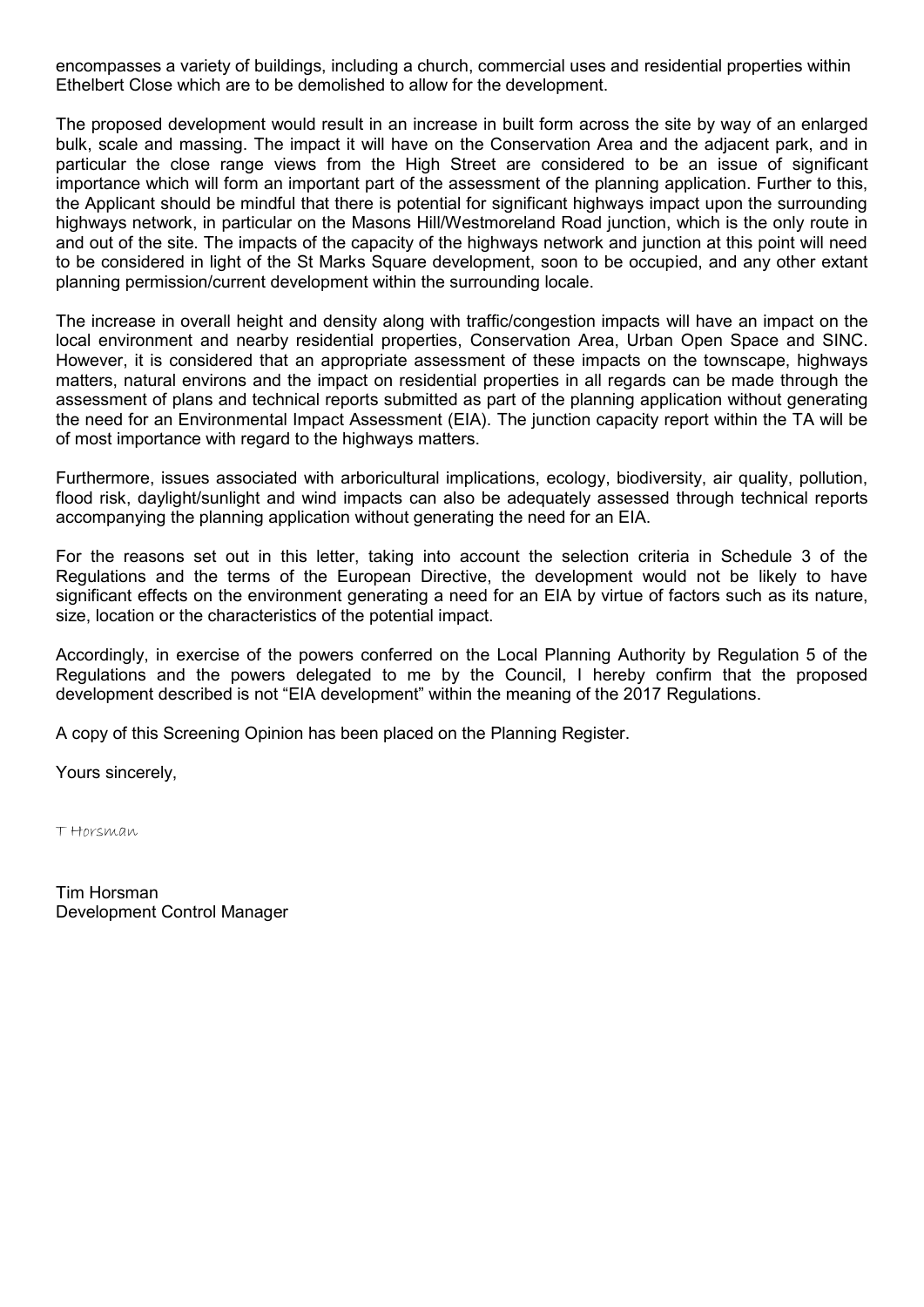encompasses a variety of buildings, including a church, commercial uses and residential properties within Ethelbert Close which are to be demolished to allow for the development.

The proposed development would result in an increase in built form across the site by way of an enlarged bulk, scale and massing. The impact it will have on the Conservation Area and the adjacent park, and in particular the close range views from the High Street are considered to be an issue of significant importance which will form an important part of the assessment of the planning application. Further to this, the Applicant should be mindful that there is potential for significant highways impact upon the surrounding highways network, in particular on the Masons Hill/Westmoreland Road junction, which is the only route in and out of the site. The impacts of the capacity of the highways network and junction at this point will need to be considered in light of the St Marks Square development, soon to be occupied, and any other extant planning permission/current development within the surrounding locale.

The increase in overall height and density along with traffic/congestion impacts will have an impact on the local environment and nearby residential properties, Conservation Area, Urban Open Space and SINC. However, it is considered that an appropriate assessment of these impacts on the townscape, highways matters, natural environs and the impact on residential properties in all regards can be made through the assessment of plans and technical reports submitted as part of the planning application without generating the need for an Environmental Impact Assessment (EIA). The junction capacity report within the TA will be of most importance with regard to the highways matters.

Furthermore, issues associated with arboricultural implications, ecology, biodiversity, air quality, pollution, flood risk, daylight/sunlight and wind impacts can also be adequately assessed through technical reports accompanying the planning application without generating the need for an EIA.

For the reasons set out in this letter, taking into account the selection criteria in Schedule 3 of the Regulations and the terms of the European Directive, the development would not be likely to have significant effects on the environment generating a need for an EIA by virtue of factors such as its nature, size, location or the characteristics of the potential impact.

Accordingly, in exercise of the powers conferred on the Local Planning Authority by Regulation 5 of the Regulations and the powers delegated to me by the Council, I hereby confirm that the proposed development described is not "EIA development" within the meaning of the 2017 Regulations.

A copy of this Screening Opinion has been placed on the Planning Register.

Yours sincerely,

T Horsman

Tim Horsman
Development Control Manager